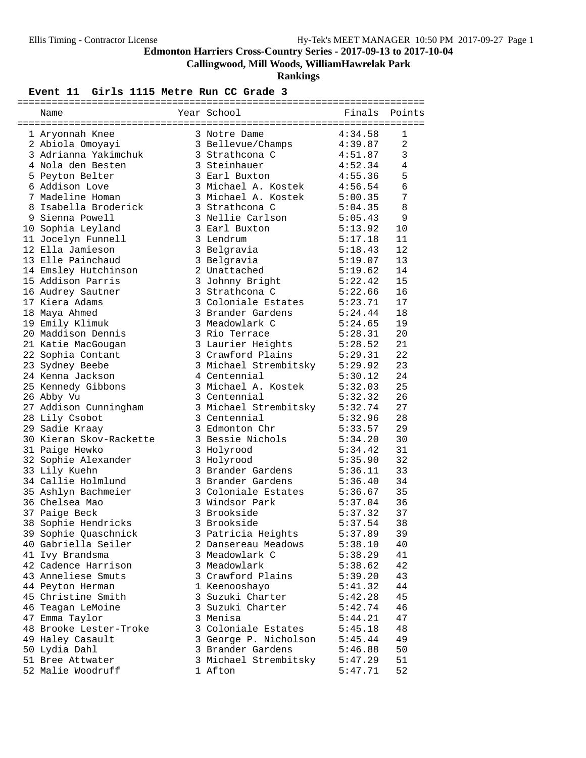**Edmonton Harriers Cross-Country Series - 2017-09-13 to 2017-10-04**

**Callingwood, Mill Woods, WilliamHawrelak Park**

**Rankings**

### Event 11 Girls 1115 Metre Run CC Grade 3

| | Name | Year | School | Finals | Points |
|---|---|---|---|---|---|
| 1 | Aryonnah Knee | 3 | Notre Dame | 4:34.58 | 1 |
| 2 | Abiola Omoyayi | 3 | Bellevue/Champs | 4:39.87 | 2 |
| 3 | Adrianna Yakimchuk | 3 | Strathcona C | 4:51.87 | 3 |
| 4 | Nola den Besten | 3 | Steinhauer | 4:52.34 | 4 |
| 5 | Peyton Belter | 3 | Earl Buxton | 4:55.36 | 5 |
| 6 | Addison Love | 3 | Michael A. Kostek | 4:56.54 | 6 |
| 7 | Madeline Homan | 3 | Michael A. Kostek | 5:00.35 | 7 |
| 8 | Isabella Broderick | 3 | Strathcona C | 5:04.35 | 8 |
| 9 | Sienna Powell | 3 | Nellie Carlson | 5:05.43 | 9 |
| 10 | Sophia Leyland | 3 | Earl Buxton | 5:13.92 | 10 |
| 11 | Jocelyn Funnell | 3 | Lendrum | 5:17.18 | 11 |
| 12 | Ella Jamieson | 3 | Belgravia | 5:18.43 | 12 |
| 13 | Elle Painchaud | 3 | Belgravia | 5:19.07 | 13 |
| 14 | Emsley Hutchinson | 2 | Unattached | 5:19.62 | 14 |
| 15 | Addison Parris | 3 | Johnny Bright | 5:22.42 | 15 |
| 16 | Audrey Sautner | 3 | Strathcona C | 5:22.66 | 16 |
| 17 | Kiera Adams | 3 | Coloniale Estates | 5:23.71 | 17 |
| 18 | Maya Ahmed | 3 | Brander Gardens | 5:24.44 | 18 |
| 19 | Emily Klimuk | 3 | Meadowlark C | 5:24.65 | 19 |
| 20 | Maddison Dennis | 3 | Rio Terrace | 5:28.31 | 20 |
| 21 | Katie MacGougan | 3 | Laurier Heights | 5:28.52 | 21 |
| 22 | Sophia Contant | 3 | Crawford Plains | 5:29.31 | 22 |
| 23 | Sydney Beebe | 3 | Michael Strembitsky | 5:29.92 | 23 |
| 24 | Kenna Jackson | 4 | Centennial | 5:30.12 | 24 |
| 25 | Kennedy Gibbons | 3 | Michael A. Kostek | 5:32.03 | 25 |
| 26 | Abby Vu | 3 | Centennial | 5:32.32 | 26 |
| 27 | Addison Cunningham | 3 | Michael Strembitsky | 5:32.74 | 27 |
| 28 | Lily Csobot | 3 | Centennial | 5:32.96 | 28 |
| 29 | Sadie Kraay | 3 | Edmonton Chr | 5:33.57 | 29 |
| 30 | Kieran Skov-Rackette | 3 | Bessie Nichols | 5:34.20 | 30 |
| 31 | Paige Hewko | 3 | Holyrood | 5:34.42 | 31 |
| 32 | Sophie Alexander | 3 | Holyrood | 5:35.90 | 32 |
| 33 | Lily Kuehn | 3 | Brander Gardens | 5:36.11 | 33 |
| 34 | Callie Holmlund | 3 | Brander Gardens | 5:36.40 | 34 |
| 35 | Ashlyn Bachmeier | 3 | Coloniale Estates | 5:36.67 | 35 |
| 36 | Chelsea Mao | 3 | Windsor Park | 5:37.04 | 36 |
| 37 | Paige Beck | 3 | Brookside | 5:37.32 | 37 |
| 38 | Sophie Hendricks | 3 | Brookside | 5:37.54 | 38 |
| 39 | Sophie Quaschnick | 3 | Patricia Heights | 5:37.89 | 39 |
| 40 | Gabriella Seiler | 2 | Dansereau Meadows | 5:38.10 | 40 |
| 41 | Ivy Brandsma | 3 | Meadowlark C | 5:38.29 | 41 |
| 42 | Cadence Harrison | 3 | Meadowlark | 5:38.62 | 42 |
| 43 | Anneliese Smuts | 3 | Crawford Plains | 5:39.20 | 43 |
| 44 | Peyton Herman | 1 | Keenooshayo | 5:41.32 | 44 |
| 45 | Christine Smith | 3 | Suzuki Charter | 5:42.28 | 45 |
| 46 | Teagan LeMoine | 3 | Suzuki Charter | 5:42.74 | 46 |
| 47 | Emma Taylor | 3 | Menisa | 5:44.21 | 47 |
| 48 | Brooke Lester-Troke | 3 | Coloniale Estates | 5:45.18 | 48 |
| 49 | Haley Casault | 3 | George P. Nicholson | 5:45.44 | 49 |
| 50 | Lydia Dahl | 3 | Brander Gardens | 5:46.88 | 50 |
| 51 | Bree Attwater | 3 | Michael Strembitsky | 5:47.29 | 51 |
| 52 | Malie Woodruff | 1 | Afton | 5:47.71 | 52 |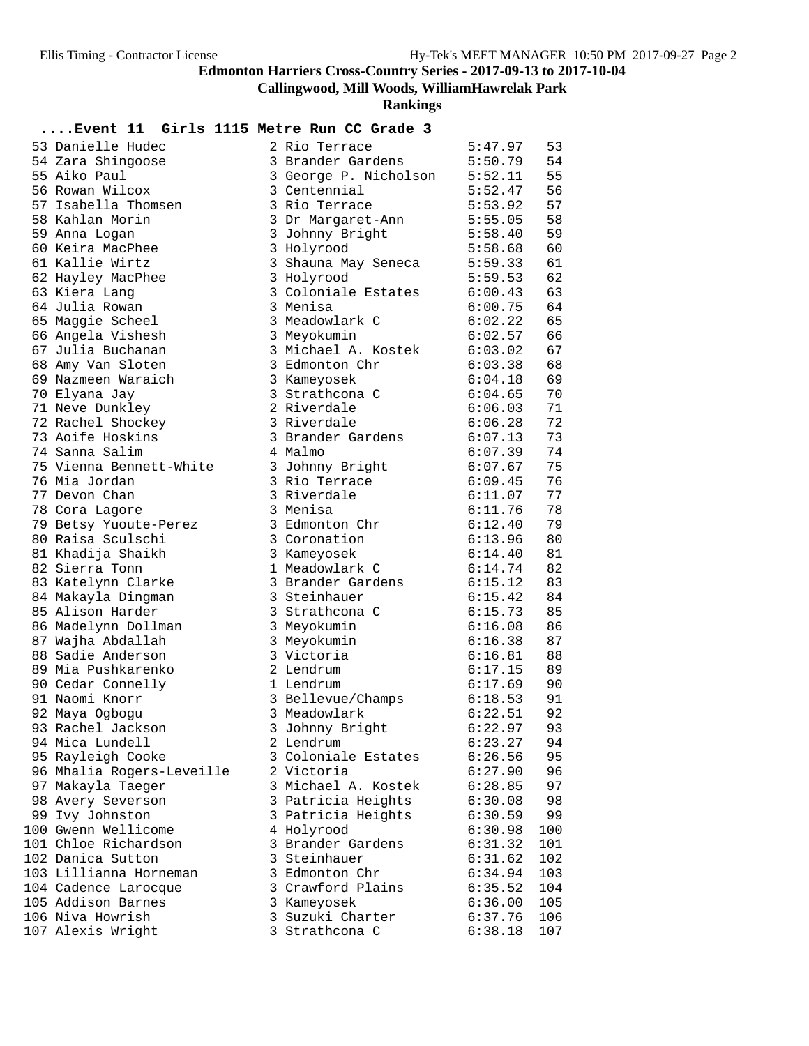**Edmonton Harriers Cross-Country Series - 2017-09-13 to 2017-10-04**

**Callingwood, Mill Woods, WilliamHawrelak Park**

**Rankings**

### ....Event 11 Girls 1115 Metre Run CC Grade 3

| Place | Name | Gr | School | Time | Pts |
|---|---|---|---|---|---|
| 53 | Danielle Hudec | 2 | Rio Terrace | 5:47.97 | 53 |
| 54 | Zara Shingoose | 3 | Brander Gardens | 5:50.79 | 54 |
| 55 | Aiko Paul | 3 | George P. Nicholson | 5:52.11 | 55 |
| 56 | Rowan Wilcox | 3 | Centennial | 5:52.47 | 56 |
| 57 | Isabella Thomsen | 3 | Rio Terrace | 5:53.92 | 57 |
| 58 | Kahlan Morin | 3 | Dr Margaret-Ann | 5:55.05 | 58 |
| 59 | Anna Logan | 3 | Johnny Bright | 5:58.40 | 59 |
| 60 | Keira MacPhee | 3 | Holyrood | 5:58.68 | 60 |
| 61 | Kallie Wirtz | 3 | Shauna May Seneca | 5:59.33 | 61 |
| 62 | Hayley MacPhee | 3 | Holyrood | 5:59.53 | 62 |
| 63 | Kiera Lang | 3 | Coloniale Estates | 6:00.43 | 63 |
| 64 | Julia Rowan | 3 | Menisa | 6:00.75 | 64 |
| 65 | Maggie Scheel | 3 | Meadowlark C | 6:02.22 | 65 |
| 66 | Angela Vishesh | 3 | Meyokumin | 6:02.57 | 66 |
| 67 | Julia Buchanan | 3 | Michael A. Kostek | 6:03.02 | 67 |
| 68 | Amy Van Sloten | 3 | Edmonton Chr | 6:03.38 | 68 |
| 69 | Nazmeen Waraich | 3 | Kameyosek | 6:04.18 | 69 |
| 70 | Elyana Jay | 3 | Strathcona C | 6:04.65 | 70 |
| 71 | Neve Dunkley | 2 | Riverdale | 6:06.03 | 71 |
| 72 | Rachel Shockey | 3 | Riverdale | 6:06.28 | 72 |
| 73 | Aoife Hoskins | 3 | Brander Gardens | 6:07.13 | 73 |
| 74 | Sanna Salim | 4 | Malmo | 6:07.39 | 74 |
| 75 | Vienna Bennett-White | 3 | Johnny Bright | 6:07.67 | 75 |
| 76 | Mia Jordan | 3 | Rio Terrace | 6:09.45 | 76 |
| 77 | Devon Chan | 3 | Riverdale | 6:11.07 | 77 |
| 78 | Cora Lagore | 3 | Menisa | 6:11.76 | 78 |
| 79 | Betsy Yuoute-Perez | 3 | Edmonton Chr | 6:12.40 | 79 |
| 80 | Raisa Sculschi | 3 | Coronation | 6:13.96 | 80 |
| 81 | Khadija Shaikh | 3 | Kameyosek | 6:14.40 | 81 |
| 82 | Sierra Tonn | 1 | Meadowlark C | 6:14.74 | 82 |
| 83 | Katelynn Clarke | 3 | Brander Gardens | 6:15.12 | 83 |
| 84 | Makayla Dingman | 3 | Steinhauer | 6:15.42 | 84 |
| 85 | Alison Harder | 3 | Strathcona C | 6:15.73 | 85 |
| 86 | Madelynn Dollman | 3 | Meyokumin | 6:16.08 | 86 |
| 87 | Wajha Abdallah | 3 | Meyokumin | 6:16.38 | 87 |
| 88 | Sadie Anderson | 3 | Victoria | 6:16.81 | 88 |
| 89 | Mia Pushkarenko | 2 | Lendrum | 6:17.15 | 89 |
| 90 | Cedar Connelly | 1 | Lendrum | 6:17.69 | 90 |
| 91 | Naomi Knorr | 3 | Bellevue/Champs | 6:18.53 | 91 |
| 92 | Maya Ogbogu | 3 | Meadowlark | 6:22.51 | 92 |
| 93 | Rachel Jackson | 3 | Johnny Bright | 6:22.97 | 93 |
| 94 | Mica Lundell | 2 | Lendrum | 6:23.27 | 94 |
| 95 | Rayleigh Cooke | 3 | Coloniale Estates | 6:26.56 | 95 |
| 96 | Mhalia Rogers-Leveille | 2 | Victoria | 6:27.90 | 96 |
| 97 | Makayla Taeger | 3 | Michael A. Kostek | 6:28.85 | 97 |
| 98 | Avery Severson | 3 | Patricia Heights | 6:30.08 | 98 |
| 99 | Ivy Johnston | 3 | Patricia Heights | 6:30.59 | 99 |
| 100 | Gwenn Wellicome | 4 | Holyrood | 6:30.98 | 100 |
| 101 | Chloe Richardson | 3 | Brander Gardens | 6:31.32 | 101 |
| 102 | Danica Sutton | 3 | Steinhauer | 6:31.62 | 102 |
| 103 | Lillianna Horneman | 3 | Edmonton Chr | 6:34.94 | 103 |
| 104 | Cadence Larocque | 3 | Crawford Plains | 6:35.52 | 104 |
| 105 | Addison Barnes | 3 | Kameyosek | 6:36.00 | 105 |
| 106 | Niva Howrish | 3 | Suzuki Charter | 6:37.76 | 106 |
| 107 | Alexis Wright | 3 | Strathcona C | 6:38.18 | 107 |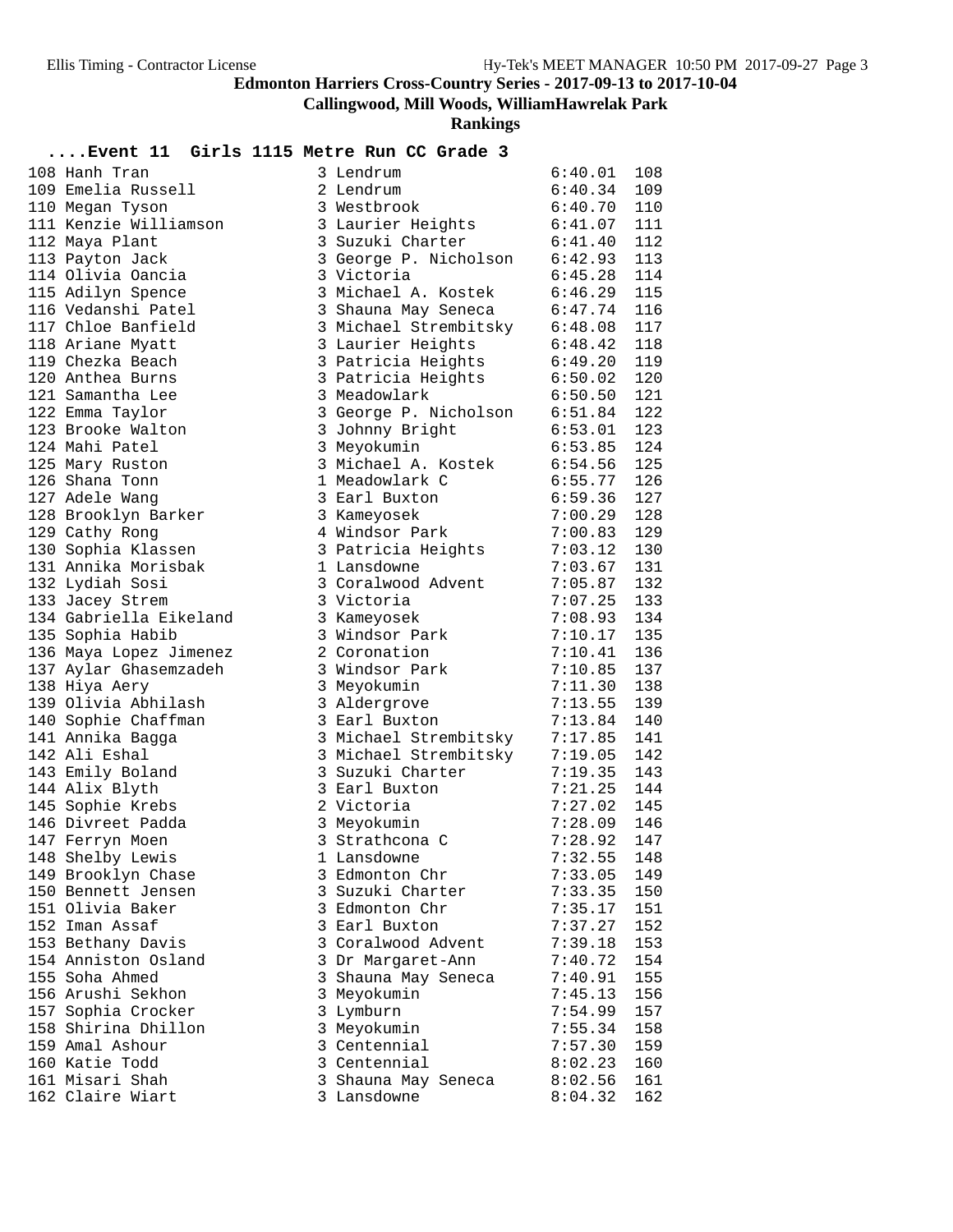**Edmonton Harriers Cross-Country Series - 2017-09-13 to 2017-10-04**

**Callingwood, Mill Woods, WilliamHawrelak Park**

**Rankings**

### ....Event 11 Girls 1115 Metre Run CC Grade 3

| Place | Name | Gr | School | Time | Points |
|---|---|---|---|---|---|
| 108 | Hanh Tran | 3 | Lendrum | 6:40.01 | 108 |
| 109 | Emelia Russell | 2 | Lendrum | 6:40.34 | 109 |
| 110 | Megan Tyson | 3 | Westbrook | 6:40.70 | 110 |
| 111 | Kenzie Williamson | 3 | Laurier Heights | 6:41.07 | 111 |
| 112 | Maya Plant | 3 | Suzuki Charter | 6:41.40 | 112 |
| 113 | Payton Jack | 3 | George P. Nicholson | 6:42.93 | 113 |
| 114 | Olivia Oancia | 3 | Victoria | 6:45.28 | 114 |
| 115 | Adilyn Spence | 3 | Michael A. Kostek | 6:46.29 | 115 |
| 116 | Vedanshi Patel | 3 | Shauna May Seneca | 6:47.74 | 116 |
| 117 | Chloe Banfield | 3 | Michael Strembitsky | 6:48.08 | 117 |
| 118 | Ariane Myatt | 3 | Laurier Heights | 6:48.42 | 118 |
| 119 | Chezka Beach | 3 | Patricia Heights | 6:49.20 | 119 |
| 120 | Anthea Burns | 3 | Patricia Heights | 6:50.02 | 120 |
| 121 | Samantha Lee | 3 | Meadowlark | 6:50.50 | 121 |
| 122 | Emma Taylor | 3 | George P. Nicholson | 6:51.84 | 122 |
| 123 | Brooke Walton | 3 | Johnny Bright | 6:53.01 | 123 |
| 124 | Mahi Patel | 3 | Meyokumin | 6:53.85 | 124 |
| 125 | Mary Ruston | 3 | Michael A. Kostek | 6:54.56 | 125 |
| 126 | Shana Tonn | 1 | Meadowlark C | 6:55.77 | 126 |
| 127 | Adele Wang | 3 | Earl Buxton | 6:59.36 | 127 |
| 128 | Brooklyn Barker | 3 | Kameyosek | 7:00.29 | 128 |
| 129 | Cathy Rong | 4 | Windsor Park | 7:00.83 | 129 |
| 130 | Sophia Klassen | 3 | Patricia Heights | 7:03.12 | 130 |
| 131 | Annika Morisbak | 1 | Lansdowne | 7:03.67 | 131 |
| 132 | Lydiah Sosi | 3 | Coralwood Advent | 7:05.87 | 132 |
| 133 | Jacey Strem | 3 | Victoria | 7:07.25 | 133 |
| 134 | Gabriella Eikeland | 3 | Kameyosek | 7:08.93 | 134 |
| 135 | Sophia Habib | 3 | Windsor Park | 7:10.17 | 135 |
| 136 | Maya Lopez Jimenez | 2 | Coronation | 7:10.41 | 136 |
| 137 | Aylar Ghasemzadeh | 3 | Windsor Park | 7:10.85 | 137 |
| 138 | Hiya Aery | 3 | Meyokumin | 7:11.30 | 138 |
| 139 | Olivia Abhilash | 3 | Aldergrove | 7:13.55 | 139 |
| 140 | Sophie Chaffman | 3 | Earl Buxton | 7:13.84 | 140 |
| 141 | Annika Bagga | 3 | Michael Strembitsky | 7:17.85 | 141 |
| 142 | Ali Eshal | 3 | Michael Strembitsky | 7:19.05 | 142 |
| 143 | Emily Boland | 3 | Suzuki Charter | 7:19.35 | 143 |
| 144 | Alix Blyth | 3 | Earl Buxton | 7:21.25 | 144 |
| 145 | Sophie Krebs | 2 | Victoria | 7:27.02 | 145 |
| 146 | Divreet Padda | 3 | Meyokumin | 7:28.09 | 146 |
| 147 | Ferryn Moen | 3 | Strathcona C | 7:28.92 | 147 |
| 148 | Shelby Lewis | 1 | Lansdowne | 7:32.55 | 148 |
| 149 | Brooklyn Chase | 3 | Edmonton Chr | 7:33.05 | 149 |
| 150 | Bennett Jensen | 3 | Suzuki Charter | 7:33.35 | 150 |
| 151 | Olivia Baker | 3 | Edmonton Chr | 7:35.17 | 151 |
| 152 | Iman Assaf | 3 | Earl Buxton | 7:37.27 | 152 |
| 153 | Bethany Davis | 3 | Coralwood Advent | 7:39.18 | 153 |
| 154 | Anniston Osland | 3 | Dr Margaret-Ann | 7:40.72 | 154 |
| 155 | Soha Ahmed | 3 | Shauna May Seneca | 7:40.91 | 155 |
| 156 | Arushi Sekhon | 3 | Meyokumin | 7:45.13 | 156 |
| 157 | Sophia Crocker | 3 | Lymburn | 7:54.99 | 157 |
| 158 | Shirina Dhillon | 3 | Meyokumin | 7:55.34 | 158 |
| 159 | Amal Ashour | 3 | Centennial | 7:57.30 | 159 |
| 160 | Katie Todd | 3 | Centennial | 8:02.23 | 160 |
| 161 | Misari Shah | 3 | Shauna May Seneca | 8:02.56 | 161 |
| 162 | Claire Wiart | 3 | Lansdowne | 8:04.32 | 162 |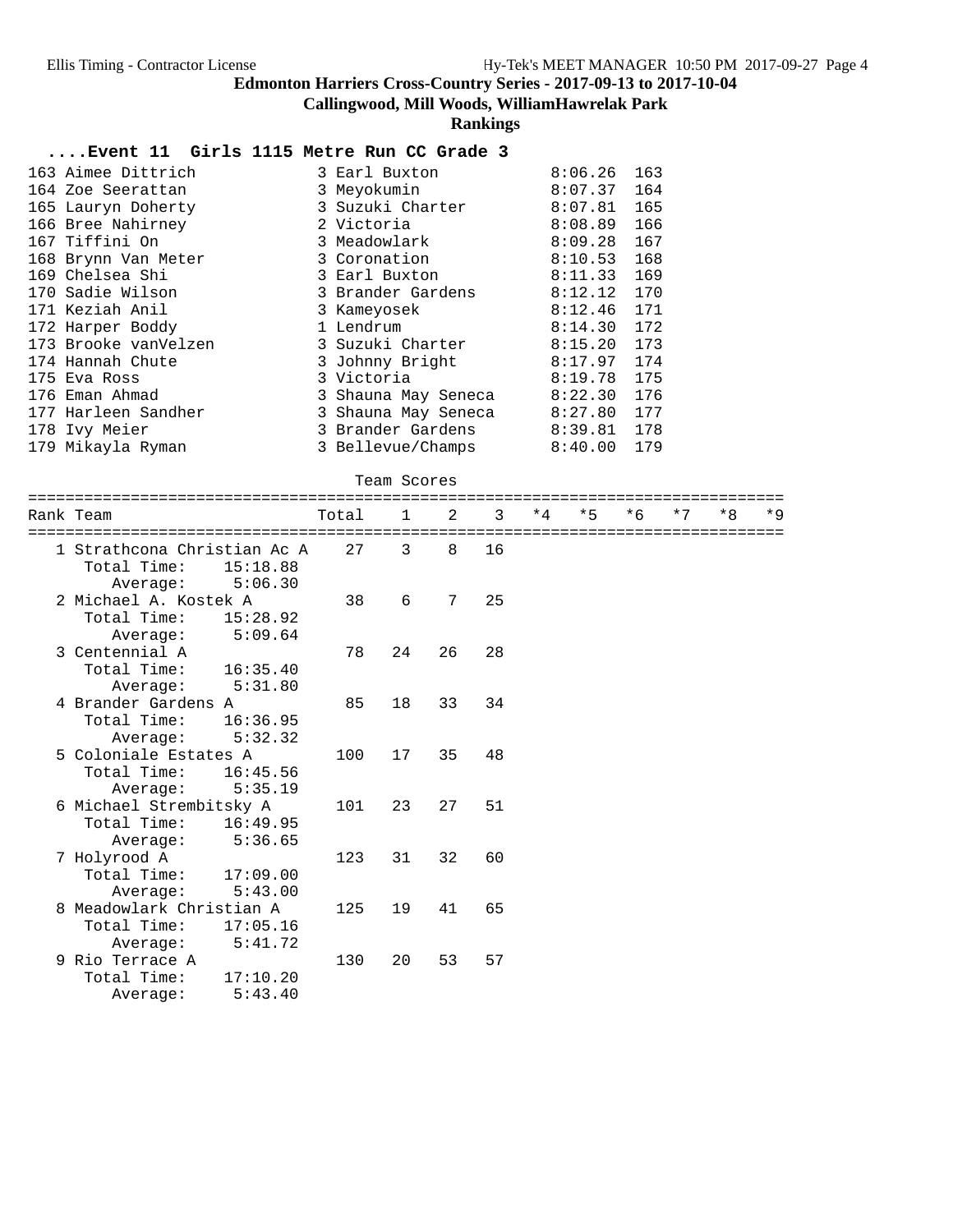**Edmonton Harriers Cross-Country Series - 2017-09-13 to 2017-10-04**

**Callingwood, Mill Woods, WilliamHawrelak Park**

**Rankings**

### ....Event 11 Girls 1115 Metre Run CC Grade 3

| Place | Name | Gr | School | Time | Points |
|---|---|---|---|---|---|
| 163 | Aimee Dittrich | 3 | Earl Buxton | 8:06.26 | 163 |
| 164 | Zoe Seerattan | 3 | Meyokumin | 8:07.37 | 164 |
| 165 | Lauryn Doherty | 3 | Suzuki Charter | 8:07.81 | 165 |
| 166 | Bree Nahirney | 2 | Victoria | 8:08.89 | 166 |
| 167 | Tiffini On | 3 | Meadowlark | 8:09.28 | 167 |
| 168 | Brynn Van Meter | 3 | Coronation | 8:10.53 | 168 |
| 169 | Chelsea Shi | 3 | Earl Buxton | 8:11.33 | 169 |
| 170 | Sadie Wilson | 3 | Brander Gardens | 8:12.12 | 170 |
| 171 | Keziah Anil | 3 | Kameyosek | 8:12.46 | 171 |
| 172 | Harper Boddy | 1 | Lendrum | 8:14.30 | 172 |
| 173 | Brooke vanVelzen | 3 | Suzuki Charter | 8:15.20 | 173 |
| 174 | Hannah Chute | 3 | Johnny Bright | 8:17.97 | 174 |
| 175 | Eva Ross | 3 | Victoria | 8:19.78 | 175 |
| 176 | Eman Ahmad | 3 | Shauna May Seneca | 8:22.30 | 176 |
| 177 | Harleen Sandher | 3 | Shauna May Seneca | 8:27.80 | 177 |
| 178 | Ivy Meier | 3 | Brander Gardens | 8:39.81 | 178 |
| 179 | Mikayla Ryman | 3 | Bellevue/Champs | 8:40.00 | 179 |

Team Scores

| Rank | Team | Total | 1 | 2 | 3 | *4 | *5 | *6 | *7 | *8 | *9 |
|---|---|---|---|---|---|---|---|---|---|---|---|
| 1 | Strathcona Christian Ac A | 27 | 3 | 8 | 16 | | | | | | |
| | Total Time: 15:18.88 | | | | | | | | | | |
| | Average: 5:06.30 | | | | | | | | | | |
| 2 | Michael A. Kostek A | 38 | 6 | 7 | 25 | | | | | | |
| | Total Time: 15:28.92 | | | | | | | | | | |
| | Average: 5:09.64 | | | | | | | | | | |
| 3 | Centennial A | 78 | 24 | 26 | 28 | | | | | | |
| | Total Time: 16:35.40 | | | | | | | | | | |
| | Average: 5:31.80 | | | | | | | | | | |
| 4 | Brander Gardens A | 85 | 18 | 33 | 34 | | | | | | |
| | Total Time: 16:36.95 | | | | | | | | | | |
| | Average: 5:32.32 | | | | | | | | | | |
| 5 | Coloniale Estates A | 100 | 17 | 35 | 48 | | | | | | |
| | Total Time: 16:45.56 | | | | | | | | | | |
| | Average: 5:35.19 | | | | | | | | | | |
| 6 | Michael Strembitsky A | 101 | 23 | 27 | 51 | | | | | | |
| | Total Time: 16:49.95 | | | | | | | | | | |
| | Average: 5:36.65 | | | | | | | | | | |
| 7 | Holyrood A | 123 | 31 | 32 | 60 | | | | | | |
| | Total Time: 17:09.00 | | | | | | | | | | |
| | Average: 5:43.00 | | | | | | | | | | |
| 8 | Meadowlark Christian A | 125 | 19 | 41 | 65 | | | | | | |
| | Total Time: 17:05.16 | | | | | | | | | | |
| | Average: 5:41.72 | | | | | | | | | | |
| 9 | Rio Terrace A | 130 | 20 | 53 | 57 | | | | | | |
| | Total Time: 17:10.20 | | | | | | | | | | |
| | Average: 5:43.40 | | | | | | | | | | |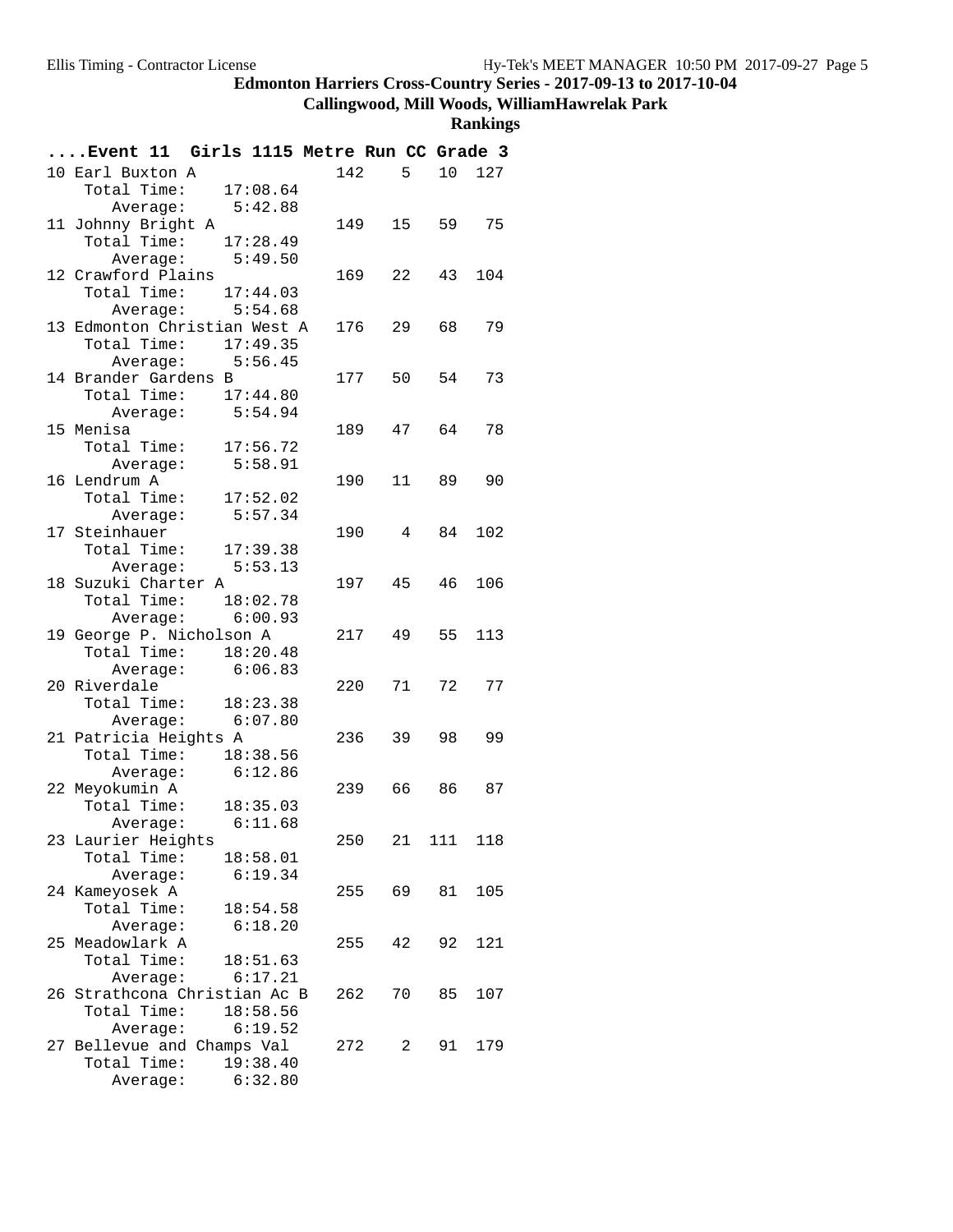# Edmonton Harriers Cross-Country Series - 2017-09-13 to 2017-10-04

## Callingwood, Mill Woods, WilliamHawrelak Park

### Rankings

**....Event 11 Girls 1115 Metre Run CC Grade 3**

| Place | Team | Score | 1 | 2 | 3 | Total Time | Average |
|---|---|---|---|---|---|---|---|
| 10 | Earl Buxton A | 142 | 5 | 10 | 127 | 17:08.64 | 5:42.88 |
| 11 | Johnny Bright A | 149 | 15 | 59 | 75 | 17:28.49 | 5:49.50 |
| 12 | Crawford Plains | 169 | 22 | 43 | 104 | 17:44.03 | 5:54.68 |
| 13 | Edmonton Christian West A | 176 | 29 | 68 | 79 | 17:49.35 | 5:56.45 |
| 14 | Brander Gardens B | 177 | 50 | 54 | 73 | 17:44.80 | 5:54.94 |
| 15 | Menisa | 189 | 47 | 64 | 78 | 17:56.72 | 5:58.91 |
| 16 | Lendrum A | 190 | 11 | 89 | 90 | 17:52.02 | 5:57.34 |
| 17 | Steinhauer | 190 | 4 | 84 | 102 | 17:39.38 | 5:53.13 |
| 18 | Suzuki Charter A | 197 | 45 | 46 | 106 | 18:02.78 | 6:00.93 |
| 19 | George P. Nicholson A | 217 | 49 | 55 | 113 | 18:20.48 | 6:06.83 |
| 20 | Riverdale | 220 | 71 | 72 | 77 | 18:23.38 | 6:07.80 |
| 21 | Patricia Heights A | 236 | 39 | 98 | 99 | 18:38.56 | 6:12.86 |
| 22 | Meyokumin A | 239 | 66 | 86 | 87 | 18:35.03 | 6:11.68 |
| 23 | Laurier Heights | 250 | 21 | 111 | 118 | 18:58.01 | 6:19.34 |
| 24 | Kameyosek A | 255 | 69 | 81 | 105 | 18:54.58 | 6:18.20 |
| 25 | Meadowlark A | 255 | 42 | 92 | 121 | 18:51.63 | 6:17.21 |
| 26 | Strathcona Christian Ac B | 262 | 70 | 85 | 107 | 18:58.56 | 6:19.52 |
| 27 | Bellevue and Champs Val | 272 | 2 | 91 | 179 | 19:38.40 | 6:32.80 |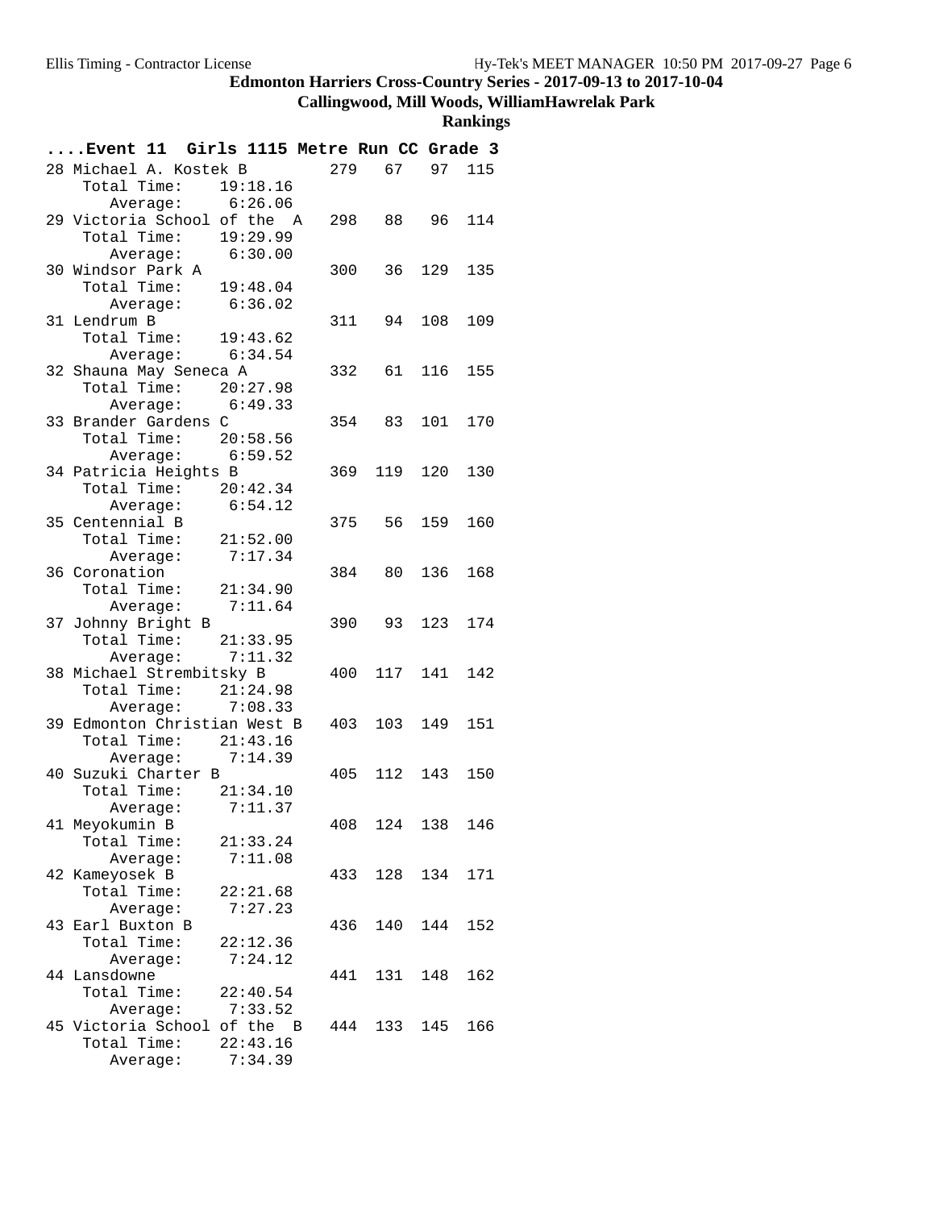**Edmonton Harriers Cross-Country Series - 2017-09-13 to 2017-10-04**

**Callingwood, Mill Woods, WilliamHawrelak Park**

**Rankings**

**....Event 11 Girls 1115 Metre Run CC Grade 3**

```
28 Michael A. Kostek B          279   67   97  115
    Total Time:    19:18.16
       Average:     6:26.06
29 Victoria School of the  A    298   88   96  114
    Total Time:    19:29.99
       Average:     6:30.00
30 Windsor Park A               300   36  129  135
    Total Time:    19:48.04
       Average:     6:36.02
31 Lendrum B                    311   94  108  109
    Total Time:    19:43.62
       Average:     6:34.54
32 Shauna May Seneca A          332   61  116  155
    Total Time:    20:27.98
       Average:     6:49.33
33 Brander Gardens C            354   83  101  170
    Total Time:    20:58.56
       Average:     6:59.52
34 Patricia Heights B           369  119  120  130
    Total Time:    20:42.34
       Average:     6:54.12
35 Centennial B                 375   56  159  160
    Total Time:    21:52.00
       Average:     7:17.34
36 Coronation                   384   80  136  168
    Total Time:    21:34.90
       Average:     7:11.64
37 Johnny Bright B              390   93  123  174
    Total Time:    21:33.95
       Average:     7:11.32
38 Michael Strembitsky B        400  117  141  142
    Total Time:    21:24.98
       Average:     7:08.33
39 Edmonton Christian West B    403  103  149  151
    Total Time:    21:43.16
       Average:     7:14.39
40 Suzuki Charter B             405  112  143  150
    Total Time:    21:34.10
       Average:     7:11.37
41 Meyokumin B                  408  124  138  146
    Total Time:    21:33.24
       Average:     7:11.08
42 Kameyosek B                  433  128  134  171
    Total Time:    22:21.68
       Average:     7:27.23
43 Earl Buxton B                436  140  144  152
    Total Time:    22:12.36
       Average:     7:24.12
44 Lansdowne                    441  131  148  162
    Total Time:    22:40.54
       Average:     7:33.52
45 Victoria School of the  B    444  133  145  166
    Total Time:    22:43.16
       Average:     7:34.39
```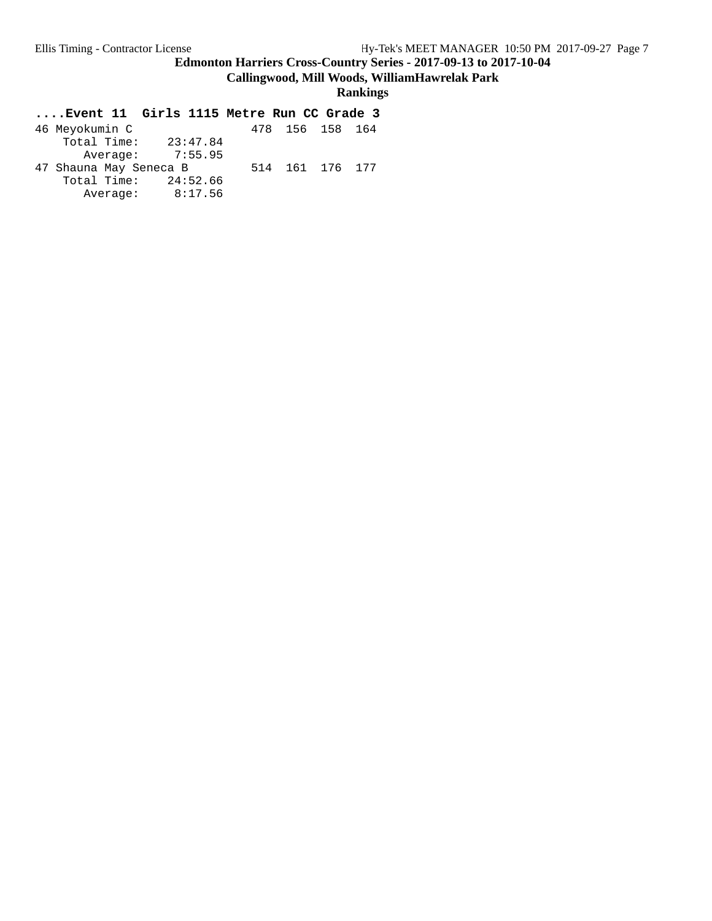## Edmonton Harriers Cross-Country Series - 2017-09-13 to 2017-10-04

### Callingwood, Mill Woods, WilliamHawrelak Park

### Rankings

**....Event 11 Girls 1115 Metre Run CC Grade 3**

```
46 Meyokumin C                 478  156  158  164
    Total Time:    23:47.84
       Average:     7:55.95
47 Shauna May Seneca B         514  161  176  177
    Total Time:    24:52.66
       Average:     8:17.56
```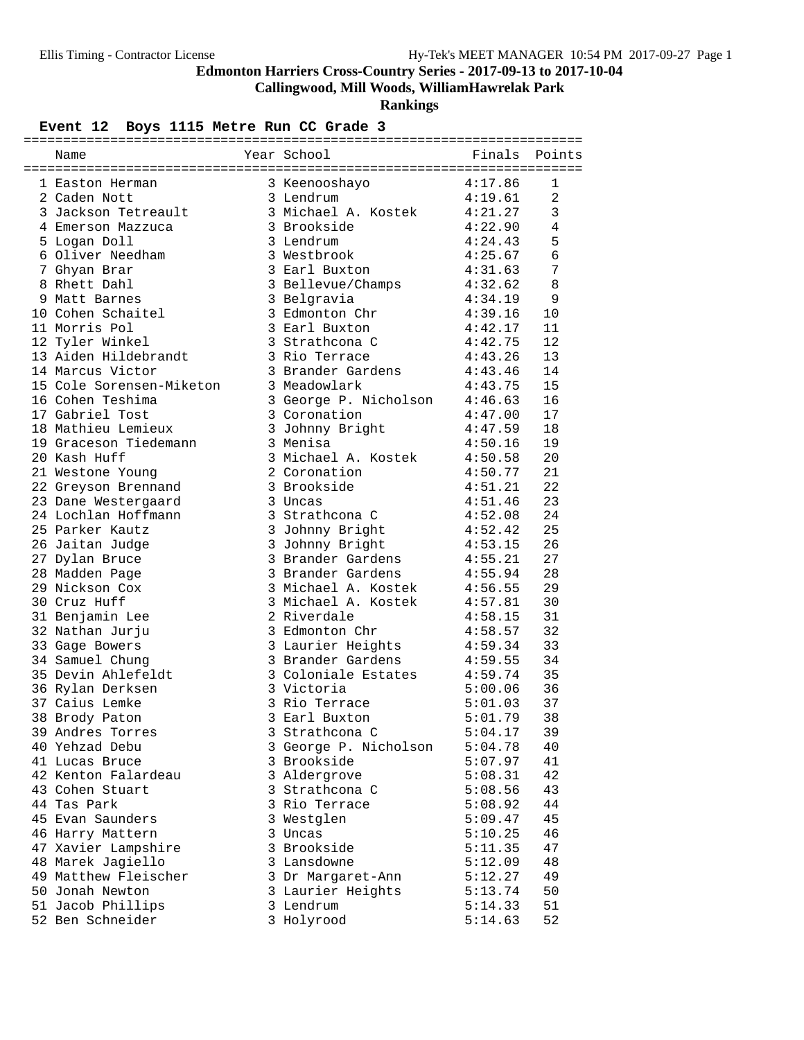# Edmonton Harriers Cross-Country Series - 2017-09-13 to 2017-10-04

## Callingwood, Mill Woods, WilliamHawrelak Park

### Rankings

#### Event 12 Boys 1115 Metre Run CC Grade 3

| | Name | Year | School | Finals | Points |
|---|---|---|---|---|---|
| 1 | Easton Herman | 3 | Keenooshayo | 4:17.86 | 1 |
| 2 | Caden Nott | 3 | Lendrum | 4:19.61 | 2 |
| 3 | Jackson Tetreault | 3 | Michael A. Kostek | 4:21.27 | 3 |
| 4 | Emerson Mazzuca | 3 | Brookside | 4:22.90 | 4 |
| 5 | Logan Doll | 3 | Lendrum | 4:24.43 | 5 |
| 6 | Oliver Needham | 3 | Westbrook | 4:25.67 | 6 |
| 7 | Ghyan Brar | 3 | Earl Buxton | 4:31.63 | 7 |
| 8 | Rhett Dahl | 3 | Bellevue/Champs | 4:32.62 | 8 |
| 9 | Matt Barnes | 3 | Belgravia | 4:34.19 | 9 |
| 10 | Cohen Schaitel | 3 | Edmonton Chr | 4:39.16 | 10 |
| 11 | Morris Pol | 3 | Earl Buxton | 4:42.17 | 11 |
| 12 | Tyler Winkel | 3 | Strathcona C | 4:42.75 | 12 |
| 13 | Aiden Hildebrandt | 3 | Rio Terrace | 4:43.26 | 13 |
| 14 | Marcus Victor | 3 | Brander Gardens | 4:43.46 | 14 |
| 15 | Cole Sorensen-Miketon | 3 | Meadowlark | 4:43.75 | 15 |
| 16 | Cohen Teshima | 3 | George P. Nicholson | 4:46.63 | 16 |
| 17 | Gabriel Tost | 3 | Coronation | 4:47.00 | 17 |
| 18 | Mathieu Lemieux | 3 | Johnny Bright | 4:47.59 | 18 |
| 19 | Graceson Tiedemann | 3 | Menisa | 4:50.16 | 19 |
| 20 | Kash Huff | 3 | Michael A. Kostek | 4:50.58 | 20 |
| 21 | Westone Young | 2 | Coronation | 4:50.77 | 21 |
| 22 | Greyson Brennand | 3 | Brookside | 4:51.21 | 22 |
| 23 | Dane Westergaard | 3 | Uncas | 4:51.46 | 23 |
| 24 | Lochlan Hoffmann | 3 | Strathcona C | 4:52.08 | 24 |
| 25 | Parker Kautz | 3 | Johnny Bright | 4:52.42 | 25 |
| 26 | Jaitan Judge | 3 | Johnny Bright | 4:53.15 | 26 |
| 27 | Dylan Bruce | 3 | Brander Gardens | 4:55.21 | 27 |
| 28 | Madden Page | 3 | Brander Gardens | 4:55.94 | 28 |
| 29 | Nickson Cox | 3 | Michael A. Kostek | 4:56.55 | 29 |
| 30 | Cruz Huff | 3 | Michael A. Kostek | 4:57.81 | 30 |
| 31 | Benjamin Lee | 2 | Riverdale | 4:58.15 | 31 |
| 32 | Nathan Jurju | 3 | Edmonton Chr | 4:58.57 | 32 |
| 33 | Gage Bowers | 3 | Laurier Heights | 4:59.34 | 33 |
| 34 | Samuel Chung | 3 | Brander Gardens | 4:59.55 | 34 |
| 35 | Devin Ahlefeldt | 3 | Coloniale Estates | 4:59.74 | 35 |
| 36 | Rylan Derksen | 3 | Victoria | 5:00.06 | 36 |
| 37 | Caius Lemke | 3 | Rio Terrace | 5:01.03 | 37 |
| 38 | Brody Paton | 3 | Earl Buxton | 5:01.79 | 38 |
| 39 | Andres Torres | 3 | Strathcona C | 5:04.17 | 39 |
| 40 | Yehzad Debu | 3 | George P. Nicholson | 5:04.78 | 40 |
| 41 | Lucas Bruce | 3 | Brookside | 5:07.97 | 41 |
| 42 | Kenton Falardeau | 3 | Aldergrove | 5:08.31 | 42 |
| 43 | Cohen Stuart | 3 | Strathcona C | 5:08.56 | 43 |
| 44 | Tas Park | 3 | Rio Terrace | 5:08.92 | 44 |
| 45 | Evan Saunders | 3 | Westglen | 5:09.47 | 45 |
| 46 | Harry Mattern | 3 | Uncas | 5:10.25 | 46 |
| 47 | Xavier Lampshire | 3 | Brookside | 5:11.35 | 47 |
| 48 | Marek Jagiello | 3 | Lansdowne | 5:12.09 | 48 |
| 49 | Matthew Fleischer | 3 | Dr Margaret-Ann | 5:12.27 | 49 |
| 50 | Jonah Newton | 3 | Laurier Heights | 5:13.74 | 50 |
| 51 | Jacob Phillips | 3 | Lendrum | 5:14.33 | 51 |
| 52 | Ben Schneider | 3 | Holyrood | 5:14.63 | 52 |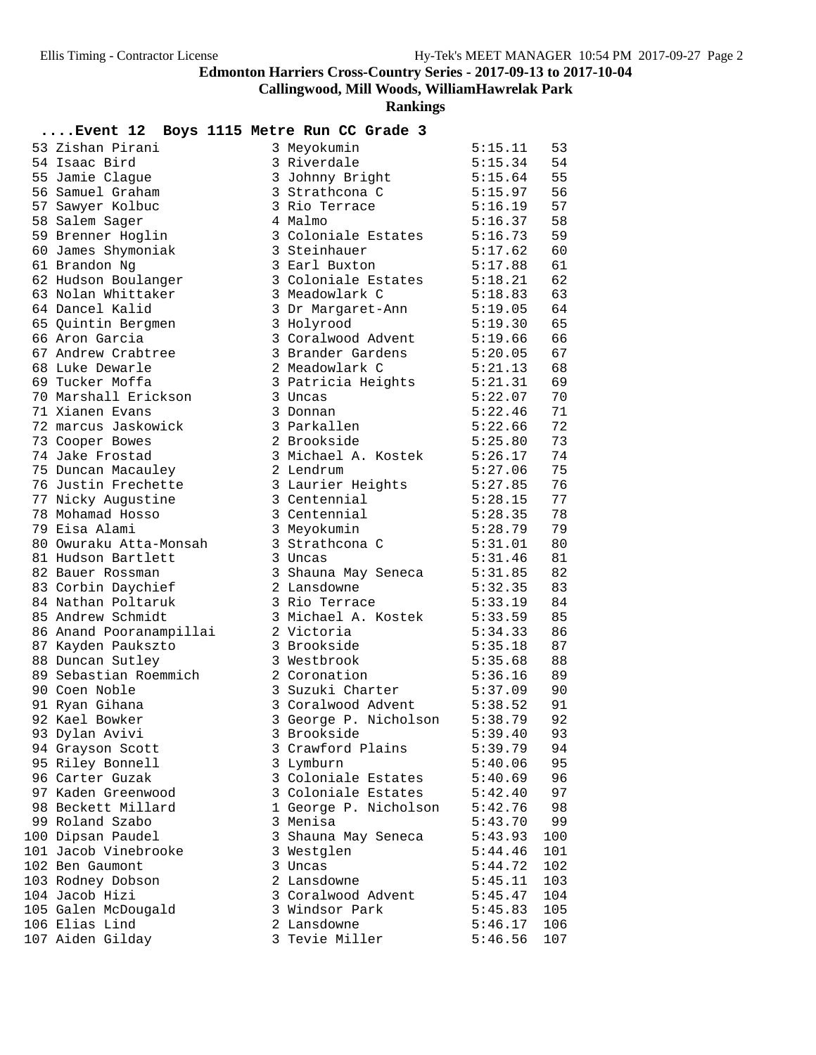## Edmonton Harriers Cross-Country Series - 2017-09-13 to 2017-10-04

### Callingwood, Mill Woods, WilliamHawrelak Park

### Rankings

**....Event 12 Boys 1115 Metre Run CC Grade 3**

| Place | Name | Grade | School | Time | Points |
|---|---|---|---|---|---|
| 53 | Zishan Pirani | 3 | Meyokumin | 5:15.11 | 53 |
| 54 | Isaac Bird | 3 | Riverdale | 5:15.34 | 54 |
| 55 | Jamie Clague | 3 | Johnny Bright | 5:15.64 | 55 |
| 56 | Samuel Graham | 3 | Strathcona C | 5:15.97 | 56 |
| 57 | Sawyer Kolbuc | 3 | Rio Terrace | 5:16.19 | 57 |
| 58 | Salem Sager | 4 | Malmo | 5:16.37 | 58 |
| 59 | Brenner Hoglin | 3 | Coloniale Estates | 5:16.73 | 59 |
| 60 | James Shymoniak | 3 | Steinhauer | 5:17.62 | 60 |
| 61 | Brandon Ng | 3 | Earl Buxton | 5:17.88 | 61 |
| 62 | Hudson Boulanger | 3 | Coloniale Estates | 5:18.21 | 62 |
| 63 | Nolan Whittaker | 3 | Meadowlark C | 5:18.83 | 63 |
| 64 | Dancel Kalid | 3 | Dr Margaret-Ann | 5:19.05 | 64 |
| 65 | Quintin Bergmen | 3 | Holyrood | 5:19.30 | 65 |
| 66 | Aron Garcia | 3 | Coralwood Advent | 5:19.66 | 66 |
| 67 | Andrew Crabtree | 3 | Brander Gardens | 5:20.05 | 67 |
| 68 | Luke Dewarle | 2 | Meadowlark C | 5:21.13 | 68 |
| 69 | Tucker Moffa | 3 | Patricia Heights | 5:21.31 | 69 |
| 70 | Marshall Erickson | 3 | Uncas | 5:22.07 | 70 |
| 71 | Xianen Evans | 3 | Donnan | 5:22.46 | 71 |
| 72 | marcus Jaskowick | 3 | Parkallen | 5:22.66 | 72 |
| 73 | Cooper Bowes | 2 | Brookside | 5:25.80 | 73 |
| 74 | Jake Frostad | 3 | Michael A. Kostek | 5:26.17 | 74 |
| 75 | Duncan Macauley | 2 | Lendrum | 5:27.06 | 75 |
| 76 | Justin Frechette | 3 | Laurier Heights | 5:27.85 | 76 |
| 77 | Nicky Augustine | 3 | Centennial | 5:28.15 | 77 |
| 78 | Mohamad Hosso | 3 | Centennial | 5:28.35 | 78 |
| 79 | Eisa Alami | 3 | Meyokumin | 5:28.79 | 79 |
| 80 | Owuraku Atta-Monsah | 3 | Strathcona C | 5:31.01 | 80 |
| 81 | Hudson Bartlett | 3 | Uncas | 5:31.46 | 81 |
| 82 | Bauer Rossman | 3 | Shauna May Seneca | 5:31.85 | 82 |
| 83 | Corbin Daychief | 2 | Lansdowne | 5:32.35 | 83 |
| 84 | Nathan Poltaruk | 3 | Rio Terrace | 5:33.19 | 84 |
| 85 | Andrew Schmidt | 3 | Michael A. Kostek | 5:33.59 | 85 |
| 86 | Anand Pooranampillai | 2 | Victoria | 5:34.33 | 86 |
| 87 | Kayden Paukszto | 3 | Brookside | 5:35.18 | 87 |
| 88 | Duncan Sutley | 3 | Westbrook | 5:35.68 | 88 |
| 89 | Sebastian Roemmich | 2 | Coronation | 5:36.16 | 89 |
| 90 | Coen Noble | 3 | Suzuki Charter | 5:37.09 | 90 |
| 91 | Ryan Gihana | 3 | Coralwood Advent | 5:38.52 | 91 |
| 92 | Kael Bowker | 3 | George P. Nicholson | 5:38.79 | 92 |
| 93 | Dylan Avivi | 3 | Brookside | 5:39.40 | 93 |
| 94 | Grayson Scott | 3 | Crawford Plains | 5:39.79 | 94 |
| 95 | Riley Bonnell | 3 | Lymburn | 5:40.06 | 95 |
| 96 | Carter Guzak | 3 | Coloniale Estates | 5:40.69 | 96 |
| 97 | Kaden Greenwood | 3 | Coloniale Estates | 5:42.40 | 97 |
| 98 | Beckett Millard | 1 | George P. Nicholson | 5:42.76 | 98 |
| 99 | Roland Szabo | 3 | Menisa | 5:43.70 | 99 |
| 100 | Dipsan Paudel | 3 | Shauna May Seneca | 5:43.93 | 100 |
| 101 | Jacob Vinebrooke | 3 | Westglen | 5:44.46 | 101 |
| 102 | Ben Gaumont | 3 | Uncas | 5:44.72 | 102 |
| 103 | Rodney Dobson | 2 | Lansdowne | 5:45.11 | 103 |
| 104 | Jacob Hizi | 3 | Coralwood Advent | 5:45.47 | 104 |
| 105 | Galen McDougald | 3 | Windsor Park | 5:45.83 | 105 |
| 106 | Elias Lind | 2 | Lansdowne | 5:46.17 | 106 |
| 107 | Aiden Gilday | 3 | Tevie Miller | 5:46.56 | 107 |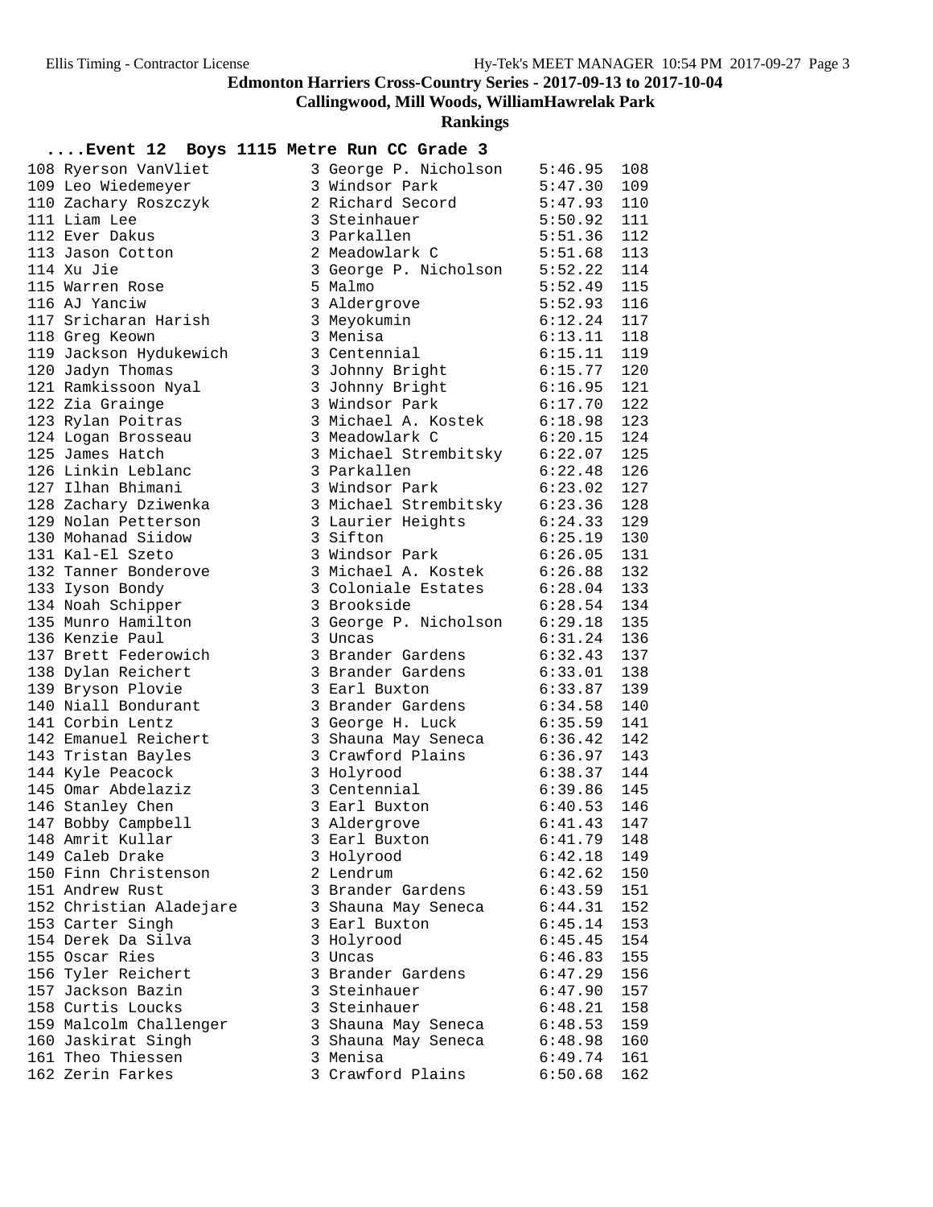# Edmonton Harriers Cross-Country Series - 2017-09-13 to 2017-10-04

## Callingwood, Mill Woods, WilliamHawrelak Park

### Rankings

**....Event 12 Boys 1115 Metre Run CC Grade 3**

| Place | Name | Grade | School | Time | Points |
|---|---|---|---|---|---|
| 108 | Ryerson VanVliet | 3 | George P. Nicholson | 5:46.95 | 108 |
| 109 | Leo Wiedemeyer | 3 | Windsor Park | 5:47.30 | 109 |
| 110 | Zachary Roszczyk | 2 | Richard Secord | 5:47.93 | 110 |
| 111 | Liam Lee | 3 | Steinhauer | 5:50.92 | 111 |
| 112 | Ever Dakus | 3 | Parkallen | 5:51.36 | 112 |
| 113 | Jason Cotton | 2 | Meadowlark C | 5:51.68 | 113 |
| 114 | Xu Jie | 3 | George P. Nicholson | 5:52.22 | 114 |
| 115 | Warren Rose | 5 | Malmo | 5:52.49 | 115 |
| 116 | AJ Yanciw | 3 | Aldergrove | 5:52.93 | 116 |
| 117 | Sricharan Harish | 3 | Meyokumin | 6:12.24 | 117 |
| 118 | Greg Keown | 3 | Menisa | 6:13.11 | 118 |
| 119 | Jackson Hydukewich | 3 | Centennial | 6:15.11 | 119 |
| 120 | Jadyn Thomas | 3 | Johnny Bright | 6:15.77 | 120 |
| 121 | Ramkissoon Nyal | 3 | Johnny Bright | 6:16.95 | 121 |
| 122 | Zia Grainge | 3 | Windsor Park | 6:17.70 | 122 |
| 123 | Rylan Poitras | 3 | Michael A. Kostek | 6:18.98 | 123 |
| 124 | Logan Brosseau | 3 | Meadowlark C | 6:20.15 | 124 |
| 125 | James Hatch | 3 | Michael Strembitsky | 6:22.07 | 125 |
| 126 | Linkin Leblanc | 3 | Parkallen | 6:22.48 | 126 |
| 127 | Ilhan Bhimani | 3 | Windsor Park | 6:23.02 | 127 |
| 128 | Zachary Dziwenka | 3 | Michael Strembitsky | 6:23.36 | 128 |
| 129 | Nolan Petterson | 3 | Laurier Heights | 6:24.33 | 129 |
| 130 | Mohanad Siidow | 3 | Sifton | 6:25.19 | 130 |
| 131 | Kal-El Szeto | 3 | Windsor Park | 6:26.05 | 131 |
| 132 | Tanner Bonderove | 3 | Michael A. Kostek | 6:26.88 | 132 |
| 133 | Iyson Bondy | 3 | Coloniale Estates | 6:28.04 | 133 |
| 134 | Noah Schipper | 3 | Brookside | 6:28.54 | 134 |
| 135 | Munro Hamilton | 3 | George P. Nicholson | 6:29.18 | 135 |
| 136 | Kenzie Paul | 3 | Uncas | 6:31.24 | 136 |
| 137 | Brett Federowich | 3 | Brander Gardens | 6:32.43 | 137 |
| 138 | Dylan Reichert | 3 | Brander Gardens | 6:33.01 | 138 |
| 139 | Bryson Plovie | 3 | Earl Buxton | 6:33.87 | 139 |
| 140 | Niall Bondurant | 3 | Brander Gardens | 6:34.58 | 140 |
| 141 | Corbin Lentz | 3 | George H. Luck | 6:35.59 | 141 |
| 142 | Emanuel Reichert | 3 | Shauna May Seneca | 6:36.42 | 142 |
| 143 | Tristan Bayles | 3 | Crawford Plains | 6:36.97 | 143 |
| 144 | Kyle Peacock | 3 | Holyrood | 6:38.37 | 144 |
| 145 | Omar Abdelaziz | 3 | Centennial | 6:39.86 | 145 |
| 146 | Stanley Chen | 3 | Earl Buxton | 6:40.53 | 146 |
| 147 | Bobby Campbell | 3 | Aldergrove | 6:41.43 | 147 |
| 148 | Amrit Kullar | 3 | Earl Buxton | 6:41.79 | 148 |
| 149 | Caleb Drake | 3 | Holyrood | 6:42.18 | 149 |
| 150 | Finn Christenson | 2 | Lendrum | 6:42.62 | 150 |
| 151 | Andrew Rust | 3 | Brander Gardens | 6:43.59 | 151 |
| 152 | Christian Aladejare | 3 | Shauna May Seneca | 6:44.31 | 152 |
| 153 | Carter Singh | 3 | Earl Buxton | 6:45.14 | 153 |
| 154 | Derek Da Silva | 3 | Holyrood | 6:45.45 | 154 |
| 155 | Oscar Ries | 3 | Uncas | 6:46.83 | 155 |
| 156 | Tyler Reichert | 3 | Brander Gardens | 6:47.29 | 156 |
| 157 | Jackson Bazin | 3 | Steinhauer | 6:47.90 | 157 |
| 158 | Curtis Loucks | 3 | Steinhauer | 6:48.21 | 158 |
| 159 | Malcolm Challenger | 3 | Shauna May Seneca | 6:48.53 | 159 |
| 160 | Jaskirat Singh | 3 | Shauna May Seneca | 6:48.98 | 160 |
| 161 | Theo Thiessen | 3 | Menisa | 6:49.74 | 161 |
| 162 | Zerin Farkes | 3 | Crawford Plains | 6:50.68 | 162 |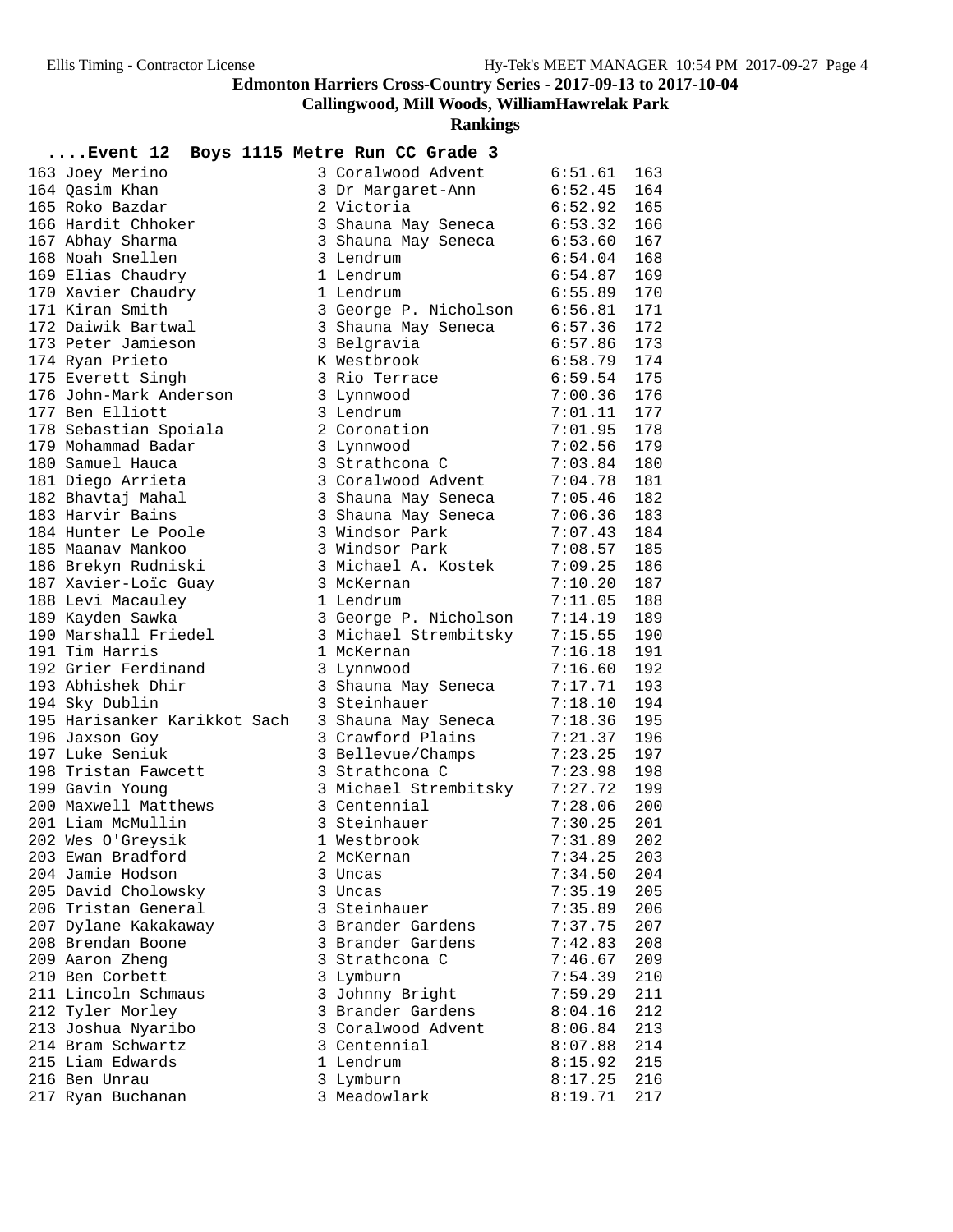# Edmonton Harriers Cross-Country Series - 2017-09-13 to 2017-10-04

## Callingwood, Mill Woods, WilliamHawrelak Park

### Rankings

**....Event 12 Boys 1115 Metre Run CC Grade 3**

| Place | Name | Gr | School | Time | Pts |
|---|---|---|---|---|---|
| 163 | Joey Merino | 3 | Coralwood Advent | 6:51.61 | 163 |
| 164 | Qasim Khan | 3 | Dr Margaret-Ann | 6:52.45 | 164 |
| 165 | Roko Bazdar | 2 | Victoria | 6:52.92 | 165 |
| 166 | Hardit Chhoker | 3 | Shauna May Seneca | 6:53.32 | 166 |
| 167 | Abhay Sharma | 3 | Shauna May Seneca | 6:53.60 | 167 |
| 168 | Noah Snellen | 3 | Lendrum | 6:54.04 | 168 |
| 169 | Elias Chaudry | 1 | Lendrum | 6:54.87 | 169 |
| 170 | Xavier Chaudry | 1 | Lendrum | 6:55.89 | 170 |
| 171 | Kiran Smith | 3 | George P. Nicholson | 6:56.81 | 171 |
| 172 | Daiwik Bartwal | 3 | Shauna May Seneca | 6:57.36 | 172 |
| 173 | Peter Jamieson | 3 | Belgravia | 6:57.86 | 173 |
| 174 | Ryan Prieto | K | Westbrook | 6:58.79 | 174 |
| 175 | Everett Singh | 3 | Rio Terrace | 6:59.54 | 175 |
| 176 | John-Mark Anderson | 3 | Lynnwood | 7:00.36 | 176 |
| 177 | Ben Elliott | 3 | Lendrum | 7:01.11 | 177 |
| 178 | Sebastian Spoiala | 2 | Coronation | 7:01.95 | 178 |
| 179 | Mohammad Badar | 3 | Lynnwood | 7:02.56 | 179 |
| 180 | Samuel Hauca | 3 | Strathcona C | 7:03.84 | 180 |
| 181 | Diego Arrieta | 3 | Coralwood Advent | 7:04.78 | 181 |
| 182 | Bhavtaj Mahal | 3 | Shauna May Seneca | 7:05.46 | 182 |
| 183 | Harvir Bains | 3 | Shauna May Seneca | 7:06.36 | 183 |
| 184 | Hunter Le Poole | 3 | Windsor Park | 7:07.43 | 184 |
| 185 | Maanav Mankoo | 3 | Windsor Park | 7:08.57 | 185 |
| 186 | Brekyn Rudniski | 3 | Michael A. Kostek | 7:09.25 | 186 |
| 187 | Xavier-Loïc Guay | 3 | McKernan | 7:10.20 | 187 |
| 188 | Levi Macauley | 1 | Lendrum | 7:11.05 | 188 |
| 189 | Kayden Sawka | 3 | George P. Nicholson | 7:14.19 | 189 |
| 190 | Marshall Friedel | 3 | Michael Strembitsky | 7:15.55 | 190 |
| 191 | Tim Harris | 1 | McKernan | 7:16.18 | 191 |
| 192 | Grier Ferdinand | 3 | Lynnwood | 7:16.60 | 192 |
| 193 | Abhishek Dhir | 3 | Shauna May Seneca | 7:17.71 | 193 |
| 194 | Sky Dublin | 3 | Steinhauer | 7:18.10 | 194 |
| 195 | Harisanker Karikkot Sach | 3 | Shauna May Seneca | 7:18.36 | 195 |
| 196 | Jaxson Goy | 3 | Crawford Plains | 7:21.37 | 196 |
| 197 | Luke Seniuk | 3 | Bellevue/Champs | 7:23.25 | 197 |
| 198 | Tristan Fawcett | 3 | Strathcona C | 7:23.98 | 198 |
| 199 | Gavin Young | 3 | Michael Strembitsky | 7:27.72 | 199 |
| 200 | Maxwell Matthews | 3 | Centennial | 7:28.06 | 200 |
| 201 | Liam McMullin | 3 | Steinhauer | 7:30.25 | 201 |
| 202 | Wes O'Greysik | 1 | Westbrook | 7:31.89 | 202 |
| 203 | Ewan Bradford | 2 | McKernan | 7:34.25 | 203 |
| 204 | Jamie Hodson | 3 | Uncas | 7:34.50 | 204 |
| 205 | David Cholowsky | 3 | Uncas | 7:35.19 | 205 |
| 206 | Tristan General | 3 | Steinhauer | 7:35.89 | 206 |
| 207 | Dylane Kakakaway | 3 | Brander Gardens | 7:37.75 | 207 |
| 208 | Brendan Boone | 3 | Brander Gardens | 7:42.83 | 208 |
| 209 | Aaron Zheng | 3 | Strathcona C | 7:46.67 | 209 |
| 210 | Ben Corbett | 3 | Lymburn | 7:54.39 | 210 |
| 211 | Lincoln Schmaus | 3 | Johnny Bright | 7:59.29 | 211 |
| 212 | Tyler Morley | 3 | Brander Gardens | 8:04.16 | 212 |
| 213 | Joshua Nyaribo | 3 | Coralwood Advent | 8:06.84 | 213 |
| 214 | Bram Schwartz | 3 | Centennial | 8:07.88 | 214 |
| 215 | Liam Edwards | 1 | Lendrum | 8:15.92 | 215 |
| 216 | Ben Unrau | 3 | Lymburn | 8:17.25 | 216 |
| 217 | Ryan Buchanan | 3 | Meadowlark | 8:19.71 | 217 |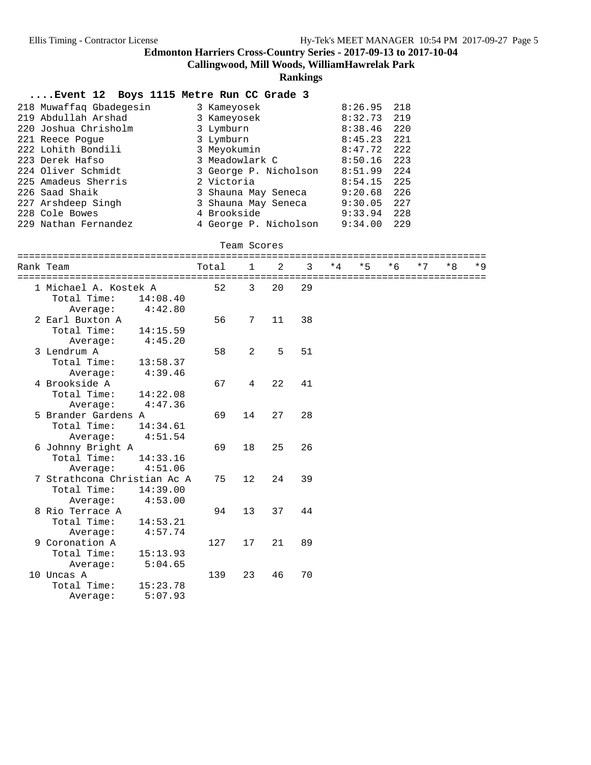# Edmonton Harriers Cross-Country Series - 2017-09-13 to 2017-10-04

## Callingwood, Mill Woods, WilliamHawrelak Park

### Rankings

#### ....Event 12 Boys 1115 Metre Run CC Grade 3

| Place | Name | Gr | School | Time | Points |
|---|---|---|---|---|---|
| 218 | Muwaffaq Gbadegesin | 3 | Kameyosek | 8:26.95 | 218 |
| 219 | Abdullah Arshad | 3 | Kameyosek | 8:32.73 | 219 |
| 220 | Joshua Chrisholm | 3 | Lymburn | 8:38.46 | 220 |
| 221 | Reece Pogue | 3 | Lymburn | 8:45.23 | 221 |
| 222 | Lohith Bondili | 3 | Meyokumin | 8:47.72 | 222 |
| 223 | Derek Hafso | 3 | Meadowlark C | 8:50.16 | 223 |
| 224 | Oliver Schmidt | 3 | George P. Nicholson | 8:51.99 | 224 |
| 225 | Amadeus Sherris | 2 | Victoria | 8:54.15 | 225 |
| 226 | Saad Shaik | 3 | Shauna May Seneca | 9:20.68 | 226 |
| 227 | Arshdeep Singh | 3 | Shauna May Seneca | 9:30.05 | 227 |
| 228 | Cole Bowes | 4 | Brookside | 9:33.94 | 228 |
| 229 | Nathan Fernandez | 4 | George P. Nicholson | 9:34.00 | 229 |

Team Scores

| Rank | Team | Total | 1 | 2 | 3 | *4 | *5 | *6 | *7 | *8 | *9 |
|---|---|---|---|---|---|---|---|---|---|---|---|
| 1 | Michael A. Kostek A | 52 | 3 | 20 | 29 | | | | | | |
| | Total Time: 14:08.40 | | | | | | | | | | |
| | Average: 4:42.80 | | | | | | | | | | |
| 2 | Earl Buxton A | 56 | 7 | 11 | 38 | | | | | | |
| | Total Time: 14:15.59 | | | | | | | | | | |
| | Average: 4:45.20 | | | | | | | | | | |
| 3 | Lendrum A | 58 | 2 | 5 | 51 | | | | | | |
| | Total Time: 13:58.37 | | | | | | | | | | |
| | Average: 4:39.46 | | | | | | | | | | |
| 4 | Brookside A | 67 | 4 | 22 | 41 | | | | | | |
| | Total Time: 14:22.08 | | | | | | | | | | |
| | Average: 4:47.36 | | | | | | | | | | |
| 5 | Brander Gardens A | 69 | 14 | 27 | 28 | | | | | | |
| | Total Time: 14:34.61 | | | | | | | | | | |
| | Average: 4:51.54 | | | | | | | | | | |
| 6 | Johnny Bright A | 69 | 18 | 25 | 26 | | | | | | |
| | Total Time: 14:33.16 | | | | | | | | | | |
| | Average: 4:51.06 | | | | | | | | | | |
| 7 | Strathcona Christian Ac A | 75 | 12 | 24 | 39 | | | | | | |
| | Total Time: 14:39.00 | | | | | | | | | | |
| | Average: 4:53.00 | | | | | | | | | | |
| 8 | Rio Terrace A | 94 | 13 | 37 | 44 | | | | | | |
| | Total Time: 14:53.21 | | | | | | | | | | |
| | Average: 4:57.74 | | | | | | | | | | |
| 9 | Coronation A | 127 | 17 | 21 | 89 | | | | | | |
| | Total Time: 15:13.93 | | | | | | | | | | |
| | Average: 5:04.65 | | | | | | | | | | |
| 10 | Uncas A | 139 | 23 | 46 | 70 | | | | | | |
| | Total Time: 15:23.78 | | | | | | | | | | |
| | Average: 5:07.93 | | | | | | | | | | |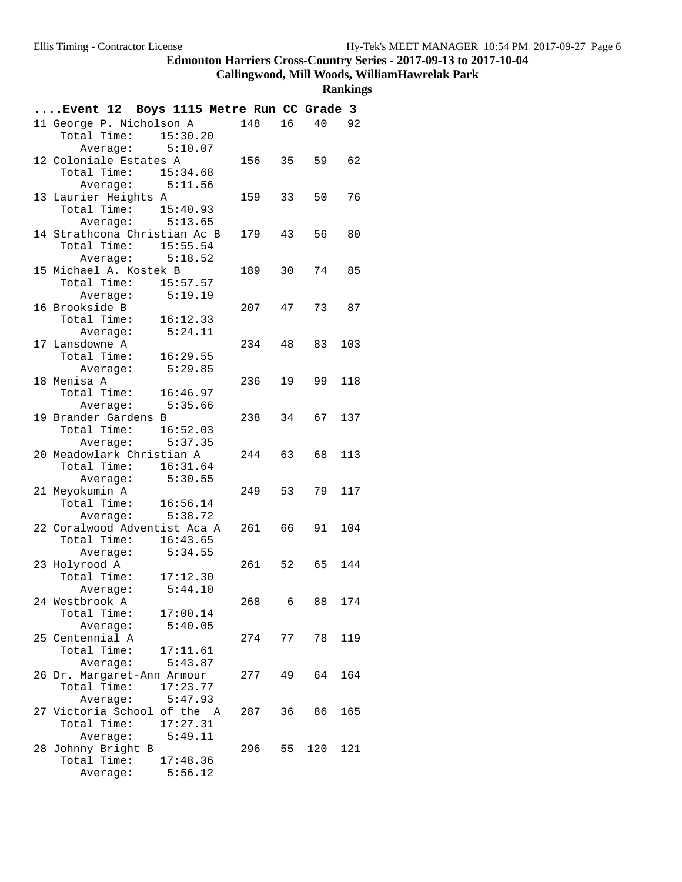# Edmonton Harriers Cross-Country Series - 2017-09-13 to 2017-10-04

## Callingwood, Mill Woods, WilliamHawrelak Park

### Rankings

**....Event 12 Boys 1115 Metre Run CC Grade 3**

```
11 George P. Nicholson A       148   16   40   92
    Total Time:    15:30.20
       Average:     5:10.07
12 Coloniale Estates A         156   35   59   62
    Total Time:    15:34.68
       Average:     5:11.56
13 Laurier Heights A           159   33   50   76
    Total Time:    15:40.93
       Average:     5:13.65
14 Strathcona Christian Ac B   179   43   56   80
    Total Time:    15:55.54
       Average:     5:18.52
15 Michael A. Kostek B         189   30   74   85
    Total Time:    15:57.57
       Average:     5:19.19
16 Brookside B                 207   47   73   87
    Total Time:    16:12.33
       Average:     5:24.11
17 Lansdowne A                 234   48   83  103
    Total Time:    16:29.55
       Average:     5:29.85
18 Menisa A                    236   19   99  118
    Total Time:    16:46.97
       Average:     5:35.66
19 Brander Gardens B           238   34   67  137
    Total Time:    16:52.03
       Average:     5:37.35
20 Meadowlark Christian A      244   63   68  113
    Total Time:    16:31.64
       Average:     5:30.55
21 Meyokumin A                 249   53   79  117
    Total Time:    16:56.14
       Average:     5:38.72
22 Coralwood Adventist Aca A   261   66   91  104
    Total Time:    16:43.65
       Average:     5:34.55
23 Holyrood A                  261   52   65  144
    Total Time:    17:12.30
       Average:     5:44.10
24 Westbrook A                 268    6   88  174
    Total Time:    17:00.14
       Average:     5:40.05
25 Centennial A                274   77   78  119
    Total Time:    17:11.61
       Average:     5:43.87
26 Dr. Margaret-Ann Armour     277   49   64  164
    Total Time:    17:23.77
       Average:     5:47.93
27 Victoria School of the  A   287   36   86  165
    Total Time:    17:27.31
       Average:     5:49.11
28 Johnny Bright B             296   55  120  121
    Total Time:    17:48.36
       Average:     5:56.12
```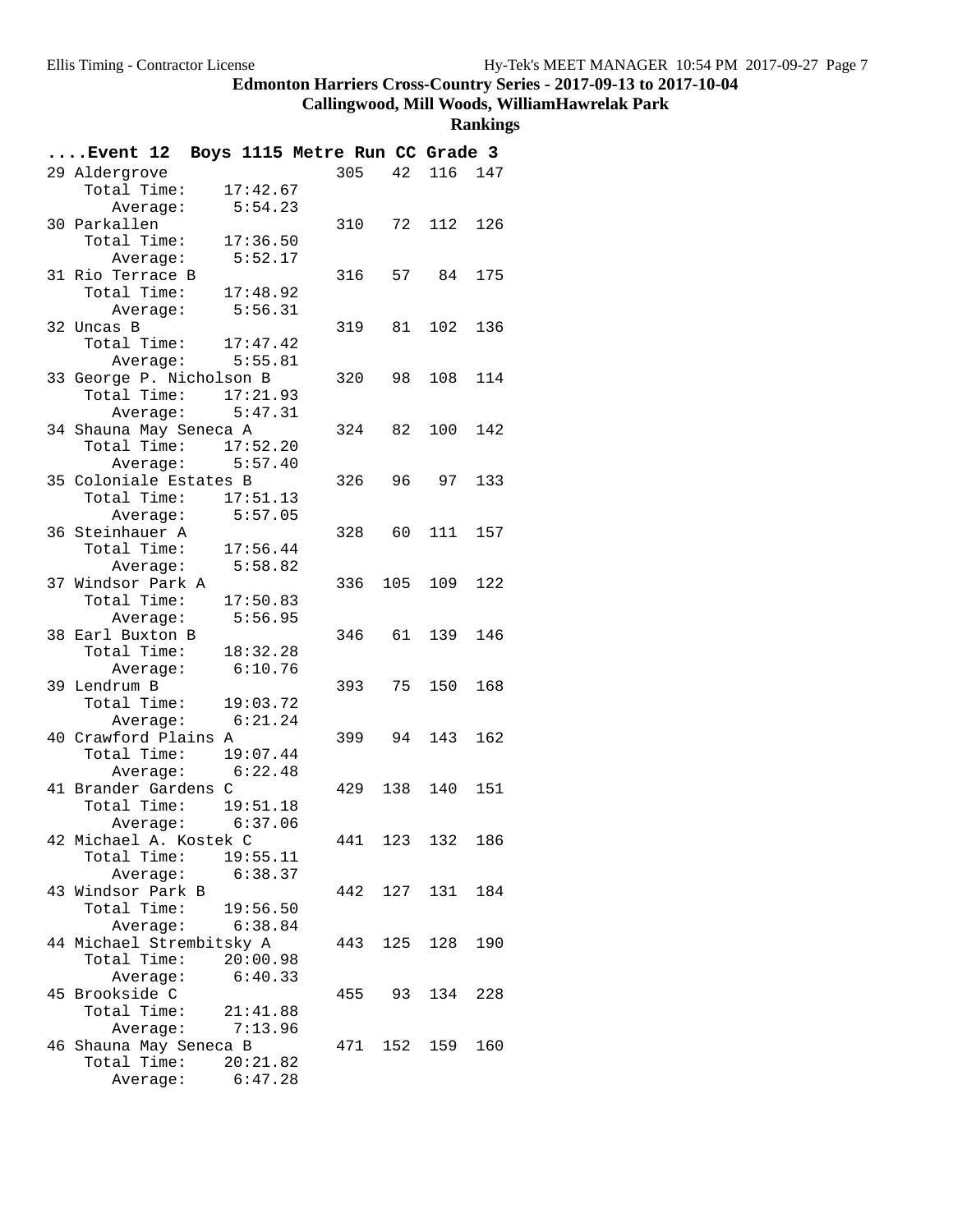# Edmonton Harriers Cross-Country Series - 2017-09-13 to 2017-10-04

## Callingwood, Mill Woods, WilliamHawrelak Park

### Rankings

**....Event 12 Boys 1115 Metre Run CC Grade 3**

```
29 Aldergrove                  305   42  116  147
    Total Time:    17:42.67
       Average:     5:54.23
30 Parkallen                   310   72  112  126
    Total Time:    17:36.50
       Average:     5:52.17
31 Rio Terrace B               316   57   84  175
    Total Time:    17:48.92
       Average:     5:56.31
32 Uncas B                     319   81  102  136
    Total Time:    17:47.42
       Average:     5:55.81
33 George P. Nicholson B       320   98  108  114
    Total Time:    17:21.93
       Average:     5:47.31
34 Shauna May Seneca A         324   82  100  142
    Total Time:    17:52.20
       Average:     5:57.40
35 Coloniale Estates B         326   96   97  133
    Total Time:    17:51.13
       Average:     5:57.05
36 Steinhauer A                328   60  111  157
    Total Time:    17:56.44
       Average:     5:58.82
37 Windsor Park A              336  105  109  122
    Total Time:    17:50.83
       Average:     5:56.95
38 Earl Buxton B               346   61  139  146
    Total Time:    18:32.28
       Average:     6:10.76
39 Lendrum B                   393   75  150  168
    Total Time:    19:03.72
       Average:     6:21.24
40 Crawford Plains A           399   94  143  162
    Total Time:    19:07.44
       Average:     6:22.48
41 Brander Gardens C           429  138  140  151
    Total Time:    19:51.18
       Average:     6:37.06
42 Michael A. Kostek C         441  123  132  186
    Total Time:    19:55.11
       Average:     6:38.37
43 Windsor Park B              442  127  131  184
    Total Time:    19:56.50
       Average:     6:38.84
44 Michael Strembitsky A       443  125  128  190
    Total Time:    20:00.98
       Average:     6:40.33
45 Brookside C                 455   93  134  228
    Total Time:    21:41.88
       Average:     7:13.96
46 Shauna May Seneca B         471  152  159  160
    Total Time:    20:21.82
       Average:     6:47.28
```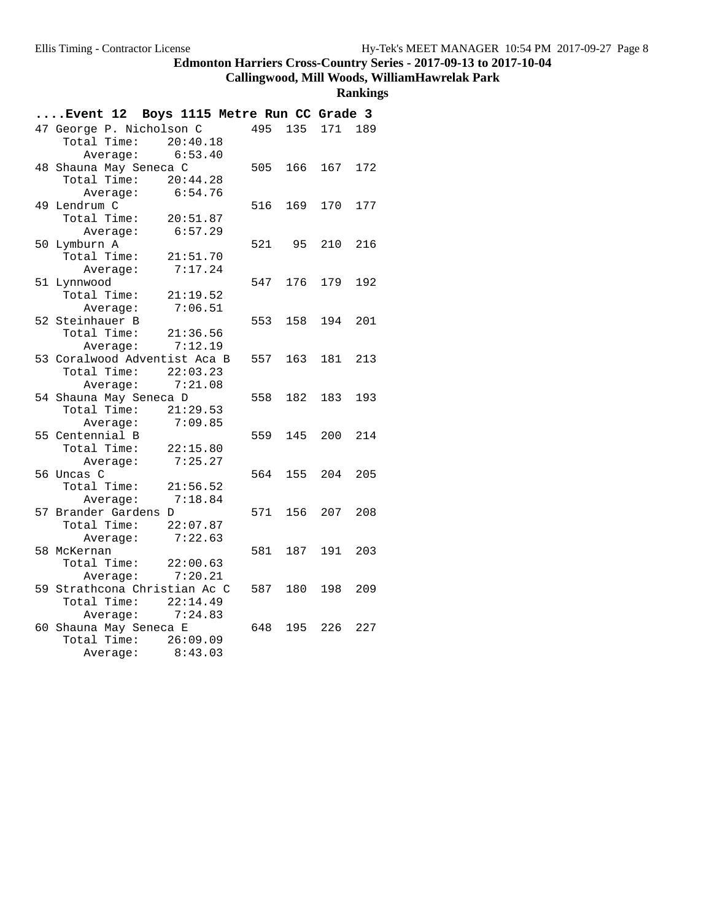**Edmonton Harriers Cross-Country Series - 2017-09-13 to 2017-10-04**

**Callingwood, Mill Woods, WilliamHawrelak Park**

**Rankings**

```
....Event 12  Boys 1115 Metre Run CC Grade 3
47 George P. Nicholson C        495  135  171  189
    Total Time:    20:40.18
       Average:     6:53.40
48 Shauna May Seneca C          505  166  167  172
    Total Time:    20:44.28
       Average:     6:54.76
49 Lendrum C                    516  169  170  177
    Total Time:    20:51.87
       Average:     6:57.29
50 Lymburn A                    521   95  210  216
    Total Time:    21:51.70
       Average:     7:17.24
51 Lynnwood                     547  176  179  192
    Total Time:    21:19.52
       Average:     7:06.51
52 Steinhauer B                 553  158  194  201
    Total Time:    21:36.56
       Average:     7:12.19
53 Coralwood Adventist Aca B    557  163  181  213
    Total Time:    22:03.23
       Average:     7:21.08
54 Shauna May Seneca D          558  182  183  193
    Total Time:    21:29.53
       Average:     7:09.85
55 Centennial B                 559  145  200  214
    Total Time:    22:15.80
       Average:     7:25.27
56 Uncas C                      564  155  204  205
    Total Time:    21:56.52
       Average:     7:18.84
57 Brander Gardens D            571  156  207  208
    Total Time:    22:07.87
       Average:     7:22.63
58 McKernan                     581  187  191  203
    Total Time:    22:00.63
       Average:     7:20.21
59 Strathcona Christian Ac C    587  180  198  209
    Total Time:    22:14.49
       Average:     7:24.83
60 Shauna May Seneca E          648  195  226  227
    Total Time:    26:09.09
       Average:     8:43.03
```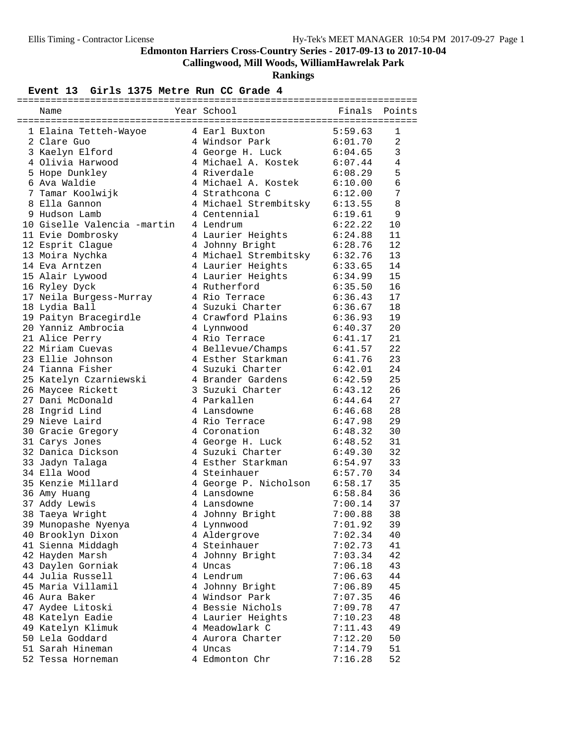# Edmonton Harriers Cross-Country Series - 2017-09-13 to 2017-10-04

## Callingwood, Mill Woods, WilliamHawrelak Park

### Rankings

**Event 13 Girls 1375 Metre Run CC Grade 4**

| | Name | Year | School | Finals | Points |
|---|---|---|---|---|---|
| 1 | Elaina Tetteh-Wayoe | 4 | Earl Buxton | 5:59.63 | 1 |
| 2 | Clare Guo | 4 | Windsor Park | 6:01.70 | 2 |
| 3 | Kaelyn Elford | 4 | George H. Luck | 6:04.65 | 3 |
| 4 | Olivia Harwood | 4 | Michael A. Kostek | 6:07.44 | 4 |
| 5 | Hope Dunkley | 4 | Riverdale | 6:08.29 | 5 |
| 6 | Ava Waldie | 4 | Michael A. Kostek | 6:10.00 | 6 |
| 7 | Tamar Koolwijk | 4 | Strathcona C | 6:12.00 | 7 |
| 8 | Ella Gannon | 4 | Michael Strembitsky | 6:13.55 | 8 |
| 9 | Hudson Lamb | 4 | Centennial | 6:19.61 | 9 |
| 10 | Giselle Valencia -martin | 4 | Lendrum | 6:22.22 | 10 |
| 11 | Evie Dombrosky | 4 | Laurier Heights | 6:24.88 | 11 |
| 12 | Esprit Clague | 4 | Johnny Bright | 6:28.76 | 12 |
| 13 | Moira Nychka | 4 | Michael Strembitsky | 6:32.76 | 13 |
| 14 | Eva Arntzen | 4 | Laurier Heights | 6:33.65 | 14 |
| 15 | Alair Lywood | 4 | Laurier Heights | 6:34.99 | 15 |
| 16 | Ryley Dyck | 4 | Rutherford | 6:35.50 | 16 |
| 17 | Neila Burgess-Murray | 4 | Rio Terrace | 6:36.43 | 17 |
| 18 | Lydia Ball | 4 | Suzuki Charter | 6:36.67 | 18 |
| 19 | Paityn Bracegirdle | 4 | Crawford Plains | 6:36.93 | 19 |
| 20 | Yanniz Ambrocia | 4 | Lynnwood | 6:40.37 | 20 |
| 21 | Alice Perry | 4 | Rio Terrace | 6:41.17 | 21 |
| 22 | Miriam Cuevas | 4 | Bellevue/Champs | 6:41.57 | 22 |
| 23 | Ellie Johnson | 4 | Esther Starkman | 6:41.76 | 23 |
| 24 | Tianna Fisher | 4 | Suzuki Charter | 6:42.01 | 24 |
| 25 | Katelyn Czarniewski | 4 | Brander Gardens | 6:42.59 | 25 |
| 26 | Maycee Rickett | 3 | Suzuki Charter | 6:43.12 | 26 |
| 27 | Dani McDonald | 4 | Parkallen | 6:44.64 | 27 |
| 28 | Ingrid Lind | 4 | Lansdowne | 6:46.68 | 28 |
| 29 | Nieve Laird | 4 | Rio Terrace | 6:47.98 | 29 |
| 30 | Gracie Gregory | 4 | Coronation | 6:48.32 | 30 |
| 31 | Carys Jones | 4 | George H. Luck | 6:48.52 | 31 |
| 32 | Danica Dickson | 4 | Suzuki Charter | 6:49.30 | 32 |
| 33 | Jadyn Talaga | 4 | Esther Starkman | 6:54.97 | 33 |
| 34 | Ella Wood | 4 | Steinhauer | 6:57.70 | 34 |
| 35 | Kenzie Millard | 4 | George P. Nicholson | 6:58.17 | 35 |
| 36 | Amy Huang | 4 | Lansdowne | 6:58.84 | 36 |
| 37 | Addy Lewis | 4 | Lansdowne | 7:00.14 | 37 |
| 38 | Taeya Wright | 4 | Johnny Bright | 7:00.88 | 38 |
| 39 | Munopashe Nyenya | 4 | Lynnwood | 7:01.92 | 39 |
| 40 | Brooklyn Dixon | 4 | Aldergrove | 7:02.34 | 40 |
| 41 | Sienna Middagh | 4 | Steinhauer | 7:02.73 | 41 |
| 42 | Hayden Marsh | 4 | Johnny Bright | 7:03.34 | 42 |
| 43 | Daylen Gorniak | 4 | Uncas | 7:06.18 | 43 |
| 44 | Julia Russell | 4 | Lendrum | 7:06.63 | 44 |
| 45 | Maria Villamil | 4 | Johnny Bright | 7:06.89 | 45 |
| 46 | Aura Baker | 4 | Windsor Park | 7:07.35 | 46 |
| 47 | Aydee Litoski | 4 | Bessie Nichols | 7:09.78 | 47 |
| 48 | Katelyn Eadie | 4 | Laurier Heights | 7:10.23 | 48 |
| 49 | Katelyn Klimuk | 4 | Meadowlark C | 7:11.43 | 49 |
| 50 | Lela Goddard | 4 | Aurora Charter | 7:12.20 | 50 |
| 51 | Sarah Hineman | 4 | Uncas | 7:14.79 | 51 |
| 52 | Tessa Horneman | 4 | Edmonton Chr | 7:16.28 | 52 |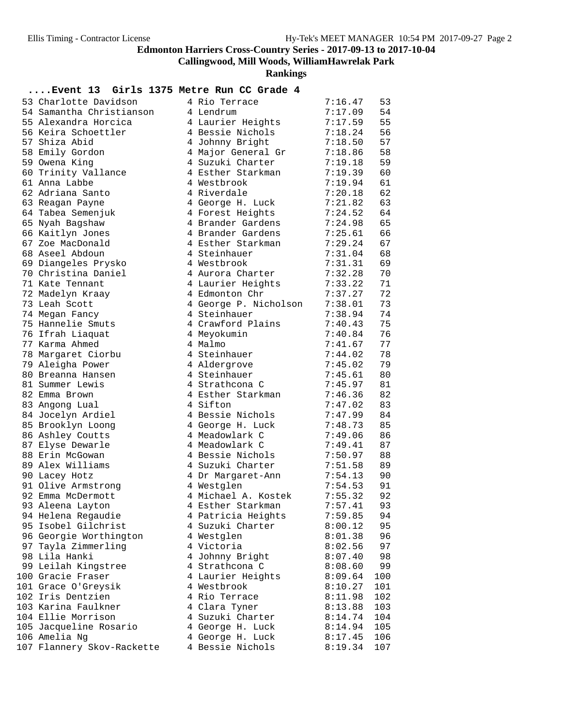**Edmonton Harriers Cross-Country Series - 2017-09-13 to 2017-10-04**

**Callingwood, Mill Woods, WilliamHawrelak Park**

**Rankings**

### ....Event 13 Girls 1375 Metre Run CC Grade 4

| Place | Name | Gr | School | Time | Points |
|---|---|---|---|---|---|
| 53 | Charlotte Davidson | 4 | Rio Terrace | 7:16.47 | 53 |
| 54 | Samantha Christianson | 4 | Lendrum | 7:17.09 | 54 |
| 55 | Alexandra Horcica | 4 | Laurier Heights | 7:17.59 | 55 |
| 56 | Keira Schoettler | 4 | Bessie Nichols | 7:18.24 | 56 |
| 57 | Shiza Abid | 4 | Johnny Bright | 7:18.50 | 57 |
| 58 | Emily Gordon | 4 | Major General Gr | 7:18.86 | 58 |
| 59 | Owena King | 4 | Suzuki Charter | 7:19.18 | 59 |
| 60 | Trinity Vallance | 4 | Esther Starkman | 7:19.39 | 60 |
| 61 | Anna Labbe | 4 | Westbrook | 7:19.94 | 61 |
| 62 | Adriana Santo | 4 | Riverdale | 7:20.18 | 62 |
| 63 | Reagan Payne | 4 | George H. Luck | 7:21.82 | 63 |
| 64 | Tabea Semenjuk | 4 | Forest Heights | 7:24.52 | 64 |
| 65 | Nyah Bagshaw | 4 | Brander Gardens | 7:24.98 | 65 |
| 66 | Kaitlyn Jones | 4 | Brander Gardens | 7:25.61 | 66 |
| 67 | Zoe MacDonald | 4 | Esther Starkman | 7:29.24 | 67 |
| 68 | Aseel Abdoun | 4 | Steinhauer | 7:31.04 | 68 |
| 69 | Diangeles Prysko | 4 | Westbrook | 7:31.31 | 69 |
| 70 | Christina Daniel | 4 | Aurora Charter | 7:32.28 | 70 |
| 71 | Kate Tennant | 4 | Laurier Heights | 7:33.22 | 71 |
| 72 | Madelyn Kraay | 4 | Edmonton Chr | 7:37.27 | 72 |
| 73 | Leah Scott | 4 | George P. Nicholson | 7:38.01 | 73 |
| 74 | Megan Fancy | 4 | Steinhauer | 7:38.94 | 74 |
| 75 | Hannelie Smuts | 4 | Crawford Plains | 7:40.43 | 75 |
| 76 | Ifrah Liaquat | 4 | Meyokumin | 7:40.84 | 76 |
| 77 | Karma Ahmed | 4 | Malmo | 7:41.67 | 77 |
| 78 | Margaret Ciorbu | 4 | Steinhauer | 7:44.02 | 78 |
| 79 | Aleigha Power | 4 | Aldergrove | 7:45.02 | 79 |
| 80 | Breanna Hansen | 4 | Steinhauer | 7:45.61 | 80 |
| 81 | Summer Lewis | 4 | Strathcona C | 7:45.97 | 81 |
| 82 | Emma Brown | 4 | Esther Starkman | 7:46.36 | 82 |
| 83 | Angong Lual | 4 | Sifton | 7:47.02 | 83 |
| 84 | Jocelyn Ardiel | 4 | Bessie Nichols | 7:47.99 | 84 |
| 85 | Brooklyn Loong | 4 | George H. Luck | 7:48.73 | 85 |
| 86 | Ashley Coutts | 4 | Meadowlark C | 7:49.06 | 86 |
| 87 | Elyse Dewarle | 4 | Meadowlark C | 7:49.41 | 87 |
| 88 | Erin McGowan | 4 | Bessie Nichols | 7:50.97 | 88 |
| 89 | Alex Williams | 4 | Suzuki Charter | 7:51.58 | 89 |
| 90 | Lacey Hotz | 4 | Dr Margaret-Ann | 7:54.13 | 90 |
| 91 | Olive Armstrong | 4 | Westglen | 7:54.53 | 91 |
| 92 | Emma McDermott | 4 | Michael A. Kostek | 7:55.32 | 92 |
| 93 | Aleena Layton | 4 | Esther Starkman | 7:57.41 | 93 |
| 94 | Helena Regaudie | 4 | Patricia Heights | 7:59.85 | 94 |
| 95 | Isobel Gilchrist | 4 | Suzuki Charter | 8:00.12 | 95 |
| 96 | Georgie Worthington | 4 | Westglen | 8:01.38 | 96 |
| 97 | Tayla Zimmerling | 4 | Victoria | 8:02.56 | 97 |
| 98 | Lila Hanki | 4 | Johnny Bright | 8:07.40 | 98 |
| 99 | Leilah Kingstree | 4 | Strathcona C | 8:08.60 | 99 |
| 100 | Gracie Fraser | 4 | Laurier Heights | 8:09.64 | 100 |
| 101 | Grace O'Greysik | 4 | Westbrook | 8:10.27 | 101 |
| 102 | Iris Dentzien | 4 | Rio Terrace | 8:11.98 | 102 |
| 103 | Karina Faulkner | 4 | Clara Tyner | 8:13.88 | 103 |
| 104 | Ellie Morrison | 4 | Suzuki Charter | 8:14.74 | 104 |
| 105 | Jacqueline Rosario | 4 | George H. Luck | 8:14.94 | 105 |
| 106 | Amelia Ng | 4 | George H. Luck | 8:17.45 | 106 |
| 107 | Flannery Skov-Rackette | 4 | Bessie Nichols | 8:19.34 | 107 |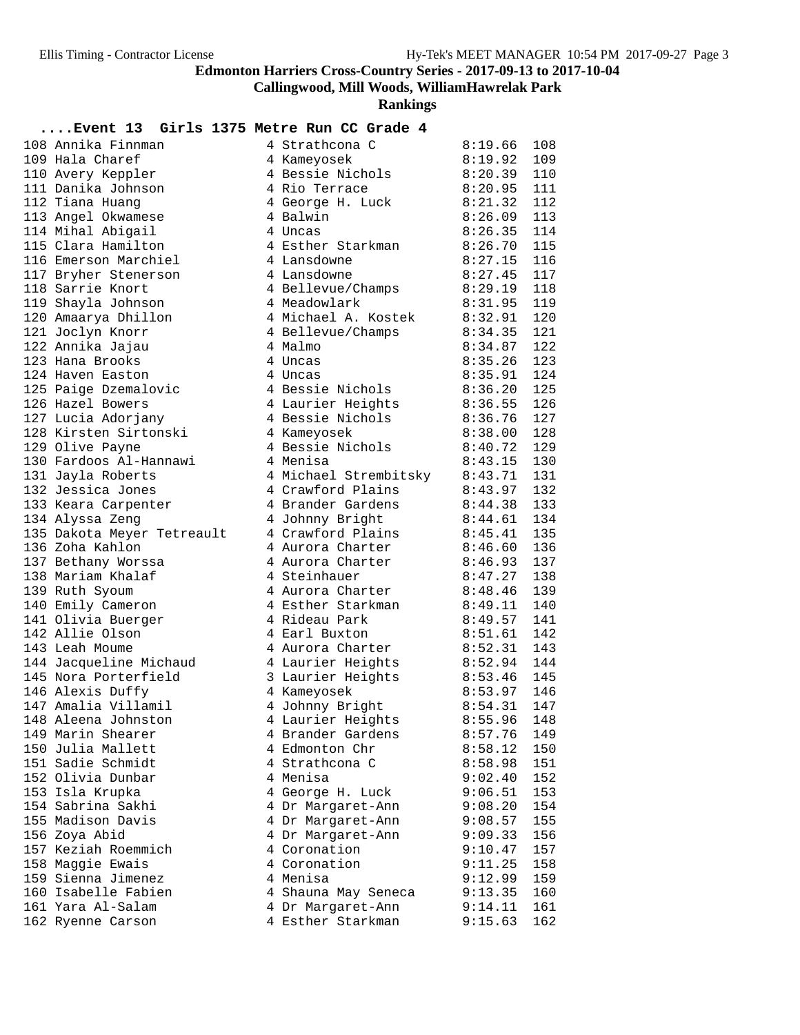# Edmonton Harriers Cross-Country Series - 2017-09-13 to 2017-10-04

## Callingwood, Mill Woods, WilliamHawrelak Park

## Rankings

### ....Event 13 Girls 1375 Metre Run CC Grade 4

| Place | Name | Gr | School | Time | Points |
|---|---|---|---|---|---|
| 108 | Annika Finnman | 4 | Strathcona C | 8:19.66 | 108 |
| 109 | Hala Charef | 4 | Kameyosek | 8:19.92 | 109 |
| 110 | Avery Keppler | 4 | Bessie Nichols | 8:20.39 | 110 |
| 111 | Danika Johnson | 4 | Rio Terrace | 8:20.95 | 111 |
| 112 | Tiana Huang | 4 | George H. Luck | 8:21.32 | 112 |
| 113 | Angel Okwamese | 4 | Balwin | 8:26.09 | 113 |
| 114 | Mihal Abigail | 4 | Uncas | 8:26.35 | 114 |
| 115 | Clara Hamilton | 4 | Esther Starkman | 8:26.70 | 115 |
| 116 | Emerson Marchiel | 4 | Lansdowne | 8:27.15 | 116 |
| 117 | Bryher Stenerson | 4 | Lansdowne | 8:27.45 | 117 |
| 118 | Sarrie Knort | 4 | Bellevue/Champs | 8:29.19 | 118 |
| 119 | Shayla Johnson | 4 | Meadowlark | 8:31.95 | 119 |
| 120 | Amaarya Dhillon | 4 | Michael A. Kostek | 8:32.91 | 120 |
| 121 | Joclyn Knorr | 4 | Bellevue/Champs | 8:34.35 | 121 |
| 122 | Annika Jajau | 4 | Malmo | 8:34.87 | 122 |
| 123 | Hana Brooks | 4 | Uncas | 8:35.26 | 123 |
| 124 | Haven Easton | 4 | Uncas | 8:35.91 | 124 |
| 125 | Paige Dzemalovic | 4 | Bessie Nichols | 8:36.20 | 125 |
| 126 | Hazel Bowers | 4 | Laurier Heights | 8:36.55 | 126 |
| 127 | Lucia Adorjany | 4 | Bessie Nichols | 8:36.76 | 127 |
| 128 | Kirsten Sirtonski | 4 | Kameyosek | 8:38.00 | 128 |
| 129 | Olive Payne | 4 | Bessie Nichols | 8:40.72 | 129 |
| 130 | Fardoos Al-Hannawi | 4 | Menisa | 8:43.15 | 130 |
| 131 | Jayla Roberts | 4 | Michael Strembitsky | 8:43.71 | 131 |
| 132 | Jessica Jones | 4 | Crawford Plains | 8:43.97 | 132 |
| 133 | Keara Carpenter | 4 | Brander Gardens | 8:44.38 | 133 |
| 134 | Alyssa Zeng | 4 | Johnny Bright | 8:44.61 | 134 |
| 135 | Dakota Meyer Tetreault | 4 | Crawford Plains | 8:45.41 | 135 |
| 136 | Zoha Kahlon | 4 | Aurora Charter | 8:46.60 | 136 |
| 137 | Bethany Worssa | 4 | Aurora Charter | 8:46.93 | 137 |
| 138 | Mariam Khalaf | 4 | Steinhauer | 8:47.27 | 138 |
| 139 | Ruth Syoum | 4 | Aurora Charter | 8:48.46 | 139 |
| 140 | Emily Cameron | 4 | Esther Starkman | 8:49.11 | 140 |
| 141 | Olivia Buerger | 4 | Rideau Park | 8:49.57 | 141 |
| 142 | Allie Olson | 4 | Earl Buxton | 8:51.61 | 142 |
| 143 | Leah Moume | 4 | Aurora Charter | 8:52.31 | 143 |
| 144 | Jacqueline Michaud | 4 | Laurier Heights | 8:52.94 | 144 |
| 145 | Nora Porterfield | 3 | Laurier Heights | 8:53.46 | 145 |
| 146 | Alexis Duffy | 4 | Kameyosek | 8:53.97 | 146 |
| 147 | Amalia Villamil | 4 | Johnny Bright | 8:54.31 | 147 |
| 148 | Aleena Johnston | 4 | Laurier Heights | 8:55.96 | 148 |
| 149 | Marin Shearer | 4 | Brander Gardens | 8:57.76 | 149 |
| 150 | Julia Mallett | 4 | Edmonton Chr | 8:58.12 | 150 |
| 151 | Sadie Schmidt | 4 | Strathcona C | 8:58.98 | 151 |
| 152 | Olivia Dunbar | 4 | Menisa | 9:02.40 | 152 |
| 153 | Isla Krupka | 4 | George H. Luck | 9:06.51 | 153 |
| 154 | Sabrina Sakhi | 4 | Dr Margaret-Ann | 9:08.20 | 154 |
| 155 | Madison Davis | 4 | Dr Margaret-Ann | 9:08.57 | 155 |
| 156 | Zoya Abid | 4 | Dr Margaret-Ann | 9:09.33 | 156 |
| 157 | Keziah Roemmich | 4 | Coronation | 9:10.47 | 157 |
| 158 | Maggie Ewais | 4 | Coronation | 9:11.25 | 158 |
| 159 | Sienna Jimenez | 4 | Menisa | 9:12.99 | 159 |
| 160 | Isabelle Fabien | 4 | Shauna May Seneca | 9:13.35 | 160 |
| 161 | Yara Al-Salam | 4 | Dr Margaret-Ann | 9:14.11 | 161 |
| 162 | Ryenne Carson | 4 | Esther Starkman | 9:15.63 | 162 |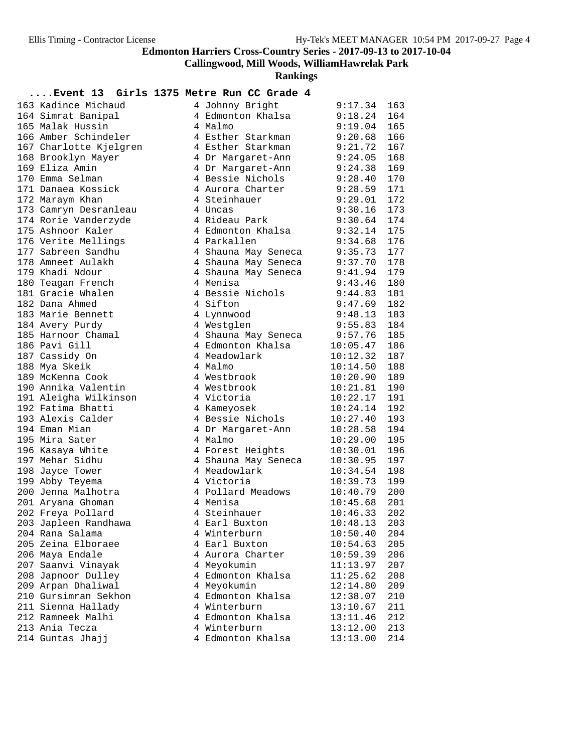# Edmonton Harriers Cross-Country Series - 2017-09-13 to 2017-10-04

## Callingwood, Mill Woods, WilliamHawrelak Park

## Rankings

### ....Event 13 Girls 1375 Metre Run CC Grade 4

| Place | Name | Grade | School | Time | Points |
|---|---|---|---|---|---|
| 163 | Kadince Michaud | 4 | Johnny Bright | 9:17.34 | 163 |
| 164 | Simrat Banipal | 4 | Edmonton Khalsa | 9:18.24 | 164 |
| 165 | Malak Hussin | 4 | Malmo | 9:19.04 | 165 |
| 166 | Amber Schindeler | 4 | Esther Starkman | 9:20.68 | 166 |
| 167 | Charlotte Kjelgren | 4 | Esther Starkman | 9:21.72 | 167 |
| 168 | Brooklyn Mayer | 4 | Dr Margaret-Ann | 9:24.05 | 168 |
| 169 | Eliza Amin | 4 | Dr Margaret-Ann | 9:24.38 | 169 |
| 170 | Emma Selman | 4 | Bessie Nichols | 9:28.40 | 170 |
| 171 | Danaea Kossick | 4 | Aurora Charter | 9:28.59 | 171 |
| 172 | Maraym Khan | 4 | Steinhauer | 9:29.01 | 172 |
| 173 | Camryn Desranleau | 4 | Uncas | 9:30.16 | 173 |
| 174 | Rorie Vanderzyde | 4 | Rideau Park | 9:30.64 | 174 |
| 175 | Ashnoor Kaler | 4 | Edmonton Khalsa | 9:32.14 | 175 |
| 176 | Verite Mellings | 4 | Parkallen | 9:34.68 | 176 |
| 177 | Sabreen Sandhu | 4 | Shauna May Seneca | 9:35.73 | 177 |
| 178 | Amneet Aulakh | 4 | Shauna May Seneca | 9:37.70 | 178 |
| 179 | Khadi Ndour | 4 | Shauna May Seneca | 9:41.94 | 179 |
| 180 | Teagan French | 4 | Menisa | 9:43.46 | 180 |
| 181 | Gracie Whalen | 4 | Bessie Nichols | 9:44.83 | 181 |
| 182 | Dana Ahmed | 4 | Sifton | 9:47.69 | 182 |
| 183 | Marie Bennett | 4 | Lynnwood | 9:48.13 | 183 |
| 184 | Avery Purdy | 4 | Westglen | 9:55.83 | 184 |
| 185 | Harnoor Chamal | 4 | Shauna May Seneca | 9:57.76 | 185 |
| 186 | Pavi Gill | 4 | Edmonton Khalsa | 10:05.47 | 186 |
| 187 | Cassidy On | 4 | Meadowlark | 10:12.32 | 187 |
| 188 | Mya Skeik | 4 | Malmo | 10:14.50 | 188 |
| 189 | McKenna Cook | 4 | Westbrook | 10:20.90 | 189 |
| 190 | Annika Valentin | 4 | Westbrook | 10:21.81 | 190 |
| 191 | Aleigha Wilkinson | 4 | Victoria | 10:22.17 | 191 |
| 192 | Fatima Bhatti | 4 | Kameyosek | 10:24.14 | 192 |
| 193 | Alexis Calder | 4 | Bessie Nichols | 10:27.40 | 193 |
| 194 | Eman Mian | 4 | Dr Margaret-Ann | 10:28.58 | 194 |
| 195 | Mira Sater | 4 | Malmo | 10:29.00 | 195 |
| 196 | Kasaya White | 4 | Forest Heights | 10:30.01 | 196 |
| 197 | Mehar Sidhu | 4 | Shauna May Seneca | 10:30.95 | 197 |
| 198 | Jayce Tower | 4 | Meadowlark | 10:34.54 | 198 |
| 199 | Abby Teyema | 4 | Victoria | 10:39.73 | 199 |
| 200 | Jenna Malhotra | 4 | Pollard Meadows | 10:40.79 | 200 |
| 201 | Aryana Ghoman | 4 | Menisa | 10:45.68 | 201 |
| 202 | Freya Pollard | 4 | Steinhauer | 10:46.33 | 202 |
| 203 | Japleen Randhawa | 4 | Earl Buxton | 10:48.13 | 203 |
| 204 | Rana Salama | 4 | Winterburn | 10:50.40 | 204 |
| 205 | Zeina Elboraee | 4 | Earl Buxton | 10:54.63 | 205 |
| 206 | Maya Endale | 4 | Aurora Charter | 10:59.39 | 206 |
| 207 | Saanvi Vinayak | 4 | Meyokumin | 11:13.97 | 207 |
| 208 | Japnoor Dulley | 4 | Edmonton Khalsa | 11:25.62 | 208 |
| 209 | Arpan Dhaliwal | 4 | Meyokumin | 12:14.80 | 209 |
| 210 | Gursimran Sekhon | 4 | Edmonton Khalsa | 12:38.07 | 210 |
| 211 | Sienna Hallady | 4 | Winterburn | 13:10.67 | 211 |
| 212 | Ramneek Malhi | 4 | Edmonton Khalsa | 13:11.46 | 212 |
| 213 | Ania Tecza | 4 | Winterburn | 13:12.00 | 213 |
| 214 | Guntas Jhajj | 4 | Edmonton Khalsa | 13:13.00 | 214 |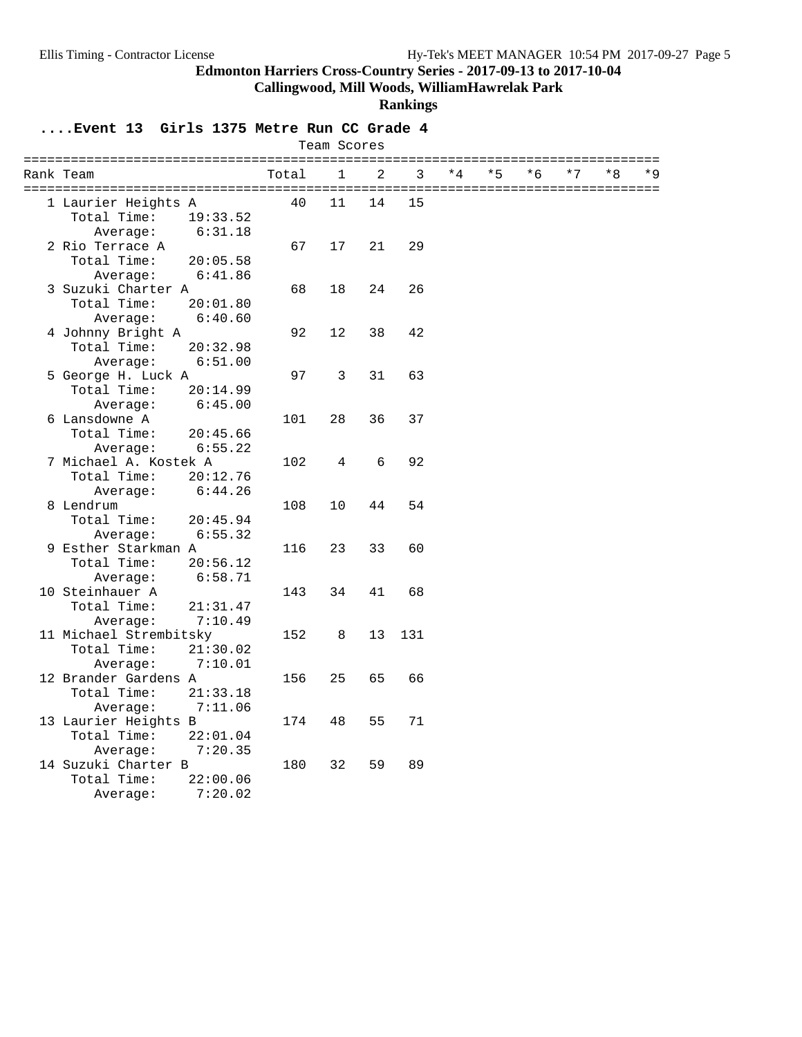# Edmonton Harriers Cross-Country Series - 2017-09-13 to 2017-10-04

**Callingwood, Mill Woods, WilliamHawrelak Park**

**Rankings**

## ....Event 13 Girls 1375 Metre Run CC Grade 4

Team Scores

| Rank | Team | Total | 1 | 2 | 3 | *4 | *5 | *6 | *7 | *8 | *9 |
|---|---|---|---|---|---|---|---|---|---|---|---|
| 1 | Laurier Heights A | 40 | 11 | 14 | 15 | | | | | | |
| | Total Time: 19:33.52 | | | | | | | | | | |
| | Average: 6:31.18 | | | | | | | | | | |
| 2 | Rio Terrace A | 67 | 17 | 21 | 29 | | | | | | |
| | Total Time: 20:05.58 | | | | | | | | | | |
| | Average: 6:41.86 | | | | | | | | | | |
| 3 | Suzuki Charter A | 68 | 18 | 24 | 26 | | | | | | |
| | Total Time: 20:01.80 | | | | | | | | | | |
| | Average: 6:40.60 | | | | | | | | | | |
| 4 | Johnny Bright A | 92 | 12 | 38 | 42 | | | | | | |
| | Total Time: 20:32.98 | | | | | | | | | | |
| | Average: 6:51.00 | | | | | | | | | | |
| 5 | George H. Luck A | 97 | 3 | 31 | 63 | | | | | | |
| | Total Time: 20:14.99 | | | | | | | | | | |
| | Average: 6:45.00 | | | | | | | | | | |
| 6 | Lansdowne A | 101 | 28 | 36 | 37 | | | | | | |
| | Total Time: 20:45.66 | | | | | | | | | | |
| | Average: 6:55.22 | | | | | | | | | | |
| 7 | Michael A. Kostek A | 102 | 4 | 6 | 92 | | | | | | |
| | Total Time: 20:12.76 | | | | | | | | | | |
| | Average: 6:44.26 | | | | | | | | | | |
| 8 | Lendrum | 108 | 10 | 44 | 54 | | | | | | |
| | Total Time: 20:45.94 | | | | | | | | | | |
| | Average: 6:55.32 | | | | | | | | | | |
| 9 | Esther Starkman A | 116 | 23 | 33 | 60 | | | | | | |
| | Total Time: 20:56.12 | | | | | | | | | | |
| | Average: 6:58.71 | | | | | | | | | | |
| 10 | Steinhauer A | 143 | 34 | 41 | 68 | | | | | | |
| | Total Time: 21:31.47 | | | | | | | | | | |
| | Average: 7:10.49 | | | | | | | | | | |
| 11 | Michael Strembitsky | 152 | 8 | 13 | 131 | | | | | | |
| | Total Time: 21:30.02 | | | | | | | | | | |
| | Average: 7:10.01 | | | | | | | | | | |
| 12 | Brander Gardens A | 156 | 25 | 65 | 66 | | | | | | |
| | Total Time: 21:33.18 | | | | | | | | | | |
| | Average: 7:11.06 | | | | | | | | | | |
| 13 | Laurier Heights B | 174 | 48 | 55 | 71 | | | | | | |
| | Total Time: 22:01.04 | | | | | | | | | | |
| | Average: 7:20.35 | | | | | | | | | | |
| 14 | Suzuki Charter B | 180 | 32 | 59 | 89 | | | | | | |
| | Total Time: 22:00.06 | | | | | | | | | | |
| | Average: 7:20.02 | | | | | | | | | | |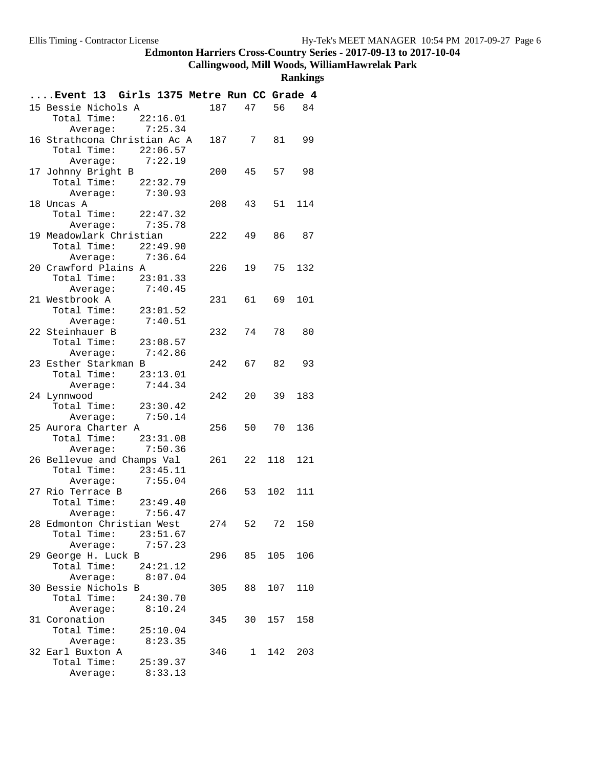# Edmonton Harriers Cross-Country Series - 2017-09-13 to 2017-10-04

## Callingwood, Mill Woods, WilliamHawrelak Park

### Rankings

**....Event 13 Girls 1375 Metre Run CC Grade 4**

| Rank | Team | Points | | | |
|---|---|---|---|---|---|
| 15 | Bessie Nichols A | 187 | 47 | 56 | 84 |
| | Total Time: 22:16.01 | | | | |
| | Average: 7:25.34 | | | | |
| 16 | Strathcona Christian Ac A | 187 | 7 | 81 | 99 |
| | Total Time: 22:06.57 | | | | |
| | Average: 7:22.19 | | | | |
| 17 | Johnny Bright B | 200 | 45 | 57 | 98 |
| | Total Time: 22:32.79 | | | | |
| | Average: 7:30.93 | | | | |
| 18 | Uncas A | 208 | 43 | 51 | 114 |
| | Total Time: 22:47.32 | | | | |
| | Average: 7:35.78 | | | | |
| 19 | Meadowlark Christian | 222 | 49 | 86 | 87 |
| | Total Time: 22:49.90 | | | | |
| | Average: 7:36.64 | | | | |
| 20 | Crawford Plains A | 226 | 19 | 75 | 132 |
| | Total Time: 23:01.33 | | | | |
| | Average: 7:40.45 | | | | |
| 21 | Westbrook A | 231 | 61 | 69 | 101 |
| | Total Time: 23:01.52 | | | | |
| | Average: 7:40.51 | | | | |
| 22 | Steinhauer B | 232 | 74 | 78 | 80 |
| | Total Time: 23:08.57 | | | | |
| | Average: 7:42.86 | | | | |
| 23 | Esther Starkman B | 242 | 67 | 82 | 93 |
| | Total Time: 23:13.01 | | | | |
| | Average: 7:44.34 | | | | |
| 24 | Lynnwood | 242 | 20 | 39 | 183 |
| | Total Time: 23:30.42 | | | | |
| | Average: 7:50.14 | | | | |
| 25 | Aurora Charter A | 256 | 50 | 70 | 136 |
| | Total Time: 23:31.08 | | | | |
| | Average: 7:50.36 | | | | |
| 26 | Bellevue and Champs Val | 261 | 22 | 118 | 121 |
| | Total Time: 23:45.11 | | | | |
| | Average: 7:55.04 | | | | |
| 27 | Rio Terrace B | 266 | 53 | 102 | 111 |
| | Total Time: 23:49.40 | | | | |
| | Average: 7:56.47 | | | | |
| 28 | Edmonton Christian West | 274 | 52 | 72 | 150 |
| | Total Time: 23:51.67 | | | | |
| | Average: 7:57.23 | | | | |
| 29 | George H. Luck B | 296 | 85 | 105 | 106 |
| | Total Time: 24:21.12 | | | | |
| | Average: 8:07.04 | | | | |
| 30 | Bessie Nichols B | 305 | 88 | 107 | 110 |
| | Total Time: 24:30.70 | | | | |
| | Average: 8:10.24 | | | | |
| 31 | Coronation | 345 | 30 | 157 | 158 |
| | Total Time: 25:10.04 | | | | |
| | Average: 8:23.35 | | | | |
| 32 | Earl Buxton A | 346 | 1 | 142 | 203 |
| | Total Time: 25:39.37 | | | | |
| | Average: 8:33.13 | | | | |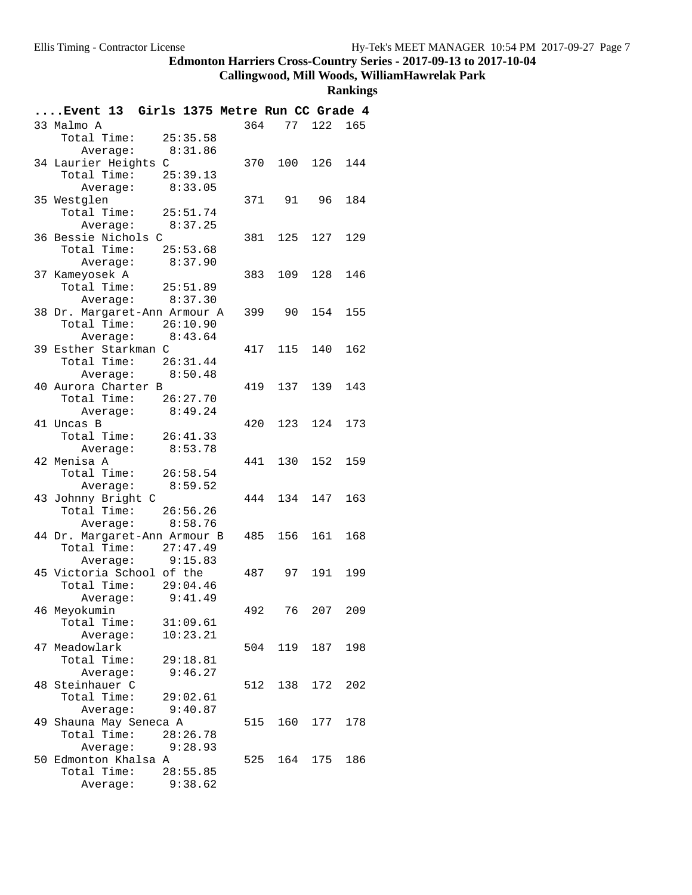# Edmonton Harriers Cross-Country Series - 2017-09-13 to 2017-10-04

## Callingwood, Mill Woods, WilliamHawrelak Park

### Rankings

**....Event 13 Girls 1375 Metre Run CC Grade 4**

```
 33 Malmo A                      364   77  122  165
     Total Time:    25:35.58
        Average:     8:31.86
 34 Laurier Heights C            370  100  126  144
     Total Time:    25:39.13
        Average:     8:33.05
 35 Westglen                     371   91   96  184
     Total Time:    25:51.74
        Average:     8:37.25
 36 Bessie Nichols C             381  125  127  129
     Total Time:    25:53.68
        Average:     8:37.90
 37 Kameyosek A                  383  109  128  146
     Total Time:    25:51.89
        Average:     8:37.30
 38 Dr. Margaret-Ann Armour A    399   90  154  155
     Total Time:    26:10.90
        Average:     8:43.64
 39 Esther Starkman C            417  115  140  162
     Total Time:    26:31.44
        Average:     8:50.48
 40 Aurora Charter B             419  137  139  143
     Total Time:    26:27.70
        Average:     8:49.24
 41 Uncas B                      420  123  124  173
     Total Time:    26:41.33
        Average:     8:53.78
 42 Menisa A                     441  130  152  159
     Total Time:    26:58.54
        Average:     8:59.52
 43 Johnny Bright C              444  134  147  163
     Total Time:    26:56.26
        Average:     8:58.76
 44 Dr. Margaret-Ann Armour B    485  156  161  168
     Total Time:    27:47.49
        Average:     9:15.83
 45 Victoria School of the       487   97  191  199
     Total Time:    29:04.46
        Average:     9:41.49
 46 Meyokumin                    492   76  207  209
     Total Time:    31:09.61
        Average:    10:23.21
 47 Meadowlark                   504  119  187  198
     Total Time:    29:18.81
        Average:     9:46.27
 48 Steinhauer C                 512  138  172  202
     Total Time:    29:02.61
        Average:     9:40.87
 49 Shauna May Seneca A          515  160  177  178
     Total Time:    28:26.78
        Average:     9:28.93
 50 Edmonton Khalsa A            525  164  175  186
     Total Time:    28:55.85
        Average:     9:38.62
```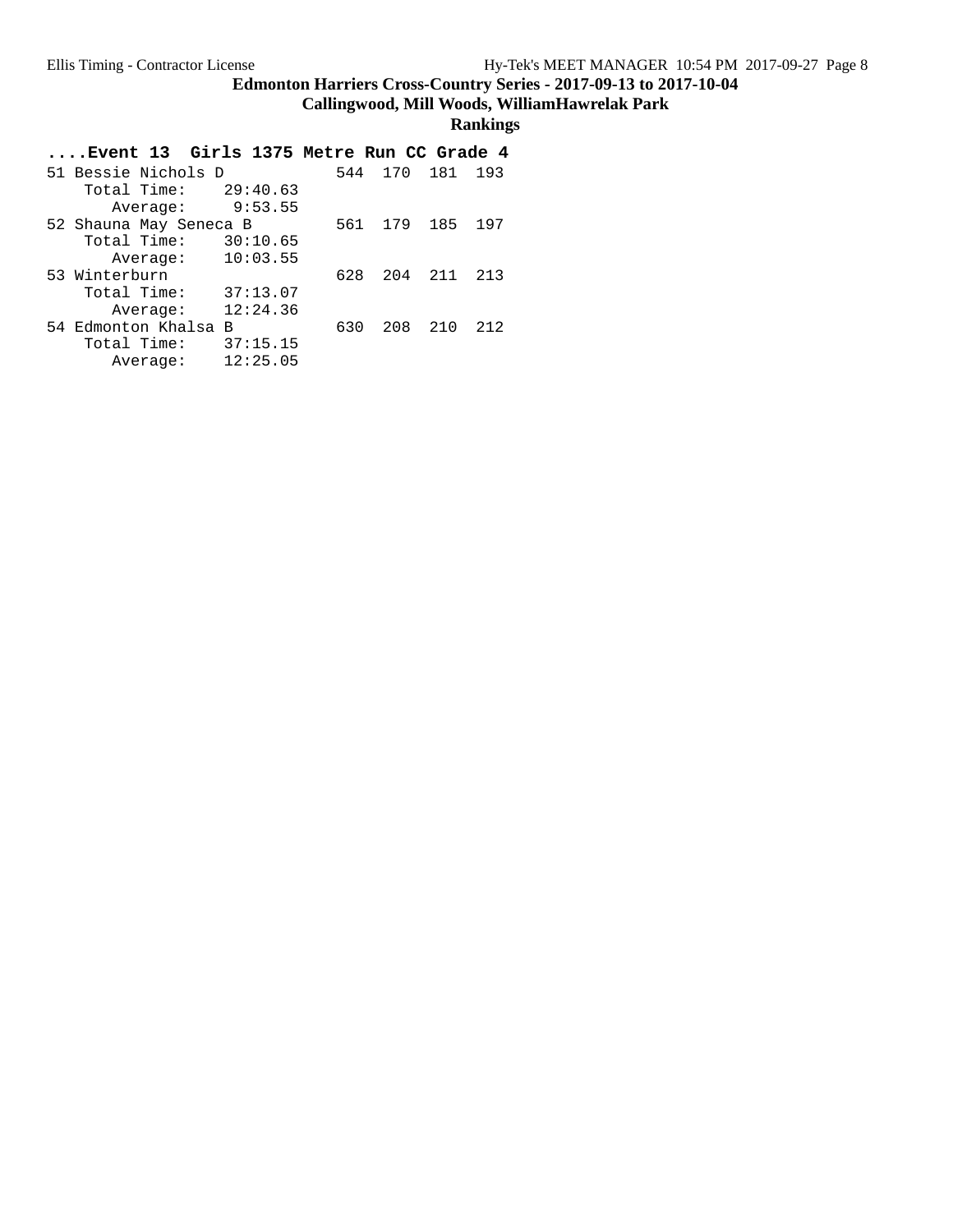# Edmonton Harriers Cross-Country Series - 2017-09-13 to 2017-10-04

## Callingwood, Mill Woods, WilliamHawrelak Park

### Rankings

```
....Event 13  Girls 1375 Metre Run CC Grade 4
51 Bessie Nichols D           544  170  181  193
    Total Time:    29:40.63
       Average:     9:53.55
52 Shauna May Seneca B        561  179  185  197
    Total Time:    30:10.65
       Average:    10:03.55
53 Winterburn                 628  204  211  213
    Total Time:    37:13.07
       Average:    12:24.36
54 Edmonton Khalsa B          630  208  210  212
    Total Time:    37:15.15
       Average:    12:25.05
```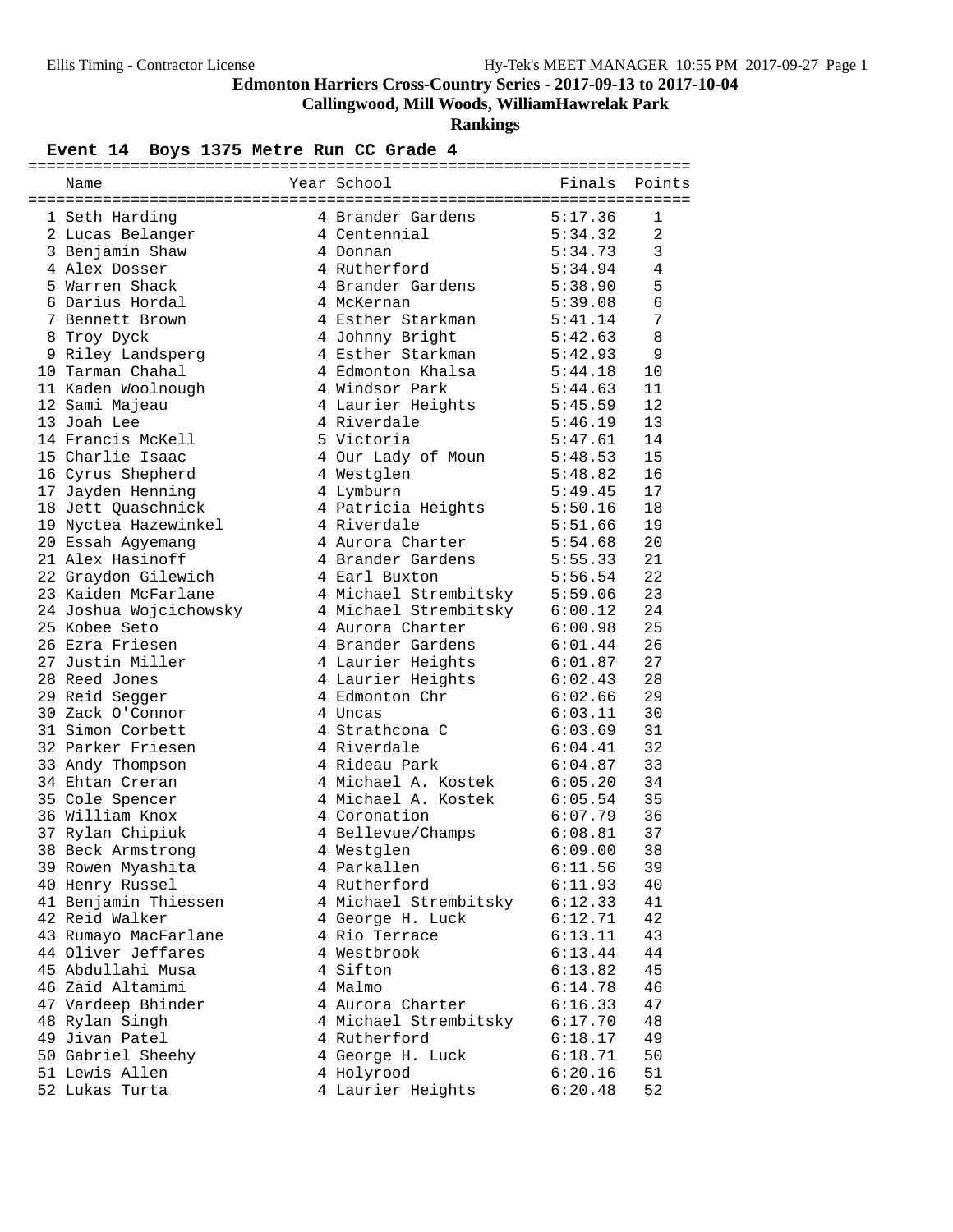# Edmonton Harriers Cross-Country Series - 2017-09-13 to 2017-10-04

## Callingwood, Mill Woods, WilliamHawrelak Park

### Rankings

**Event 14 Boys 1375 Metre Run CC Grade 4**

| | Name | Year | School | Finals | Points |
|---|---|---|---|---|---|
| 1 | Seth Harding | 4 | Brander Gardens | 5:17.36 | 1 |
| 2 | Lucas Belanger | 4 | Centennial | 5:34.32 | 2 |
| 3 | Benjamin Shaw | 4 | Donnan | 5:34.73 | 3 |
| 4 | Alex Dosser | 4 | Rutherford | 5:34.94 | 4 |
| 5 | Warren Shack | 4 | Brander Gardens | 5:38.90 | 5 |
| 6 | Darius Hordal | 4 | McKernan | 5:39.08 | 6 |
| 7 | Bennett Brown | 4 | Esther Starkman | 5:41.14 | 7 |
| 8 | Troy Dyck | 4 | Johnny Bright | 5:42.63 | 8 |
| 9 | Riley Landsperg | 4 | Esther Starkman | 5:42.93 | 9 |
| 10 | Tarman Chahal | 4 | Edmonton Khalsa | 5:44.18 | 10 |
| 11 | Kaden Woolnough | 4 | Windsor Park | 5:44.63 | 11 |
| 12 | Sami Majeau | 4 | Laurier Heights | 5:45.59 | 12 |
| 13 | Joah Lee | 4 | Riverdale | 5:46.19 | 13 |
| 14 | Francis McKell | 5 | Victoria | 5:47.61 | 14 |
| 15 | Charlie Isaac | 4 | Our Lady of Moun | 5:48.53 | 15 |
| 16 | Cyrus Shepherd | 4 | Westglen | 5:48.82 | 16 |
| 17 | Jayden Henning | 4 | Lymburn | 5:49.45 | 17 |
| 18 | Jett Quaschnick | 4 | Patricia Heights | 5:50.16 | 18 |
| 19 | Nyctea Hazewinkel | 4 | Riverdale | 5:51.66 | 19 |
| 20 | Essah Agyemang | 4 | Aurora Charter | 5:54.68 | 20 |
| 21 | Alex Hasinoff | 4 | Brander Gardens | 5:55.33 | 21 |
| 22 | Graydon Gilewich | 4 | Earl Buxton | 5:56.54 | 22 |
| 23 | Kaiden McFarlane | 4 | Michael Strembitsky | 5:59.06 | 23 |
| 24 | Joshua Wojcichowsky | 4 | Michael Strembitsky | 6:00.12 | 24 |
| 25 | Kobee Seto | 4 | Aurora Charter | 6:00.98 | 25 |
| 26 | Ezra Friesen | 4 | Brander Gardens | 6:01.44 | 26 |
| 27 | Justin Miller | 4 | Laurier Heights | 6:01.87 | 27 |
| 28 | Reed Jones | 4 | Laurier Heights | 6:02.43 | 28 |
| 29 | Reid Segger | 4 | Edmonton Chr | 6:02.66 | 29 |
| 30 | Zack O'Connor | 4 | Uncas | 6:03.11 | 30 |
| 31 | Simon Corbett | 4 | Strathcona C | 6:03.69 | 31 |
| 32 | Parker Friesen | 4 | Riverdale | 6:04.41 | 32 |
| 33 | Andy Thompson | 4 | Rideau Park | 6:04.87 | 33 |
| 34 | Ehtan Creran | 4 | Michael A. Kostek | 6:05.20 | 34 |
| 35 | Cole Spencer | 4 | Michael A. Kostek | 6:05.54 | 35 |
| 36 | William Knox | 4 | Coronation | 6:07.79 | 36 |
| 37 | Rylan Chipiuk | 4 | Bellevue/Champs | 6:08.81 | 37 |
| 38 | Beck Armstrong | 4 | Westglen | 6:09.00 | 38 |
| 39 | Rowen Myashita | 4 | Parkallen | 6:11.56 | 39 |
| 40 | Henry Russel | 4 | Rutherford | 6:11.93 | 40 |
| 41 | Benjamin Thiessen | 4 | Michael Strembitsky | 6:12.33 | 41 |
| 42 | Reid Walker | 4 | George H. Luck | 6:12.71 | 42 |
| 43 | Rumayo MacFarlane | 4 | Rio Terrace | 6:13.11 | 43 |
| 44 | Oliver Jeffares | 4 | Westbrook | 6:13.44 | 44 |
| 45 | Abdullahi Musa | 4 | Sifton | 6:13.82 | 45 |
| 46 | Zaid Altamimi | 4 | Malmo | 6:14.78 | 46 |
| 47 | Vardeep Bhinder | 4 | Aurora Charter | 6:16.33 | 47 |
| 48 | Rylan Singh | 4 | Michael Strembitsky | 6:17.70 | 48 |
| 49 | Jivan Patel | 4 | Rutherford | 6:18.17 | 49 |
| 50 | Gabriel Sheehy | 4 | George H. Luck | 6:18.71 | 50 |
| 51 | Lewis Allen | 4 | Holyrood | 6:20.16 | 51 |
| 52 | Lukas Turta | 4 | Laurier Heights | 6:20.48 | 52 |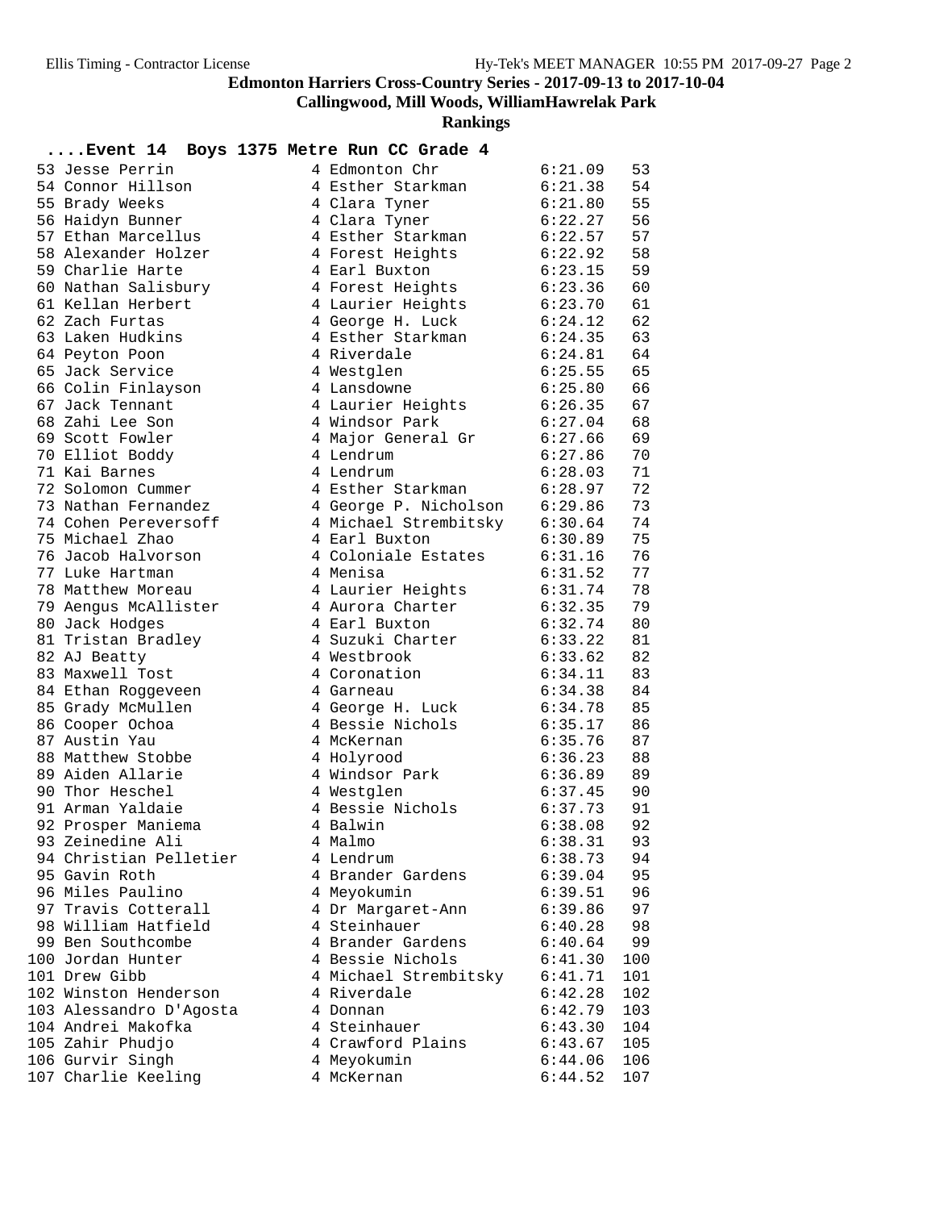# Edmonton Harriers Cross-Country Series - 2017-09-13 to 2017-10-04

## Callingwood, Mill Woods, WilliamHawrelak Park

## Rankings

### ....Event 14 Boys 1375 Metre Run CC Grade 4

| Place | Name | Grade | School | Time | Points |
|---|---|---|---|---|---|
| 53 | Jesse Perrin | 4 | Edmonton Chr | 6:21.09 | 53 |
| 54 | Connor Hillson | 4 | Esther Starkman | 6:21.38 | 54 |
| 55 | Brady Weeks | 4 | Clara Tyner | 6:21.80 | 55 |
| 56 | Haidyn Bunner | 4 | Clara Tyner | 6:22.27 | 56 |
| 57 | Ethan Marcellus | 4 | Esther Starkman | 6:22.57 | 57 |
| 58 | Alexander Holzer | 4 | Forest Heights | 6:22.92 | 58 |
| 59 | Charlie Harte | 4 | Earl Buxton | 6:23.15 | 59 |
| 60 | Nathan Salisbury | 4 | Forest Heights | 6:23.36 | 60 |
| 61 | Kellan Herbert | 4 | Laurier Heights | 6:23.70 | 61 |
| 62 | Zach Furtas | 4 | George H. Luck | 6:24.12 | 62 |
| 63 | Laken Hudkins | 4 | Esther Starkman | 6:24.35 | 63 |
| 64 | Peyton Poon | 4 | Riverdale | 6:24.81 | 64 |
| 65 | Jack Service | 4 | Westglen | 6:25.55 | 65 |
| 66 | Colin Finlayson | 4 | Lansdowne | 6:25.80 | 66 |
| 67 | Jack Tennant | 4 | Laurier Heights | 6:26.35 | 67 |
| 68 | Zahi Lee Son | 4 | Windsor Park | 6:27.04 | 68 |
| 69 | Scott Fowler | 4 | Major General Gr | 6:27.66 | 69 |
| 70 | Elliot Boddy | 4 | Lendrum | 6:27.86 | 70 |
| 71 | Kai Barnes | 4 | Lendrum | 6:28.03 | 71 |
| 72 | Solomon Cummer | 4 | Esther Starkman | 6:28.97 | 72 |
| 73 | Nathan Fernandez | 4 | George P. Nicholson | 6:29.86 | 73 |
| 74 | Cohen Pereversoff | 4 | Michael Strembitsky | 6:30.64 | 74 |
| 75 | Michael Zhao | 4 | Earl Buxton | 6:30.89 | 75 |
| 76 | Jacob Halvorson | 4 | Coloniale Estates | 6:31.16 | 76 |
| 77 | Luke Hartman | 4 | Menisa | 6:31.52 | 77 |
| 78 | Matthew Moreau | 4 | Laurier Heights | 6:31.74 | 78 |
| 79 | Aengus McAllister | 4 | Aurora Charter | 6:32.35 | 79 |
| 80 | Jack Hodges | 4 | Earl Buxton | 6:32.74 | 80 |
| 81 | Tristan Bradley | 4 | Suzuki Charter | 6:33.22 | 81 |
| 82 | AJ Beatty | 4 | Westbrook | 6:33.62 | 82 |
| 83 | Maxwell Tost | 4 | Coronation | 6:34.11 | 83 |
| 84 | Ethan Roggeveen | 4 | Garneau | 6:34.38 | 84 |
| 85 | Grady McMullen | 4 | George H. Luck | 6:34.78 | 85 |
| 86 | Cooper Ochoa | 4 | Bessie Nichols | 6:35.17 | 86 |
| 87 | Austin Yau | 4 | McKernan | 6:35.76 | 87 |
| 88 | Matthew Stobbe | 4 | Holyrood | 6:36.23 | 88 |
| 89 | Aiden Allarie | 4 | Windsor Park | 6:36.89 | 89 |
| 90 | Thor Heschel | 4 | Westglen | 6:37.45 | 90 |
| 91 | Arman Yaldaie | 4 | Bessie Nichols | 6:37.73 | 91 |
| 92 | Prosper Maniema | 4 | Balwin | 6:38.08 | 92 |
| 93 | Zeinedine Ali | 4 | Malmo | 6:38.31 | 93 |
| 94 | Christian Pelletier | 4 | Lendrum | 6:38.73 | 94 |
| 95 | Gavin Roth | 4 | Brander Gardens | 6:39.04 | 95 |
| 96 | Miles Paulino | 4 | Meyokumin | 6:39.51 | 96 |
| 97 | Travis Cotterall | 4 | Dr Margaret-Ann | 6:39.86 | 97 |
| 98 | William Hatfield | 4 | Steinhauer | 6:40.28 | 98 |
| 99 | Ben Southcombe | 4 | Brander Gardens | 6:40.64 | 99 |
| 100 | Jordan Hunter | 4 | Bessie Nichols | 6:41.30 | 100 |
| 101 | Drew Gibb | 4 | Michael Strembitsky | 6:41.71 | 101 |
| 102 | Winston Henderson | 4 | Riverdale | 6:42.28 | 102 |
| 103 | Alessandro D'Agosta | 4 | Donnan | 6:42.79 | 103 |
| 104 | Andrei Makofka | 4 | Steinhauer | 6:43.30 | 104 |
| 105 | Zahir Phudjo | 4 | Crawford Plains | 6:43.67 | 105 |
| 106 | Gurvir Singh | 4 | Meyokumin | 6:44.06 | 106 |
| 107 | Charlie Keeling | 4 | McKernan | 6:44.52 | 107 |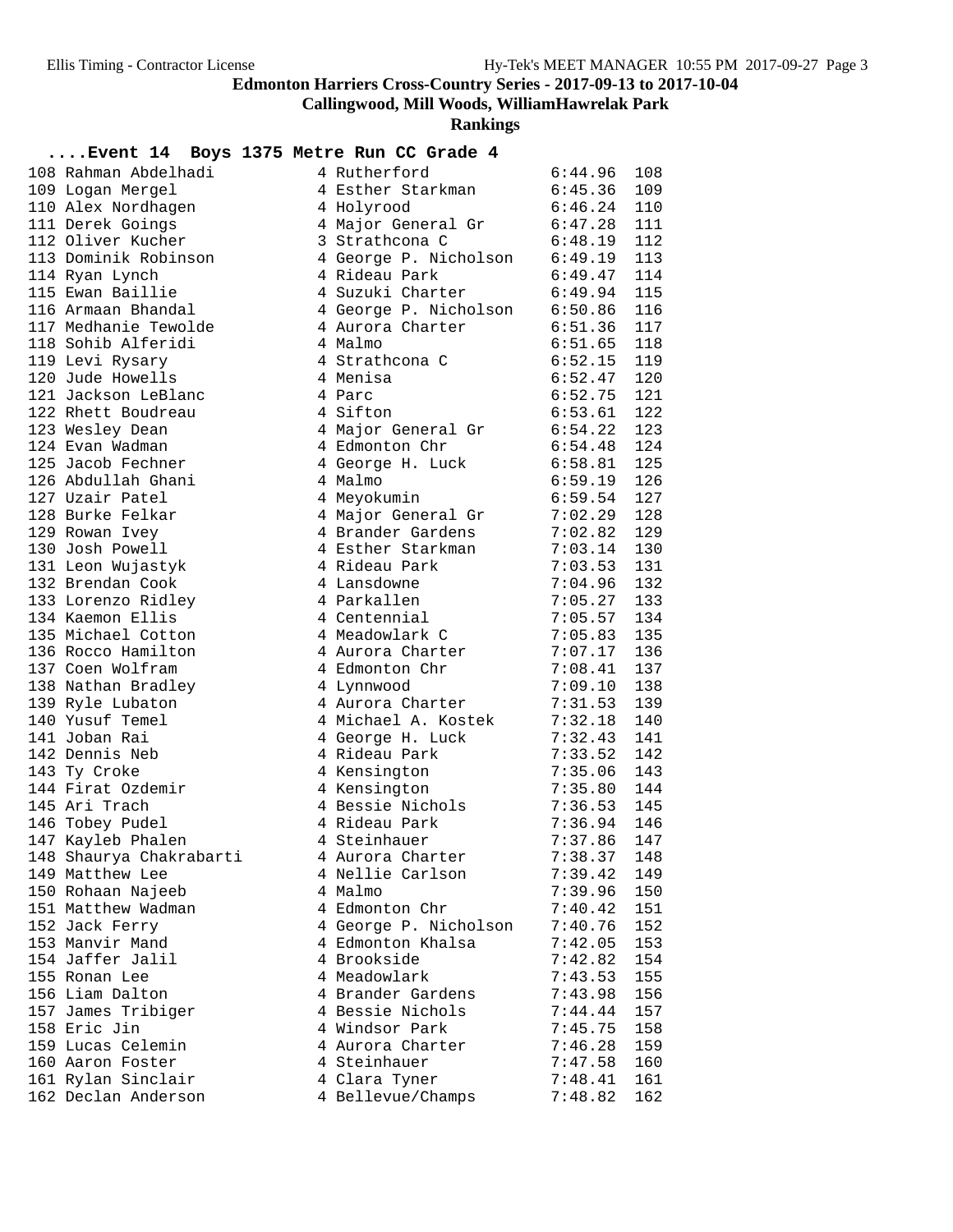## Edmonton Harriers Cross-Country Series - 2017-09-13 to 2017-10-04

### Callingwood, Mill Woods, WilliamHawrelak Park

### Rankings

**....Event 14 Boys 1375 Metre Run CC Grade 4**

| Place | Name | Gr | School | Time | Points |
|---|---|---|---|---|---|
| 108 | Rahman Abdelhadi | 4 | Rutherford | 6:44.96 | 108 |
| 109 | Logan Mergel | 4 | Esther Starkman | 6:45.36 | 109 |
| 110 | Alex Nordhagen | 4 | Holyrood | 6:46.24 | 110 |
| 111 | Derek Goings | 4 | Major General Gr | 6:47.28 | 111 |
| 112 | Oliver Kucher | 3 | Strathcona C | 6:48.19 | 112 |
| 113 | Dominik Robinson | 4 | George P. Nicholson | 6:49.19 | 113 |
| 114 | Ryan Lynch | 4 | Rideau Park | 6:49.47 | 114 |
| 115 | Ewan Baillie | 4 | Suzuki Charter | 6:49.94 | 115 |
| 116 | Armaan Bhandal | 4 | George P. Nicholson | 6:50.86 | 116 |
| 117 | Medhanie Tewolde | 4 | Aurora Charter | 6:51.36 | 117 |
| 118 | Sohib Alferidi | 4 | Malmo | 6:51.65 | 118 |
| 119 | Levi Rysary | 4 | Strathcona C | 6:52.15 | 119 |
| 120 | Jude Howells | 4 | Menisa | 6:52.47 | 120 |
| 121 | Jackson LeBlanc | 4 | Parc | 6:52.75 | 121 |
| 122 | Rhett Boudreau | 4 | Sifton | 6:53.61 | 122 |
| 123 | Wesley Dean | 4 | Major General Gr | 6:54.22 | 123 |
| 124 | Evan Wadman | 4 | Edmonton Chr | 6:54.48 | 124 |
| 125 | Jacob Fechner | 4 | George H. Luck | 6:58.81 | 125 |
| 126 | Abdullah Ghani | 4 | Malmo | 6:59.19 | 126 |
| 127 | Uzair Patel | 4 | Meyokumin | 6:59.54 | 127 |
| 128 | Burke Felkar | 4 | Major General Gr | 7:02.29 | 128 |
| 129 | Rowan Ivey | 4 | Brander Gardens | 7:02.82 | 129 |
| 130 | Josh Powell | 4 | Esther Starkman | 7:03.14 | 130 |
| 131 | Leon Wujastyk | 4 | Rideau Park | 7:03.53 | 131 |
| 132 | Brendan Cook | 4 | Lansdowne | 7:04.96 | 132 |
| 133 | Lorenzo Ridley | 4 | Parkallen | 7:05.27 | 133 |
| 134 | Kaemon Ellis | 4 | Centennial | 7:05.57 | 134 |
| 135 | Michael Cotton | 4 | Meadowlark C | 7:05.83 | 135 |
| 136 | Rocco Hamilton | 4 | Aurora Charter | 7:07.17 | 136 |
| 137 | Coen Wolfram | 4 | Edmonton Chr | 7:08.41 | 137 |
| 138 | Nathan Bradley | 4 | Lynnwood | 7:09.10 | 138 |
| 139 | Ryle Lubaton | 4 | Aurora Charter | 7:31.53 | 139 |
| 140 | Yusuf Temel | 4 | Michael A. Kostek | 7:32.18 | 140 |
| 141 | Joban Rai | 4 | George H. Luck | 7:32.43 | 141 |
| 142 | Dennis Neb | 4 | Rideau Park | 7:33.52 | 142 |
| 143 | Ty Croke | 4 | Kensington | 7:35.06 | 143 |
| 144 | Firat Ozdemir | 4 | Kensington | 7:35.80 | 144 |
| 145 | Ari Trach | 4 | Bessie Nichols | 7:36.53 | 145 |
| 146 | Tobey Pudel | 4 | Rideau Park | 7:36.94 | 146 |
| 147 | Kayleb Phalen | 4 | Steinhauer | 7:37.86 | 147 |
| 148 | Shaurya Chakrabarti | 4 | Aurora Charter | 7:38.37 | 148 |
| 149 | Matthew Lee | 4 | Nellie Carlson | 7:39.42 | 149 |
| 150 | Rohaan Najeeb | 4 | Malmo | 7:39.96 | 150 |
| 151 | Matthew Wadman | 4 | Edmonton Chr | 7:40.42 | 151 |
| 152 | Jack Ferry | 4 | George P. Nicholson | 7:40.76 | 152 |
| 153 | Manvir Mand | 4 | Edmonton Khalsa | 7:42.05 | 153 |
| 154 | Jaffer Jalil | 4 | Brookside | 7:42.82 | 154 |
| 155 | Ronan Lee | 4 | Meadowlark | 7:43.53 | 155 |
| 156 | Liam Dalton | 4 | Brander Gardens | 7:43.98 | 156 |
| 157 | James Tribiger | 4 | Bessie Nichols | 7:44.44 | 157 |
| 158 | Eric Jin | 4 | Windsor Park | 7:45.75 | 158 |
| 159 | Lucas Celemin | 4 | Aurora Charter | 7:46.28 | 159 |
| 160 | Aaron Foster | 4 | Steinhauer | 7:47.58 | 160 |
| 161 | Rylan Sinclair | 4 | Clara Tyner | 7:48.41 | 161 |
| 162 | Declan Anderson | 4 | Bellevue/Champs | 7:48.82 | 162 |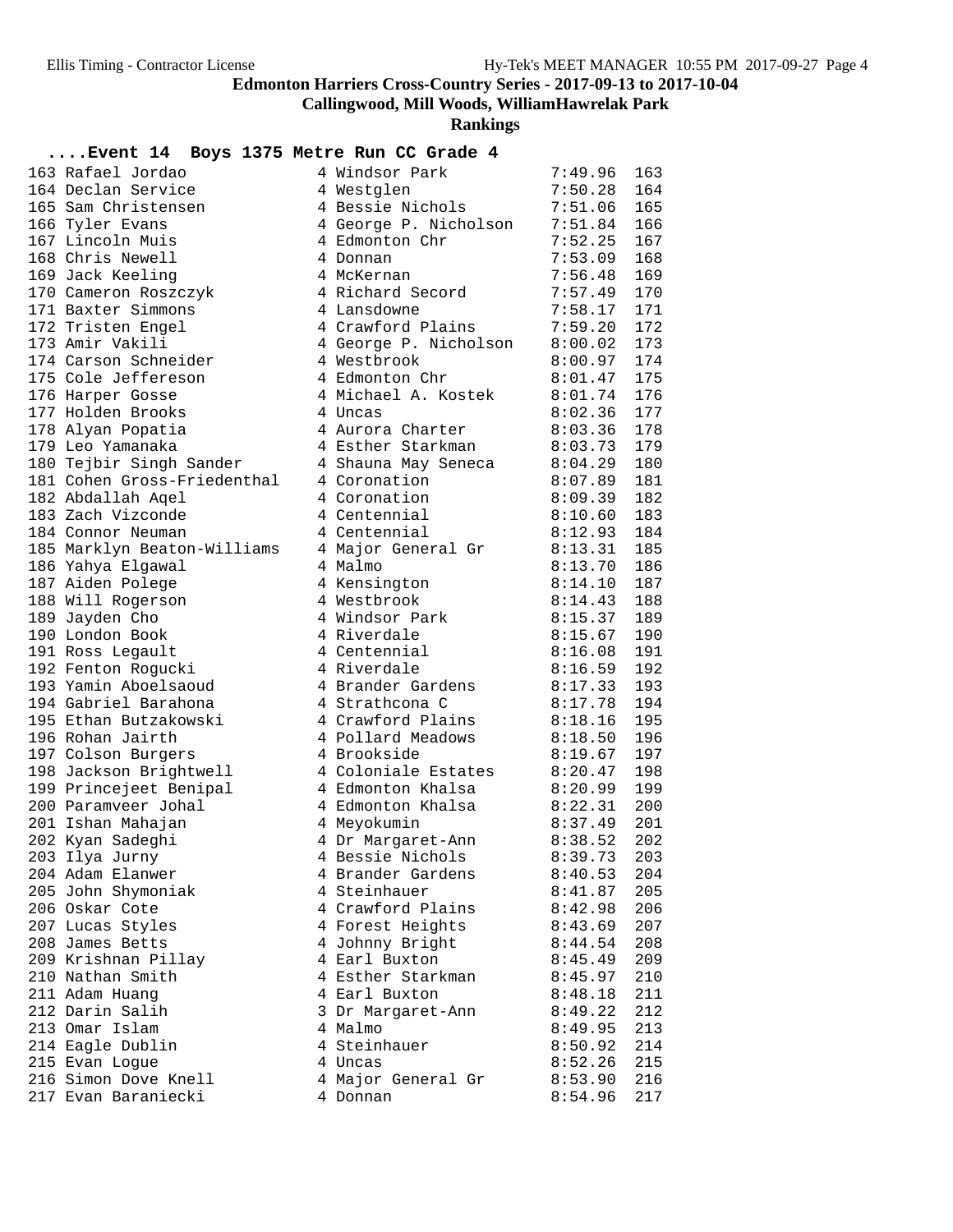# Edmonton Harriers Cross-Country Series - 2017-09-13 to 2017-10-04

## Callingwood, Mill Woods, WilliamHawrelak Park

### Rankings

**....Event 14 Boys 1375 Metre Run CC Grade 4**

| Place | Name | Grade | School | Time | Points |
|---|---|---|---|---|---|
| 163 | Rafael Jordao | 4 | Windsor Park | 7:49.96 | 163 |
| 164 | Declan Service | 4 | Westglen | 7:50.28 | 164 |
| 165 | Sam Christensen | 4 | Bessie Nichols | 7:51.06 | 165 |
| 166 | Tyler Evans | 4 | George P. Nicholson | 7:51.84 | 166 |
| 167 | Lincoln Muis | 4 | Edmonton Chr | 7:52.25 | 167 |
| 168 | Chris Newell | 4 | Donnan | 7:53.09 | 168 |
| 169 | Jack Keeling | 4 | McKernan | 7:56.48 | 169 |
| 170 | Cameron Roszczyk | 4 | Richard Secord | 7:57.49 | 170 |
| 171 | Baxter Simmons | 4 | Lansdowne | 7:58.17 | 171 |
| 172 | Tristen Engel | 4 | Crawford Plains | 7:59.20 | 172 |
| 173 | Amir Vakili | 4 | George P. Nicholson | 8:00.02 | 173 |
| 174 | Carson Schneider | 4 | Westbrook | 8:00.97 | 174 |
| 175 | Cole Jeffereson | 4 | Edmonton Chr | 8:01.47 | 175 |
| 176 | Harper Gosse | 4 | Michael A. Kostek | 8:01.74 | 176 |
| 177 | Holden Brooks | 4 | Uncas | 8:02.36 | 177 |
| 178 | Alyan Popatia | 4 | Aurora Charter | 8:03.36 | 178 |
| 179 | Leo Yamanaka | 4 | Esther Starkman | 8:03.73 | 179 |
| 180 | Tejbir Singh Sander | 4 | Shauna May Seneca | 8:04.29 | 180 |
| 181 | Cohen Gross-Friedenthal | 4 | Coronation | 8:07.89 | 181 |
| 182 | Abdallah Aqel | 4 | Coronation | 8:09.39 | 182 |
| 183 | Zach Vizconde | 4 | Centennial | 8:10.60 | 183 |
| 184 | Connor Neuman | 4 | Centennial | 8:12.93 | 184 |
| 185 | Marklyn Beaton-Williams | 4 | Major General Gr | 8:13.31 | 185 |
| 186 | Yahya Elgawal | 4 | Malmo | 8:13.70 | 186 |
| 187 | Aiden Polege | 4 | Kensington | 8:14.10 | 187 |
| 188 | Will Rogerson | 4 | Westbrook | 8:14.43 | 188 |
| 189 | Jayden Cho | 4 | Windsor Park | 8:15.37 | 189 |
| 190 | London Book | 4 | Riverdale | 8:15.67 | 190 |
| 191 | Ross Legault | 4 | Centennial | 8:16.08 | 191 |
| 192 | Fenton Rogucki | 4 | Riverdale | 8:16.59 | 192 |
| 193 | Yamin Aboelsaoud | 4 | Brander Gardens | 8:17.33 | 193 |
| 194 | Gabriel Barahona | 4 | Strathcona C | 8:17.78 | 194 |
| 195 | Ethan Butzakowski | 4 | Crawford Plains | 8:18.16 | 195 |
| 196 | Rohan Jairth | 4 | Pollard Meadows | 8:18.50 | 196 |
| 197 | Colson Burgers | 4 | Brookside | 8:19.67 | 197 |
| 198 | Jackson Brightwell | 4 | Coloniale Estates | 8:20.47 | 198 |
| 199 | Princejeet Benipal | 4 | Edmonton Khalsa | 8:20.99 | 199 |
| 200 | Paramveer Johal | 4 | Edmonton Khalsa | 8:22.31 | 200 |
| 201 | Ishan Mahajan | 4 | Meyokumin | 8:37.49 | 201 |
| 202 | Kyan Sadeghi | 4 | Dr Margaret-Ann | 8:38.52 | 202 |
| 203 | Ilya Jurny | 4 | Bessie Nichols | 8:39.73 | 203 |
| 204 | Adam Elanwer | 4 | Brander Gardens | 8:40.53 | 204 |
| 205 | John Shymoniak | 4 | Steinhauer | 8:41.87 | 205 |
| 206 | Oskar Cote | 4 | Crawford Plains | 8:42.98 | 206 |
| 207 | Lucas Styles | 4 | Forest Heights | 8:43.69 | 207 |
| 208 | James Betts | 4 | Johnny Bright | 8:44.54 | 208 |
| 209 | Krishnan Pillay | 4 | Earl Buxton | 8:45.49 | 209 |
| 210 | Nathan Smith | 4 | Esther Starkman | 8:45.97 | 210 |
| 211 | Adam Huang | 4 | Earl Buxton | 8:48.18 | 211 |
| 212 | Darin Salih | 3 | Dr Margaret-Ann | 8:49.22 | 212 |
| 213 | Omar Islam | 4 | Malmo | 8:49.95 | 213 |
| 214 | Eagle Dublin | 4 | Steinhauer | 8:50.92 | 214 |
| 215 | Evan Logue | 4 | Uncas | 8:52.26 | 215 |
| 216 | Simon Dove Knell | 4 | Major General Gr | 8:53.90 | 216 |
| 217 | Evan Baraniecki | 4 | Donnan | 8:54.96 | 217 |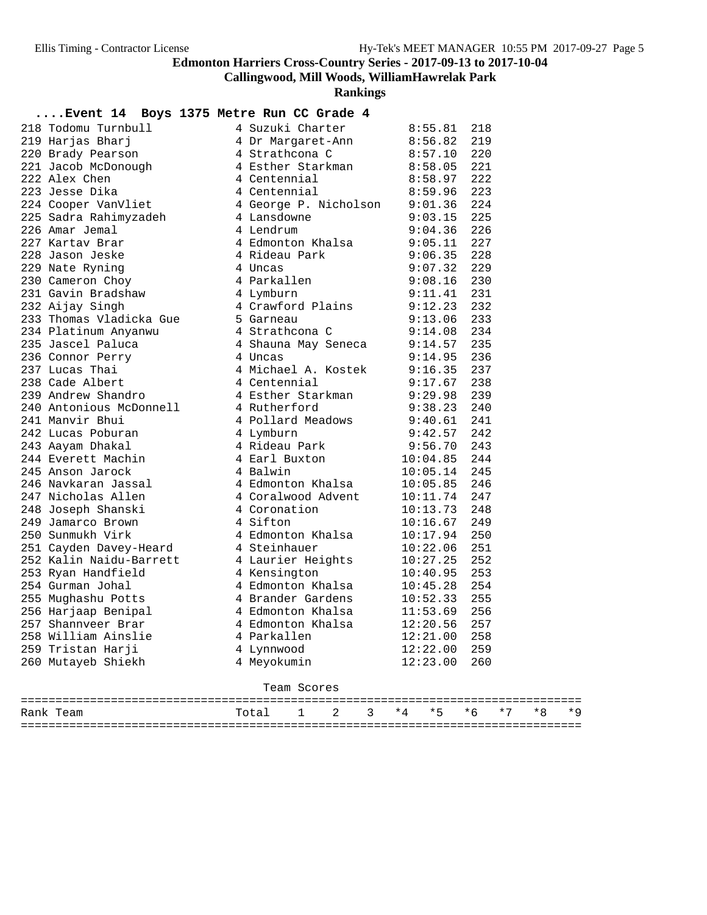# Edmonton Harriers Cross-Country Series - 2017-09-13 to 2017-10-04

## Callingwood, Mill Woods, WilliamHawrelak Park

### Rankings

#### ....Event 14 Boys 1375 Metre Run CC Grade 4

| Rank | Name | Gr | School | Time | Points |
|---|---|---|---|---|---|
| 218 | Todomu Turnbull | 4 | Suzuki Charter | 8:55.81 | 218 |
| 219 | Harjas Bharj | 4 | Dr Margaret-Ann | 8:56.82 | 219 |
| 220 | Brady Pearson | 4 | Strathcona C | 8:57.10 | 220 |
| 221 | Jacob McDonough | 4 | Esther Starkman | 8:58.05 | 221 |
| 222 | Alex Chen | 4 | Centennial | 8:58.97 | 222 |
| 223 | Jesse Dika | 4 | Centennial | 8:59.96 | 223 |
| 224 | Cooper VanVliet | 4 | George P. Nicholson | 9:01.36 | 224 |
| 225 | Sadra Rahimyzadeh | 4 | Lansdowne | 9:03.15 | 225 |
| 226 | Amar Jemal | 4 | Lendrum | 9:04.36 | 226 |
| 227 | Kartav Brar | 4 | Edmonton Khalsa | 9:05.11 | 227 |
| 228 | Jason Jeske | 4 | Rideau Park | 9:06.35 | 228 |
| 229 | Nate Ryning | 4 | Uncas | 9:07.32 | 229 |
| 230 | Cameron Choy | 4 | Parkallen | 9:08.16 | 230 |
| 231 | Gavin Bradshaw | 4 | Lymburn | 9:11.41 | 231 |
| 232 | Aijay Singh | 4 | Crawford Plains | 9:12.23 | 232 |
| 233 | Thomas Vladicka Gue | 5 | Garneau | 9:13.06 | 233 |
| 234 | Platinum Anyanwu | 4 | Strathcona C | 9:14.08 | 234 |
| 235 | Jascel Paluca | 4 | Shauna May Seneca | 9:14.57 | 235 |
| 236 | Connor Perry | 4 | Uncas | 9:14.95 | 236 |
| 237 | Lucas Thai | 4 | Michael A. Kostek | 9:16.35 | 237 |
| 238 | Cade Albert | 4 | Centennial | 9:17.67 | 238 |
| 239 | Andrew Shandro | 4 | Esther Starkman | 9:29.98 | 239 |
| 240 | Antonious McDonnell | 4 | Rutherford | 9:38.23 | 240 |
| 241 | Manvir Bhui | 4 | Pollard Meadows | 9:40.61 | 241 |
| 242 | Lucas Poburan | 4 | Lymburn | 9:42.57 | 242 |
| 243 | Aayam Dhakal | 4 | Rideau Park | 9:56.70 | 243 |
| 244 | Everett Machin | 4 | Earl Buxton | 10:04.85 | 244 |
| 245 | Anson Jarock | 4 | Balwin | 10:05.14 | 245 |
| 246 | Navkaran Jassal | 4 | Edmonton Khalsa | 10:05.85 | 246 |
| 247 | Nicholas Allen | 4 | Coralwood Advent | 10:11.74 | 247 |
| 248 | Joseph Shanski | 4 | Coronation | 10:13.73 | 248 |
| 249 | Jamarco Brown | 4 | Sifton | 10:16.67 | 249 |
| 250 | Sunmukh Virk | 4 | Edmonton Khalsa | 10:17.94 | 250 |
| 251 | Cayden Davey-Heard | 4 | Steinhauer | 10:22.06 | 251 |
| 252 | Kalin Naidu-Barrett | 4 | Laurier Heights | 10:27.25 | 252 |
| 253 | Ryan Handfield | 4 | Kensington | 10:40.95 | 253 |
| 254 | Gurman Johal | 4 | Edmonton Khalsa | 10:45.28 | 254 |
| 255 | Mughashu Potts | 4 | Brander Gardens | 10:52.33 | 255 |
| 256 | Harjaap Benipal | 4 | Edmonton Khalsa | 11:53.69 | 256 |
| 257 | Shannveer Brar | 4 | Edmonton Khalsa | 12:20.56 | 257 |
| 258 | William Ainslie | 4 | Parkallen | 12:21.00 | 258 |
| 259 | Tristan Harji | 4 | Lynnwood | 12:22.00 | 259 |
| 260 | Mutayeb Shiekh | 4 | Meyokumin | 12:23.00 | 260 |

Team Scores

| Rank | Team | Total | 1 | 2 | 3 | *4 | *5 | *6 | *7 | *8 | *9 |
|---|---|---|---|---|---|---|---|---|---|---|---|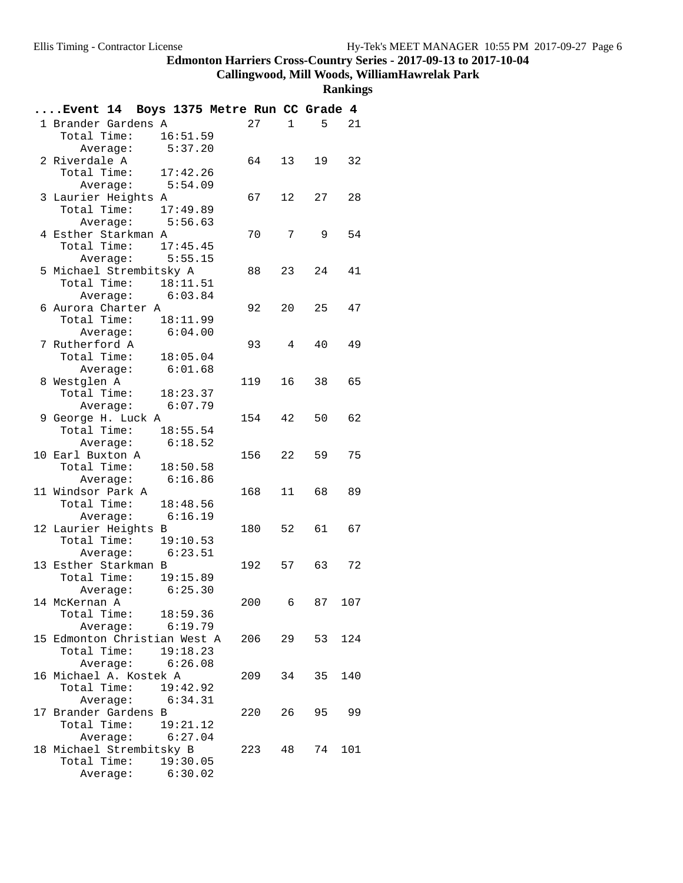# Edmonton Harriers Cross-Country Series - 2017-09-13 to 2017-10-04

## Callingwood, Mill Woods, WilliamHawrelak Park

### Rankings

**....Event 14 Boys 1375 Metre Run CC Grade 4**

| Rank | Team | Points | 1 | 2 | 3 | Total Time | Average |
|---|---|---|---|---|---|---|---|
| 1 | Brander Gardens A | 27 | 1 | 5 | 21 | 16:51.59 | 5:37.20 |
| 2 | Riverdale A | 64 | 13 | 19 | 32 | 17:42.26 | 5:54.09 |
| 3 | Laurier Heights A | 67 | 12 | 27 | 28 | 17:49.89 | 5:56.63 |
| 4 | Esther Starkman A | 70 | 7 | 9 | 54 | 17:45.45 | 5:55.15 |
| 5 | Michael Strembitsky A | 88 | 23 | 24 | 41 | 18:11.51 | 6:03.84 |
| 6 | Aurora Charter A | 92 | 20 | 25 | 47 | 18:11.99 | 6:04.00 |
| 7 | Rutherford A | 93 | 4 | 40 | 49 | 18:05.04 | 6:01.68 |
| 8 | Westglen A | 119 | 16 | 38 | 65 | 18:23.37 | 6:07.79 |
| 9 | George H. Luck A | 154 | 42 | 50 | 62 | 18:55.54 | 6:18.52 |
| 10 | Earl Buxton A | 156 | 22 | 59 | 75 | 18:50.58 | 6:16.86 |
| 11 | Windsor Park A | 168 | 11 | 68 | 89 | 18:48.56 | 6:16.19 |
| 12 | Laurier Heights B | 180 | 52 | 61 | 67 | 19:10.53 | 6:23.51 |
| 13 | Esther Starkman B | 192 | 57 | 63 | 72 | 19:15.89 | 6:25.30 |
| 14 | McKernan A | 200 | 6 | 87 | 107 | 18:59.36 | 6:19.79 |
| 15 | Edmonton Christian West A | 206 | 29 | 53 | 124 | 19:18.23 | 6:26.08 |
| 16 | Michael A. Kostek A | 209 | 34 | 35 | 140 | 19:42.92 | 6:34.31 |
| 17 | Brander Gardens B | 220 | 26 | 95 | 99 | 19:21.12 | 6:27.04 |
| 18 | Michael Strembitsky B | 223 | 48 | 74 | 101 | 19:30.05 | 6:30.02 |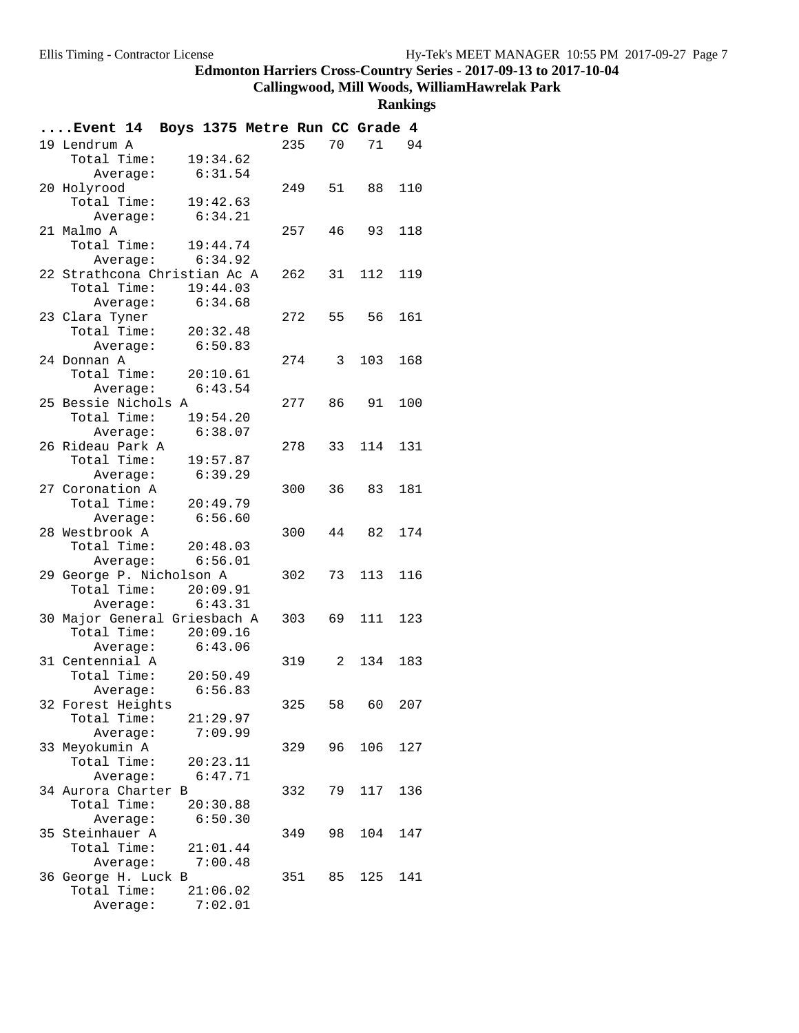## Edmonton Harriers Cross-Country Series - 2017-09-13 to 2017-10-04

### Callingwood, Mill Woods, WilliamHawrelak Park

### Rankings

**....Event 14 Boys 1375 Metre Run CC Grade 4**

```
19 Lendrum A                    235   70   71   94
    Total Time:    19:34.62
       Average:     6:31.54
20 Holyrood                     249   51   88  110
    Total Time:    19:42.63
       Average:     6:34.21
21 Malmo A                      257   46   93  118
    Total Time:    19:44.74
       Average:     6:34.92
22 Strathcona Christian Ac A    262   31  112  119
    Total Time:    19:44.03
       Average:     6:34.68
23 Clara Tyner                  272   55   56  161
    Total Time:    20:32.48
       Average:     6:50.83
24 Donnan A                     274    3  103  168
    Total Time:    20:10.61
       Average:     6:43.54
25 Bessie Nichols A             277   86   91  100
    Total Time:    19:54.20
       Average:     6:38.07
26 Rideau Park A                278   33  114  131
    Total Time:    19:57.87
       Average:     6:39.29
27 Coronation A                 300   36   83  181
    Total Time:    20:49.79
       Average:     6:56.60
28 Westbrook A                  300   44   82  174
    Total Time:    20:48.03
       Average:     6:56.01
29 George P. Nicholson A        302   73  113  116
    Total Time:    20:09.91
       Average:     6:43.31
30 Major General Griesbach A    303   69  111  123
    Total Time:    20:09.16
       Average:     6:43.06
31 Centennial A                 319    2  134  183
    Total Time:    20:50.49
       Average:     6:56.83
32 Forest Heights               325   58   60  207
    Total Time:    21:29.97
       Average:     7:09.99
33 Meyokumin A                  329   96  106  127
    Total Time:    20:23.11
       Average:     6:47.71
34 Aurora Charter B             332   79  117  136
    Total Time:    20:30.88
       Average:     6:50.30
35 Steinhauer A                 349   98  104  147
    Total Time:    21:01.44
       Average:     7:00.48
36 George H. Luck B             351   85  125  141
    Total Time:    21:06.02
       Average:     7:02.01
```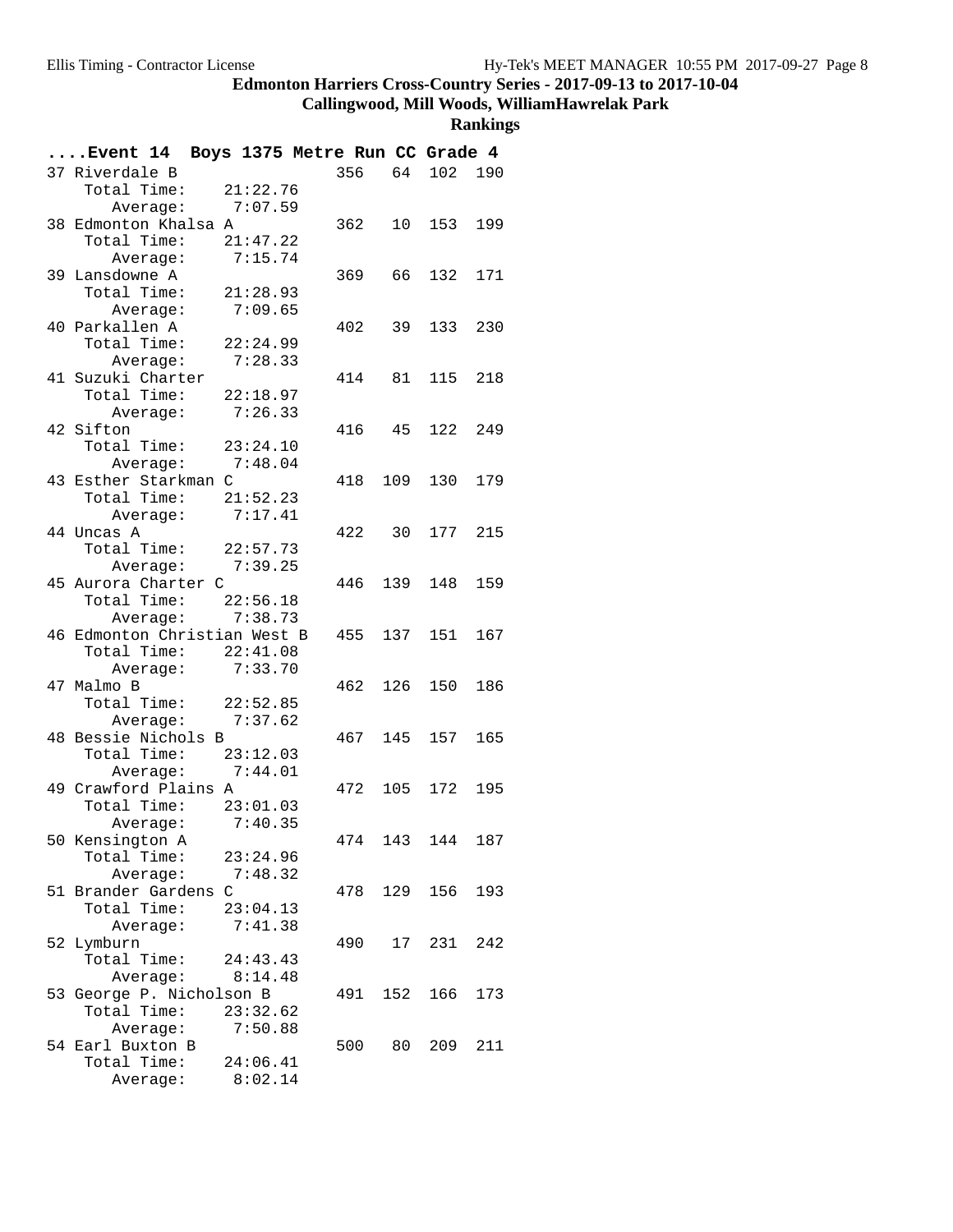# Edmonton Harriers Cross-Country Series - 2017-09-13 to 2017-10-04

## Callingwood, Mill Woods, WilliamHawrelak Park

### Rankings

**....Event 14 Boys 1375 Metre Run CC Grade 4**

| Rank | Team | Total Time | Average | Points | 1 | 2 | 3 |
|---|---|---|---|---|---|---|---|
| 37 | Riverdale B | 21:22.76 | 7:07.59 | 356 | 64 | 102 | 190 |
| 38 | Edmonton Khalsa A | 21:47.22 | 7:15.74 | 362 | 10 | 153 | 199 |
| 39 | Lansdowne A | 21:28.93 | 7:09.65 | 369 | 66 | 132 | 171 |
| 40 | Parkallen A | 22:24.99 | 7:28.33 | 402 | 39 | 133 | 230 |
| 41 | Suzuki Charter | 22:18.97 | 7:26.33 | 414 | 81 | 115 | 218 |
| 42 | Sifton | 23:24.10 | 7:48.04 | 416 | 45 | 122 | 249 |
| 43 | Esther Starkman C | 21:52.23 | 7:17.41 | 418 | 109 | 130 | 179 |
| 44 | Uncas A | 22:57.73 | 7:39.25 | 422 | 30 | 177 | 215 |
| 45 | Aurora Charter C | 22:56.18 | 7:38.73 | 446 | 139 | 148 | 159 |
| 46 | Edmonton Christian West B | 22:41.08 | 7:33.70 | 455 | 137 | 151 | 167 |
| 47 | Malmo B | 22:52.85 | 7:37.62 | 462 | 126 | 150 | 186 |
| 48 | Bessie Nichols B | 23:12.03 | 7:44.01 | 467 | 145 | 157 | 165 |
| 49 | Crawford Plains A | 23:01.03 | 7:40.35 | 472 | 105 | 172 | 195 |
| 50 | Kensington A | 23:24.96 | 7:48.32 | 474 | 143 | 144 | 187 |
| 51 | Brander Gardens C | 23:04.13 | 7:41.38 | 478 | 129 | 156 | 193 |
| 52 | Lymburn | 24:43.43 | 8:14.48 | 490 | 17 | 231 | 242 |
| 53 | George P. Nicholson B | 23:32.62 | 7:50.88 | 491 | 152 | 166 | 173 |
| 54 | Earl Buxton B | 24:06.41 | 8:02.14 | 500 | 80 | 209 | 211 |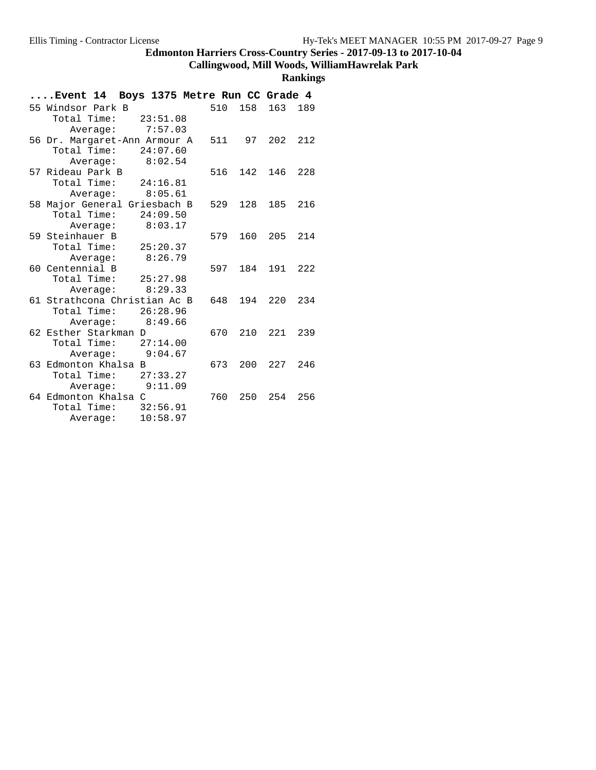# Edmonton Harriers Cross-Country Series - 2017-09-13 to 2017-10-04

## Callingwood, Mill Woods, WilliamHawrelak Park

### Rankings

**....Event 14 Boys 1375 Metre Run CC Grade 4**

```
55 Windsor Park B                510  158  163  189
    Total Time:    23:51.08
       Average:     7:57.03
56 Dr. Margaret-Ann Armour A     511   97  202  212
    Total Time:    24:07.60
       Average:     8:02.54
57 Rideau Park B                 516  142  146  228
    Total Time:    24:16.81
       Average:     8:05.61
58 Major General Griesbach B     529  128  185  216
    Total Time:    24:09.50
       Average:     8:03.17
59 Steinhauer B                  579  160  205  214
    Total Time:    25:20.37
       Average:     8:26.79
60 Centennial B                  597  184  191  222
    Total Time:    25:27.98
       Average:     8:29.33
61 Strathcona Christian Ac B     648  194  220  234
    Total Time:    26:28.96
       Average:     8:49.66
62 Esther Starkman D             670  210  221  239
    Total Time:    27:14.00
       Average:     9:04.67
63 Edmonton Khalsa B             673  200  227  246
    Total Time:    27:33.27
       Average:     9:11.09
64 Edmonton Khalsa C             760  250  254  256
    Total Time:    32:56.91
       Average:    10:58.97
```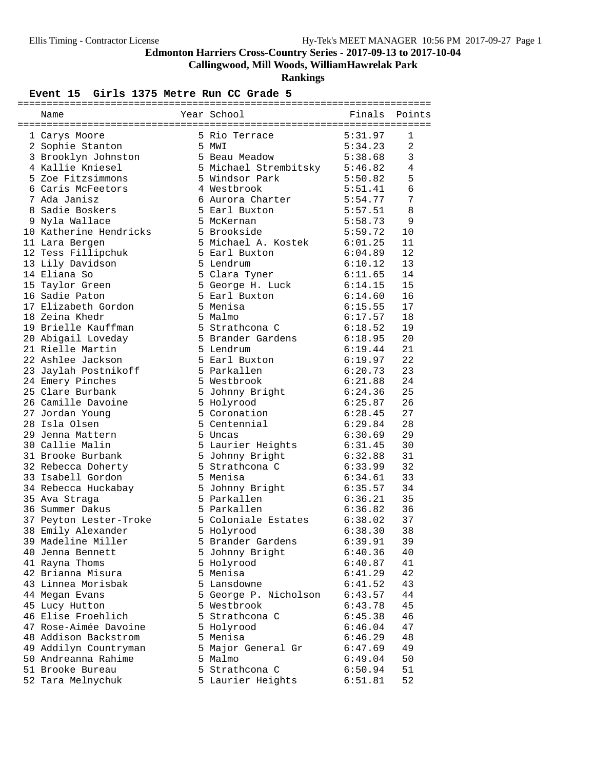# Edmonton Harriers Cross-Country Series - 2017-09-13 to 2017-10-04

## Callingwood, Mill Woods, WilliamHawrelak Park

## Rankings

### Event 15 Girls 1375 Metre Run CC Grade 5

| | Name | Year | School | Finals | Points |
|---|---|---|---|---|---|
| 1 | Carys Moore | 5 | Rio Terrace | 5:31.97 | 1 |
| 2 | Sophie Stanton | 5 | MWI | 5:34.23 | 2 |
| 3 | Brooklyn Johnston | 5 | Beau Meadow | 5:38.68 | 3 |
| 4 | Kallie Kniesel | 5 | Michael Strembitsky | 5:46.82 | 4 |
| 5 | Zoe Fitzsimmons | 5 | Windsor Park | 5:50.82 | 5 |
| 6 | Caris McFeetors | 4 | Westbrook | 5:51.41 | 6 |
| 7 | Ada Janisz | 6 | Aurora Charter | 5:54.77 | 7 |
| 8 | Sadie Boskers | 5 | Earl Buxton | 5:57.51 | 8 |
| 9 | Nyla Wallace | 5 | McKernan | 5:58.73 | 9 |
| 10 | Katherine Hendricks | 5 | Brookside | 5:59.72 | 10 |
| 11 | Lara Bergen | 5 | Michael A. Kostek | 6:01.25 | 11 |
| 12 | Tess Fillipchuk | 5 | Earl Buxton | 6:04.89 | 12 |
| 13 | Lily Davidson | 5 | Lendrum | 6:10.12 | 13 |
| 14 | Eliana So | 5 | Clara Tyner | 6:11.65 | 14 |
| 15 | Taylor Green | 5 | George H. Luck | 6:14.15 | 15 |
| 16 | Sadie Paton | 5 | Earl Buxton | 6:14.60 | 16 |
| 17 | Elizabeth Gordon | 5 | Menisa | 6:15.55 | 17 |
| 18 | Zeina Khedr | 5 | Malmo | 6:17.57 | 18 |
| 19 | Brielle Kauffman | 5 | Strathcona C | 6:18.52 | 19 |
| 20 | Abigail Loveday | 5 | Brander Gardens | 6:18.95 | 20 |
| 21 | Rielle Martin | 5 | Lendrum | 6:19.44 | 21 |
| 22 | Ashlee Jackson | 5 | Earl Buxton | 6:19.97 | 22 |
| 23 | Jaylah Postnikoff | 5 | Parkallen | 6:20.73 | 23 |
| 24 | Emery Pinches | 5 | Westbrook | 6:21.88 | 24 |
| 25 | Clare Burbank | 5 | Johnny Bright | 6:24.36 | 25 |
| 26 | Camille Davoine | 5 | Holyrood | 6:25.87 | 26 |
| 27 | Jordan Young | 5 | Coronation | 6:28.45 | 27 |
| 28 | Isla Olsen | 5 | Centennial | 6:29.84 | 28 |
| 29 | Jenna Mattern | 5 | Uncas | 6:30.69 | 29 |
| 30 | Callie Malin | 5 | Laurier Heights | 6:31.45 | 30 |
| 31 | Brooke Burbank | 5 | Johnny Bright | 6:32.88 | 31 |
| 32 | Rebecca Doherty | 5 | Strathcona C | 6:33.99 | 32 |
| 33 | Isabell Gordon | 5 | Menisa | 6:34.61 | 33 |
| 34 | Rebecca Huckabay | 5 | Johnny Bright | 6:35.57 | 34 |
| 35 | Ava Straga | 5 | Parkallen | 6:36.21 | 35 |
| 36 | Summer Dakus | 5 | Parkallen | 6:36.82 | 36 |
| 37 | Peyton Lester-Troke | 5 | Coloniale Estates | 6:38.02 | 37 |
| 38 | Emily Alexander | 5 | Holyrood | 6:38.30 | 38 |
| 39 | Madeline Miller | 5 | Brander Gardens | 6:39.91 | 39 |
| 40 | Jenna Bennett | 5 | Johnny Bright | 6:40.36 | 40 |
| 41 | Rayna Thoms | 5 | Holyrood | 6:40.87 | 41 |
| 42 | Brianna Misura | 5 | Menisa | 6:41.29 | 42 |
| 43 | Linnea Morisbak | 5 | Lansdowne | 6:41.52 | 43 |
| 44 | Megan Evans | 5 | George P. Nicholson | 6:43.57 | 44 |
| 45 | Lucy Hutton | 5 | Westbrook | 6:43.78 | 45 |
| 46 | Elise Froehlich | 5 | Strathcona C | 6:45.38 | 46 |
| 47 | Rose-Aimée Davoine | 5 | Holyrood | 6:46.04 | 47 |
| 48 | Addison Backstrom | 5 | Menisa | 6:46.29 | 48 |
| 49 | Addilyn Countryman | 5 | Major General Gr | 6:47.69 | 49 |
| 50 | Andreanna Rahime | 5 | Malmo | 6:49.04 | 50 |
| 51 | Brooke Bureau | 5 | Strathcona C | 6:50.94 | 51 |
| 52 | Tara Melnychuk | 5 | Laurier Heights | 6:51.81 | 52 |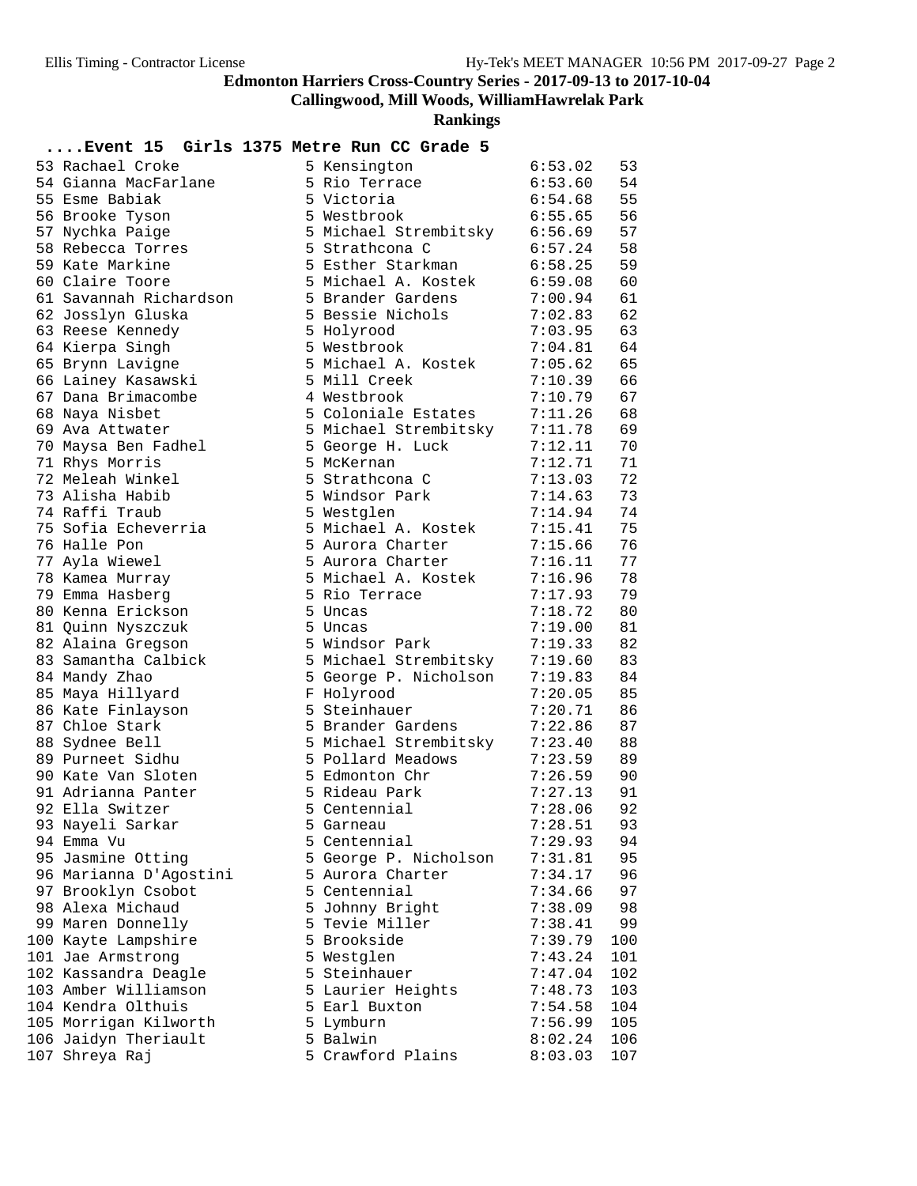# Edmonton Harriers Cross-Country Series - 2017-09-13 to 2017-10-04

## Callingwood, Mill Woods, WilliamHawrelak Park

### Rankings

**....Event 15 Girls 1375 Metre Run CC Grade 5**

| Place | Name | Grade | School | Time | Points |
|---|---|---|---|---|---|
| 53 | Rachael Croke | 5 | Kensington | 6:53.02 | 53 |
| 54 | Gianna MacFarlane | 5 | Rio Terrace | 6:53.60 | 54 |
| 55 | Esme Babiak | 5 | Victoria | 6:54.68 | 55 |
| 56 | Brooke Tyson | 5 | Westbrook | 6:55.65 | 56 |
| 57 | Nychka Paige | 5 | Michael Strembitsky | 6:56.69 | 57 |
| 58 | Rebecca Torres | 5 | Strathcona C | 6:57.24 | 58 |
| 59 | Kate Markine | 5 | Esther Starkman | 6:58.25 | 59 |
| 60 | Claire Toore | 5 | Michael A. Kostek | 6:59.08 | 60 |
| 61 | Savannah Richardson | 5 | Brander Gardens | 7:00.94 | 61 |
| 62 | Josslyn Gluska | 5 | Bessie Nichols | 7:02.83 | 62 |
| 63 | Reese Kennedy | 5 | Holyrood | 7:03.95 | 63 |
| 64 | Kierpa Singh | 5 | Westbrook | 7:04.81 | 64 |
| 65 | Brynn Lavigne | 5 | Michael A. Kostek | 7:05.62 | 65 |
| 66 | Lainey Kasawski | 5 | Mill Creek | 7:10.39 | 66 |
| 67 | Dana Brimacombe | 4 | Westbrook | 7:10.79 | 67 |
| 68 | Naya Nisbet | 5 | Coloniale Estates | 7:11.26 | 68 |
| 69 | Ava Attwater | 5 | Michael Strembitsky | 7:11.78 | 69 |
| 70 | Maysa Ben Fadhel | 5 | George H. Luck | 7:12.11 | 70 |
| 71 | Rhys Morris | 5 | McKernan | 7:12.71 | 71 |
| 72 | Meleah Winkel | 5 | Strathcona C | 7:13.03 | 72 |
| 73 | Alisha Habib | 5 | Windsor Park | 7:14.63 | 73 |
| 74 | Raffi Traub | 5 | Westglen | 7:14.94 | 74 |
| 75 | Sofia Echeverria | 5 | Michael A. Kostek | 7:15.41 | 75 |
| 76 | Halle Pon | 5 | Aurora Charter | 7:15.66 | 76 |
| 77 | Ayla Wiewel | 5 | Aurora Charter | 7:16.11 | 77 |
| 78 | Kamea Murray | 5 | Michael A. Kostek | 7:16.96 | 78 |
| 79 | Emma Hasberg | 5 | Rio Terrace | 7:17.93 | 79 |
| 80 | Kenna Erickson | 5 | Uncas | 7:18.72 | 80 |
| 81 | Quinn Nyszczuk | 5 | Uncas | 7:19.00 | 81 |
| 82 | Alaina Gregson | 5 | Windsor Park | 7:19.33 | 82 |
| 83 | Samantha Calbick | 5 | Michael Strembitsky | 7:19.60 | 83 |
| 84 | Mandy Zhao | 5 | George P. Nicholson | 7:19.83 | 84 |
| 85 | Maya Hillyard | F | Holyrood | 7:20.05 | 85 |
| 86 | Kate Finlayson | 5 | Steinhauer | 7:20.71 | 86 |
| 87 | Chloe Stark | 5 | Brander Gardens | 7:22.86 | 87 |
| 88 | Sydnee Bell | 5 | Michael Strembitsky | 7:23.40 | 88 |
| 89 | Purneet Sidhu | 5 | Pollard Meadows | 7:23.59 | 89 |
| 90 | Kate Van Sloten | 5 | Edmonton Chr | 7:26.59 | 90 |
| 91 | Adrianna Panter | 5 | Rideau Park | 7:27.13 | 91 |
| 92 | Ella Switzer | 5 | Centennial | 7:28.06 | 92 |
| 93 | Nayeli Sarkar | 5 | Garneau | 7:28.51 | 93 |
| 94 | Emma Vu | 5 | Centennial | 7:29.93 | 94 |
| 95 | Jasmine Otting | 5 | George P. Nicholson | 7:31.81 | 95 |
| 96 | Marianna D'Agostini | 5 | Aurora Charter | 7:34.17 | 96 |
| 97 | Brooklyn Csobot | 5 | Centennial | 7:34.66 | 97 |
| 98 | Alexa Michaud | 5 | Johnny Bright | 7:38.09 | 98 |
| 99 | Maren Donnelly | 5 | Tevie Miller | 7:38.41 | 99 |
| 100 | Kayte Lampshire | 5 | Brookside | 7:39.79 | 100 |
| 101 | Jae Armstrong | 5 | Westglen | 7:43.24 | 101 |
| 102 | Kassandra Deagle | 5 | Steinhauer | 7:47.04 | 102 |
| 103 | Amber Williamson | 5 | Laurier Heights | 7:48.73 | 103 |
| 104 | Kendra Olthuis | 5 | Earl Buxton | 7:54.58 | 104 |
| 105 | Morrigan Kilworth | 5 | Lymburn | 7:56.99 | 105 |
| 106 | Jaidyn Theriault | 5 | Balwin | 8:02.24 | 106 |
| 107 | Shreya Raj | 5 | Crawford Plains | 8:03.03 | 107 |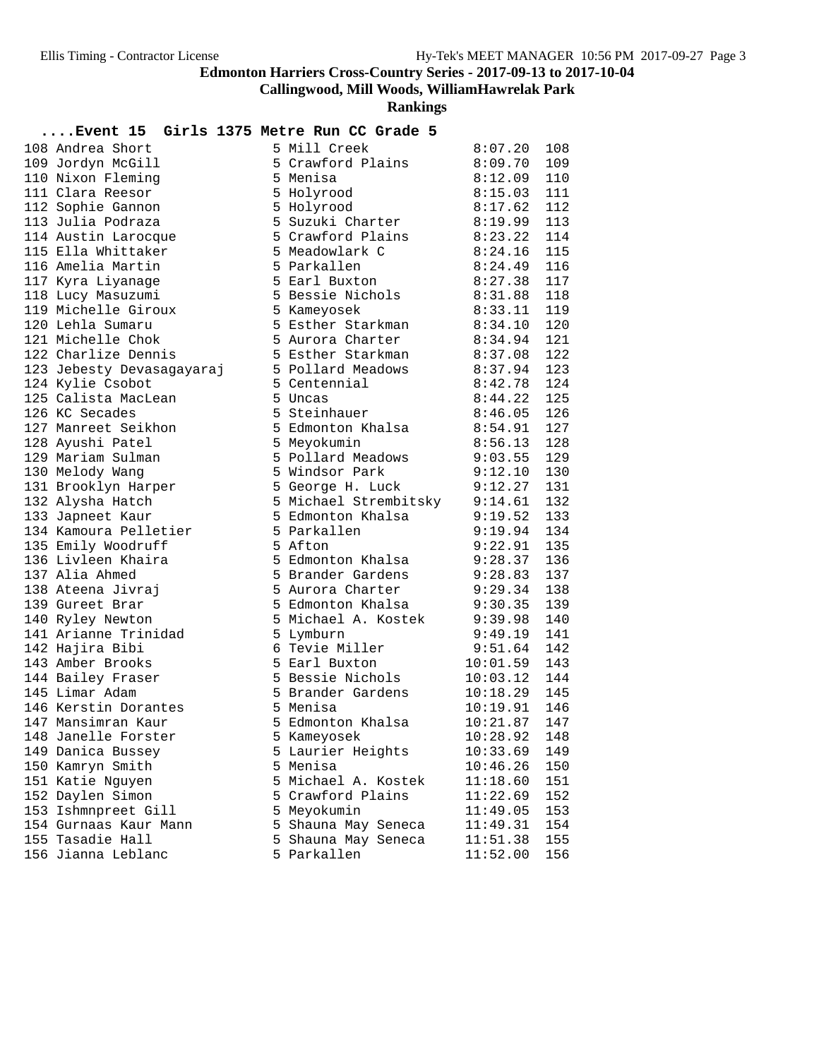# Edmonton Harriers Cross-Country Series - 2017-09-13 to 2017-10-04

## Callingwood, Mill Woods, WilliamHawrelak Park

### Rankings

**....Event 15 Girls 1375 Metre Run CC Grade 5**

| Place | Name | Grade | School | Time | Points |
|---|---|---|---|---|---|
| 108 | Andrea Short | 5 | Mill Creek | 8:07.20 | 108 |
| 109 | Jordyn McGill | 5 | Crawford Plains | 8:09.70 | 109 |
| 110 | Nixon Fleming | 5 | Menisa | 8:12.09 | 110 |
| 111 | Clara Reesor | 5 | Holyrood | 8:15.03 | 111 |
| 112 | Sophie Gannon | 5 | Holyrood | 8:17.62 | 112 |
| 113 | Julia Podraza | 5 | Suzuki Charter | 8:19.99 | 113 |
| 114 | Austin Larocque | 5 | Crawford Plains | 8:23.22 | 114 |
| 115 | Ella Whittaker | 5 | Meadowlark C | 8:24.16 | 115 |
| 116 | Amelia Martin | 5 | Parkallen | 8:24.49 | 116 |
| 117 | Kyra Liyanage | 5 | Earl Buxton | 8:27.38 | 117 |
| 118 | Lucy Masuzumi | 5 | Bessie Nichols | 8:31.88 | 118 |
| 119 | Michelle Giroux | 5 | Kameyosek | 8:33.11 | 119 |
| 120 | Lehla Sumaru | 5 | Esther Starkman | 8:34.10 | 120 |
| 121 | Michelle Chok | 5 | Aurora Charter | 8:34.94 | 121 |
| 122 | Charlize Dennis | 5 | Esther Starkman | 8:37.08 | 122 |
| 123 | Jebesty Devasagayaraj | 5 | Pollard Meadows | 8:37.94 | 123 |
| 124 | Kylie Csobot | 5 | Centennial | 8:42.78 | 124 |
| 125 | Calista MacLean | 5 | Uncas | 8:44.22 | 125 |
| 126 | KC Secades | 5 | Steinhauer | 8:46.05 | 126 |
| 127 | Manreet Seikhon | 5 | Edmonton Khalsa | 8:54.91 | 127 |
| 128 | Ayushi Patel | 5 | Meyokumin | 8:56.13 | 128 |
| 129 | Mariam Sulman | 5 | Pollard Meadows | 9:03.55 | 129 |
| 130 | Melody Wang | 5 | Windsor Park | 9:12.10 | 130 |
| 131 | Brooklyn Harper | 5 | George H. Luck | 9:12.27 | 131 |
| 132 | Alysha Hatch | 5 | Michael Strembitsky | 9:14.61 | 132 |
| 133 | Japneet Kaur | 5 | Edmonton Khalsa | 9:19.52 | 133 |
| 134 | Kamoura Pelletier | 5 | Parkallen | 9:19.94 | 134 |
| 135 | Emily Woodruff | 5 | Afton | 9:22.91 | 135 |
| 136 | Livleen Khaira | 5 | Edmonton Khalsa | 9:28.37 | 136 |
| 137 | Alia Ahmed | 5 | Brander Gardens | 9:28.83 | 137 |
| 138 | Ateena Jivraj | 5 | Aurora Charter | 9:29.34 | 138 |
| 139 | Gureet Brar | 5 | Edmonton Khalsa | 9:30.35 | 139 |
| 140 | Ryley Newton | 5 | Michael A. Kostek | 9:39.98 | 140 |
| 141 | Arianne Trinidad | 5 | Lymburn | 9:49.19 | 141 |
| 142 | Hajira Bibi | 6 | Tevie Miller | 9:51.64 | 142 |
| 143 | Amber Brooks | 5 | Earl Buxton | 10:01.59 | 143 |
| 144 | Bailey Fraser | 5 | Bessie Nichols | 10:03.12 | 144 |
| 145 | Limar Adam | 5 | Brander Gardens | 10:18.29 | 145 |
| 146 | Kerstin Dorantes | 5 | Menisa | 10:19.91 | 146 |
| 147 | Mansimran Kaur | 5 | Edmonton Khalsa | 10:21.87 | 147 |
| 148 | Janelle Forster | 5 | Kameyosek | 10:28.92 | 148 |
| 149 | Danica Bussey | 5 | Laurier Heights | 10:33.69 | 149 |
| 150 | Kamryn Smith | 5 | Menisa | 10:46.26 | 150 |
| 151 | Katie Nguyen | 5 | Michael A. Kostek | 11:18.60 | 151 |
| 152 | Daylen Simon | 5 | Crawford Plains | 11:22.69 | 152 |
| 153 | Ishmnpreet Gill | 5 | Meyokumin | 11:49.05 | 153 |
| 154 | Gurnaas Kaur Mann | 5 | Shauna May Seneca | 11:49.31 | 154 |
| 155 | Tasadie Hall | 5 | Shauna May Seneca | 11:51.38 | 155 |
| 156 | Jianna Leblanc | 5 | Parkallen | 11:52.00 | 156 |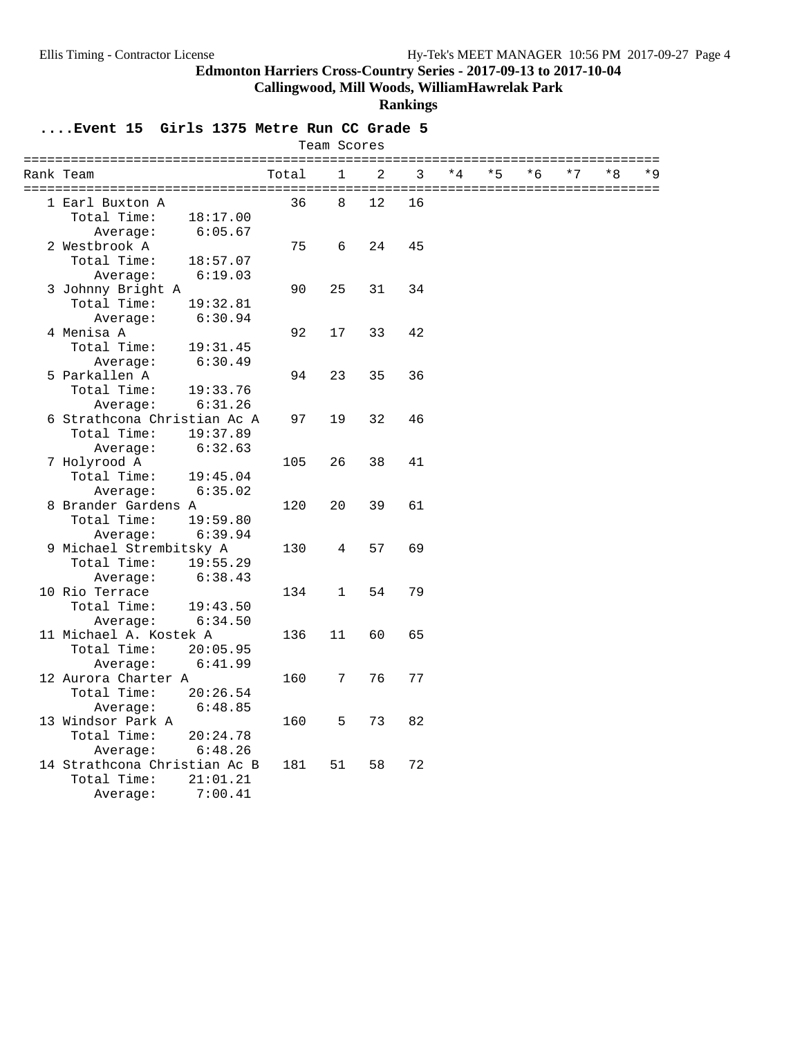## Edmonton Harriers Cross-Country Series - 2017-09-13 to 2017-10-04

**Callingwood, Mill Woods, WilliamHawrelak Park**

**Rankings**

### ....Event 15 Girls 1375 Metre Run CC Grade 5

Team Scores

| Rank | Team | Total | 1 | 2 | 3 | *4 | *5 | *6 | *7 | *8 | *9 |
|---|---|---|---|---|---|---|---|---|---|---|---|
| 1 | Earl Buxton A | 36 | 8 | 12 | 16 | | | | | | |
| | Total Time: 18:17.00 | | | | | | | | | | |
| | Average: 6:05.67 | | | | | | | | | | |
| 2 | Westbrook A | 75 | 6 | 24 | 45 | | | | | | |
| | Total Time: 18:57.07 | | | | | | | | | | |
| | Average: 6:19.03 | | | | | | | | | | |
| 3 | Johnny Bright A | 90 | 25 | 31 | 34 | | | | | | |
| | Total Time: 19:32.81 | | | | | | | | | | |
| | Average: 6:30.94 | | | | | | | | | | |
| 4 | Menisa A | 92 | 17 | 33 | 42 | | | | | | |
| | Total Time: 19:31.45 | | | | | | | | | | |
| | Average: 6:30.49 | | | | | | | | | | |
| 5 | Parkallen A | 94 | 23 | 35 | 36 | | | | | | |
| | Total Time: 19:33.76 | | | | | | | | | | |
| | Average: 6:31.26 | | | | | | | | | | |
| 6 | Strathcona Christian Ac A | 97 | 19 | 32 | 46 | | | | | | |
| | Total Time: 19:37.89 | | | | | | | | | | |
| | Average: 6:32.63 | | | | | | | | | | |
| 7 | Holyrood A | 105 | 26 | 38 | 41 | | | | | | |
| | Total Time: 19:45.04 | | | | | | | | | | |
| | Average: 6:35.02 | | | | | | | | | | |
| 8 | Brander Gardens A | 120 | 20 | 39 | 61 | | | | | | |
| | Total Time: 19:59.80 | | | | | | | | | | |
| | Average: 6:39.94 | | | | | | | | | | |
| 9 | Michael Strembitsky A | 130 | 4 | 57 | 69 | | | | | | |
| | Total Time: 19:55.29 | | | | | | | | | | |
| | Average: 6:38.43 | | | | | | | | | | |
| 10 | Rio Terrace | 134 | 1 | 54 | 79 | | | | | | |
| | Total Time: 19:43.50 | | | | | | | | | | |
| | Average: 6:34.50 | | | | | | | | | | |
| 11 | Michael A. Kostek A | 136 | 11 | 60 | 65 | | | | | | |
| | Total Time: 20:05.95 | | | | | | | | | | |
| | Average: 6:41.99 | | | | | | | | | | |
| 12 | Aurora Charter A | 160 | 7 | 76 | 77 | | | | | | |
| | Total Time: 20:26.54 | | | | | | | | | | |
| | Average: 6:48.85 | | | | | | | | | | |
| 13 | Windsor Park A | 160 | 5 | 73 | 82 | | | | | | |
| | Total Time: 20:24.78 | | | | | | | | | | |
| | Average: 6:48.26 | | | | | | | | | | |
| 14 | Strathcona Christian Ac B | 181 | 51 | 58 | 72 | | | | | | |
| | Total Time: 21:01.21 | | | | | | | | | | |
| | Average: 7:00.41 | | | | | | | | | | |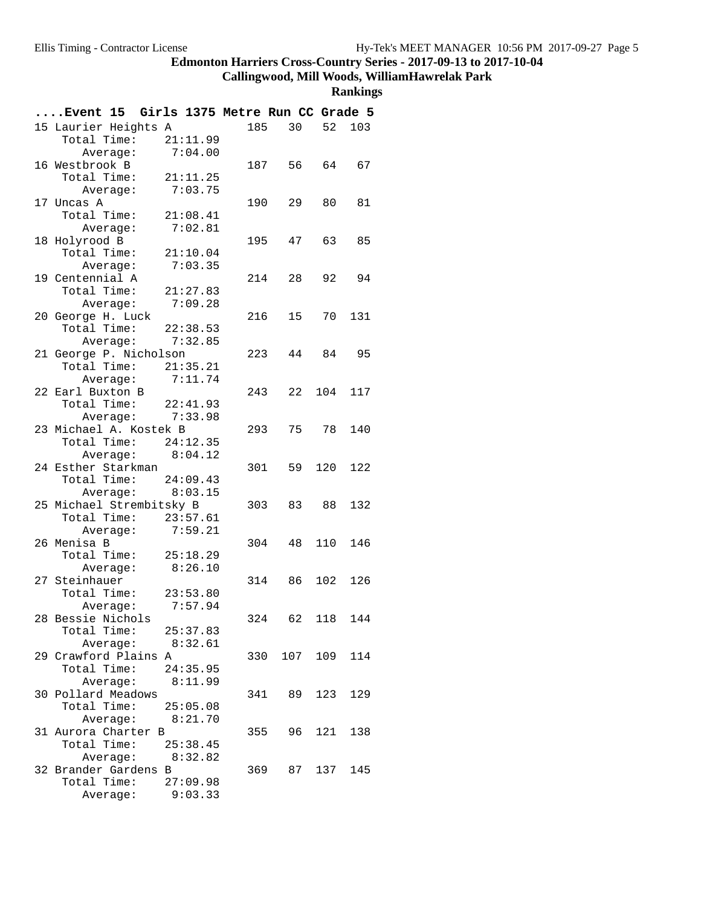# Edmonton Harriers Cross-Country Series - 2017-09-13 to 2017-10-04

## Callingwood, Mill Woods, WilliamHawrelak Park

### Rankings

**....Event 15 Girls 1375 Metre Run CC Grade 5**

```
15 Laurier Heights A          185   30   52  103
    Total Time:    21:11.99
       Average:     7:04.00
16 Westbrook B                187   56   64   67
    Total Time:    21:11.25
       Average:     7:03.75
17 Uncas A                    190   29   80   81
    Total Time:    21:08.41
       Average:     7:02.81
18 Holyrood B                 195   47   63   85
    Total Time:    21:10.04
       Average:     7:03.35
19 Centennial A               214   28   92   94
    Total Time:    21:27.83
       Average:     7:09.28
20 George H. Luck             216   15   70  131
    Total Time:    22:38.53
       Average:     7:32.85
21 George P. Nicholson        223   44   84   95
    Total Time:    21:35.21
       Average:     7:11.74
22 Earl Buxton B              243   22  104  117
    Total Time:    22:41.93
       Average:     7:33.98
23 Michael A. Kostek B        293   75   78  140
    Total Time:    24:12.35
       Average:     8:04.12
24 Esther Starkman            301   59  120  122
    Total Time:    24:09.43
       Average:     8:03.15
25 Michael Strembitsky B      303   83   88  132
    Total Time:    23:57.61
       Average:     7:59.21
26 Menisa B                   304   48  110  146
    Total Time:    25:18.29
       Average:     8:26.10
27 Steinhauer                 314   86  102  126
    Total Time:    23:53.80
       Average:     7:57.94
28 Bessie Nichols             324   62  118  144
    Total Time:    25:37.83
       Average:     8:32.61
29 Crawford Plains A          330  107  109  114
    Total Time:    24:35.95
       Average:     8:11.99
30 Pollard Meadows            341   89  123  129
    Total Time:    25:05.08
       Average:     8:21.70
31 Aurora Charter B           355   96  121  138
    Total Time:    25:38.45
       Average:     8:32.82
32 Brander Gardens B          369   87  137  145
    Total Time:    27:09.98
       Average:     9:03.33
```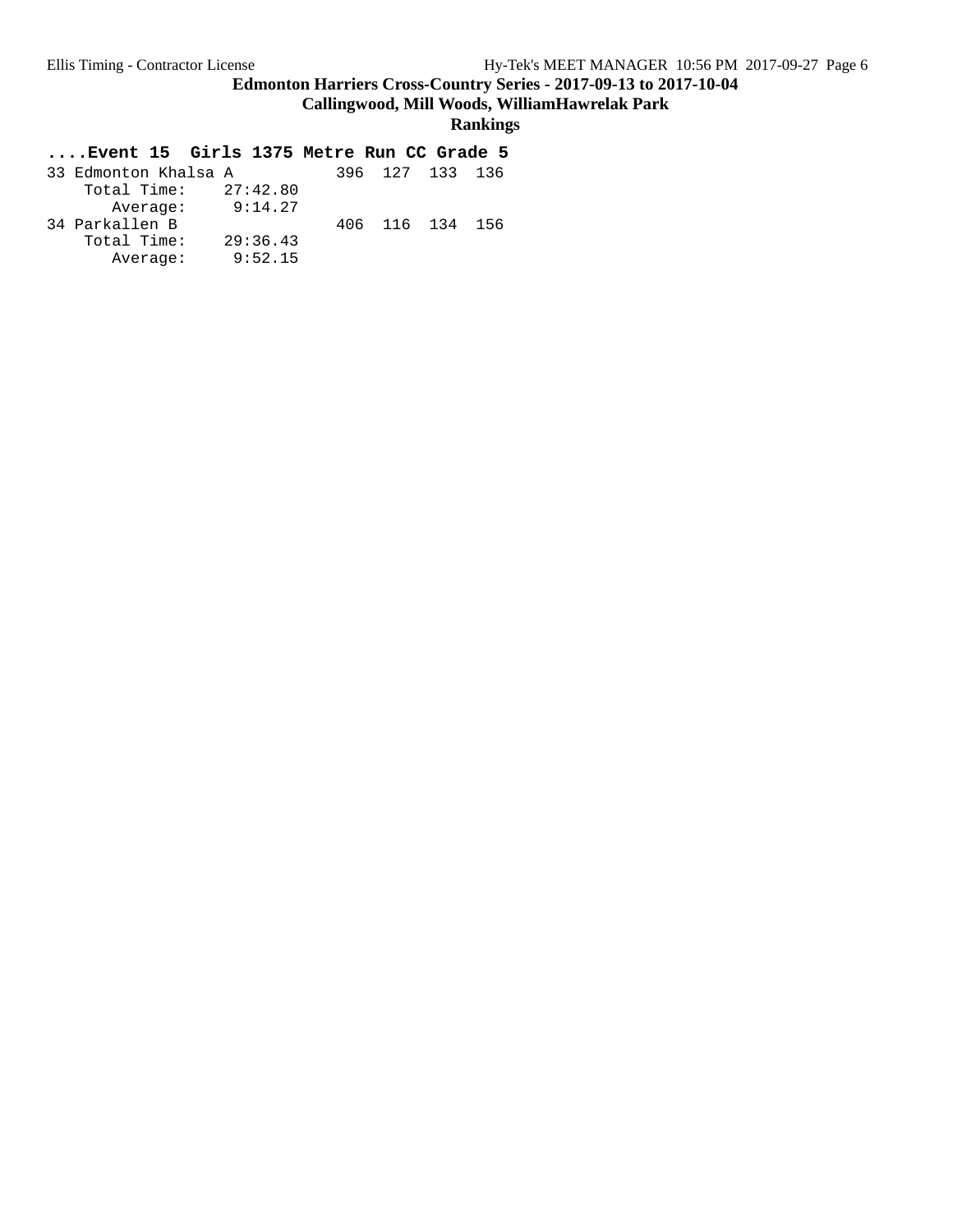**Edmonton Harriers Cross-Country Series - 2017-09-13 to 2017-10-04**

**Callingwood, Mill Woods, WilliamHawrelak Park**

**Rankings**

```
....Event 15  Girls 1375 Metre Run CC Grade 5
33 Edmonton Khalsa A          396  127  133  136
    Total Time:    27:42.80
       Average:     9:14.27
34 Parkallen B                406  116  134  156
    Total Time:    29:36.43
       Average:     9:52.15
```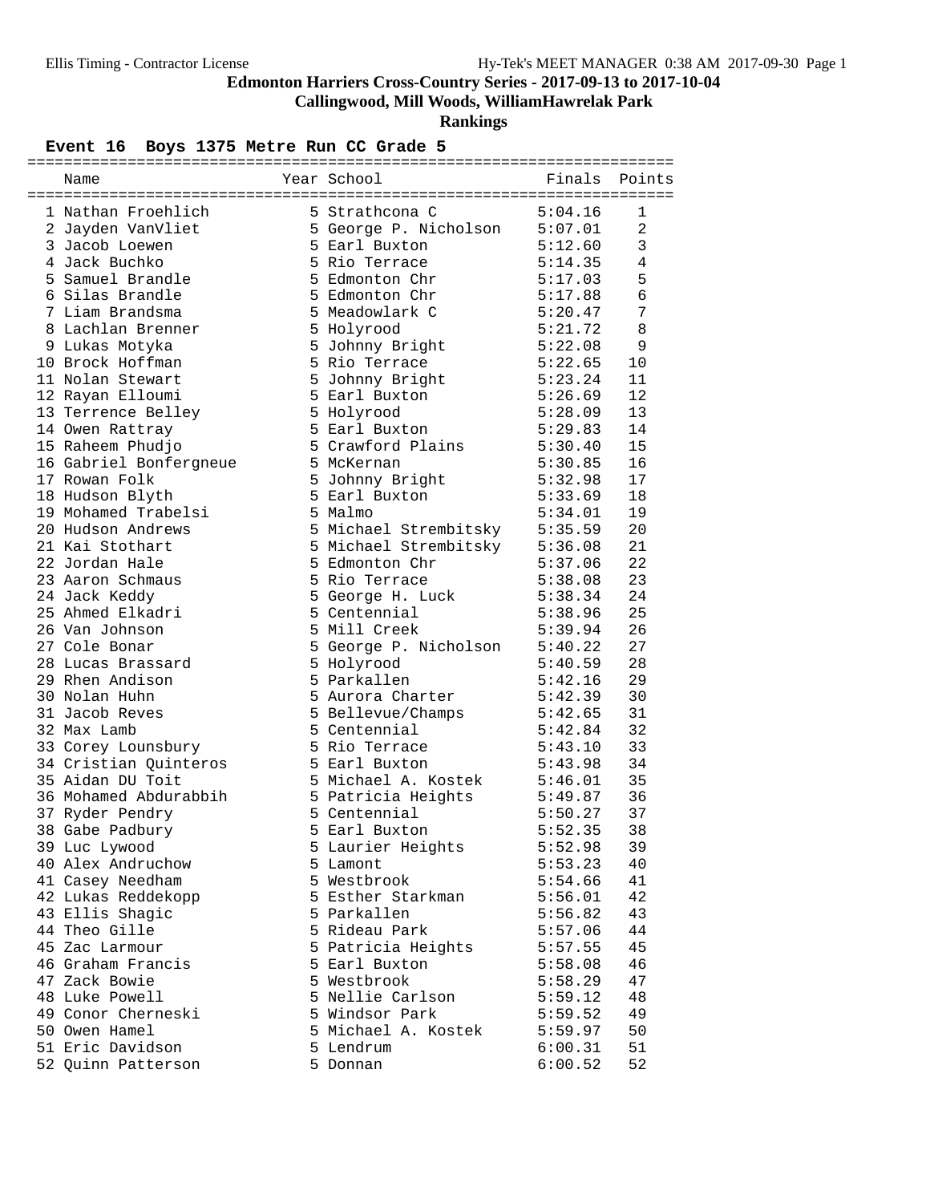# Edmonton Harriers Cross-Country Series - 2017-09-13 to 2017-10-04

## Callingwood, Mill Woods, WilliamHawrelak Park

## Rankings

### Event 16 Boys 1375 Metre Run CC Grade 5

| | Name | Year | School | Finals | Points |
|---|---|---|---|---|---|
| 1 | Nathan Froehlich | 5 | Strathcona C | 5:04.16 | 1 |
| 2 | Jayden VanVliet | 5 | George P. Nicholson | 5:07.01 | 2 |
| 3 | Jacob Loewen | 5 | Earl Buxton | 5:12.60 | 3 |
| 4 | Jack Buchko | 5 | Rio Terrace | 5:14.35 | 4 |
| 5 | Samuel Brandle | 5 | Edmonton Chr | 5:17.03 | 5 |
| 6 | Silas Brandle | 5 | Edmonton Chr | 5:17.88 | 6 |
| 7 | Liam Brandsma | 5 | Meadowlark C | 5:20.47 | 7 |
| 8 | Lachlan Brenner | 5 | Holyrood | 5:21.72 | 8 |
| 9 | Lukas Motyka | 5 | Johnny Bright | 5:22.08 | 9 |
| 10 | Brock Hoffman | 5 | Rio Terrace | 5:22.65 | 10 |
| 11 | Nolan Stewart | 5 | Johnny Bright | 5:23.24 | 11 |
| 12 | Rayan Elloumi | 5 | Earl Buxton | 5:26.69 | 12 |
| 13 | Terrence Belley | 5 | Holyrood | 5:28.09 | 13 |
| 14 | Owen Rattray | 5 | Earl Buxton | 5:29.83 | 14 |
| 15 | Raheem Phudjo | 5 | Crawford Plains | 5:30.40 | 15 |
| 16 | Gabriel Bonfergneue | 5 | McKernan | 5:30.85 | 16 |
| 17 | Rowan Folk | 5 | Johnny Bright | 5:32.98 | 17 |
| 18 | Hudson Blyth | 5 | Earl Buxton | 5:33.69 | 18 |
| 19 | Mohamed Trabelsi | 5 | Malmo | 5:34.01 | 19 |
| 20 | Hudson Andrews | 5 | Michael Strembitsky | 5:35.59 | 20 |
| 21 | Kai Stothart | 5 | Michael Strembitsky | 5:36.08 | 21 |
| 22 | Jordan Hale | 5 | Edmonton Chr | 5:37.06 | 22 |
| 23 | Aaron Schmaus | 5 | Rio Terrace | 5:38.08 | 23 |
| 24 | Jack Keddy | 5 | George H. Luck | 5:38.34 | 24 |
| 25 | Ahmed Elkadri | 5 | Centennial | 5:38.96 | 25 |
| 26 | Van Johnson | 5 | Mill Creek | 5:39.94 | 26 |
| 27 | Cole Bonar | 5 | George P. Nicholson | 5:40.22 | 27 |
| 28 | Lucas Brassard | 5 | Holyrood | 5:40.59 | 28 |
| 29 | Rhen Andison | 5 | Parkallen | 5:42.16 | 29 |
| 30 | Nolan Huhn | 5 | Aurora Charter | 5:42.39 | 30 |
| 31 | Jacob Reves | 5 | Bellevue/Champs | 5:42.65 | 31 |
| 32 | Max Lamb | 5 | Centennial | 5:42.84 | 32 |
| 33 | Corey Lounsbury | 5 | Rio Terrace | 5:43.10 | 33 |
| 34 | Cristian Quinteros | 5 | Earl Buxton | 5:43.98 | 34 |
| 35 | Aidan DU Toit | 5 | Michael A. Kostek | 5:46.01 | 35 |
| 36 | Mohamed Abdurabbih | 5 | Patricia Heights | 5:49.87 | 36 |
| 37 | Ryder Pendry | 5 | Centennial | 5:50.27 | 37 |
| 38 | Gabe Padbury | 5 | Earl Buxton | 5:52.35 | 38 |
| 39 | Luc Lywood | 5 | Laurier Heights | 5:52.98 | 39 |
| 40 | Alex Andruchow | 5 | Lamont | 5:53.23 | 40 |
| 41 | Casey Needham | 5 | Westbrook | 5:54.66 | 41 |
| 42 | Lukas Reddekopp | 5 | Esther Starkman | 5:56.01 | 42 |
| 43 | Ellis Shagic | 5 | Parkallen | 5:56.82 | 43 |
| 44 | Theo Gille | 5 | Rideau Park | 5:57.06 | 44 |
| 45 | Zac Larmour | 5 | Patricia Heights | 5:57.55 | 45 |
| 46 | Graham Francis | 5 | Earl Buxton | 5:58.08 | 46 |
| 47 | Zack Bowie | 5 | Westbrook | 5:58.29 | 47 |
| 48 | Luke Powell | 5 | Nellie Carlson | 5:59.12 | 48 |
| 49 | Conor Cherneski | 5 | Windsor Park | 5:59.52 | 49 |
| 50 | Owen Hamel | 5 | Michael A. Kostek | 5:59.97 | 50 |
| 51 | Eric Davidson | 5 | Lendrum | 6:00.31 | 51 |
| 52 | Quinn Patterson | 5 | Donnan | 6:00.52 | 52 |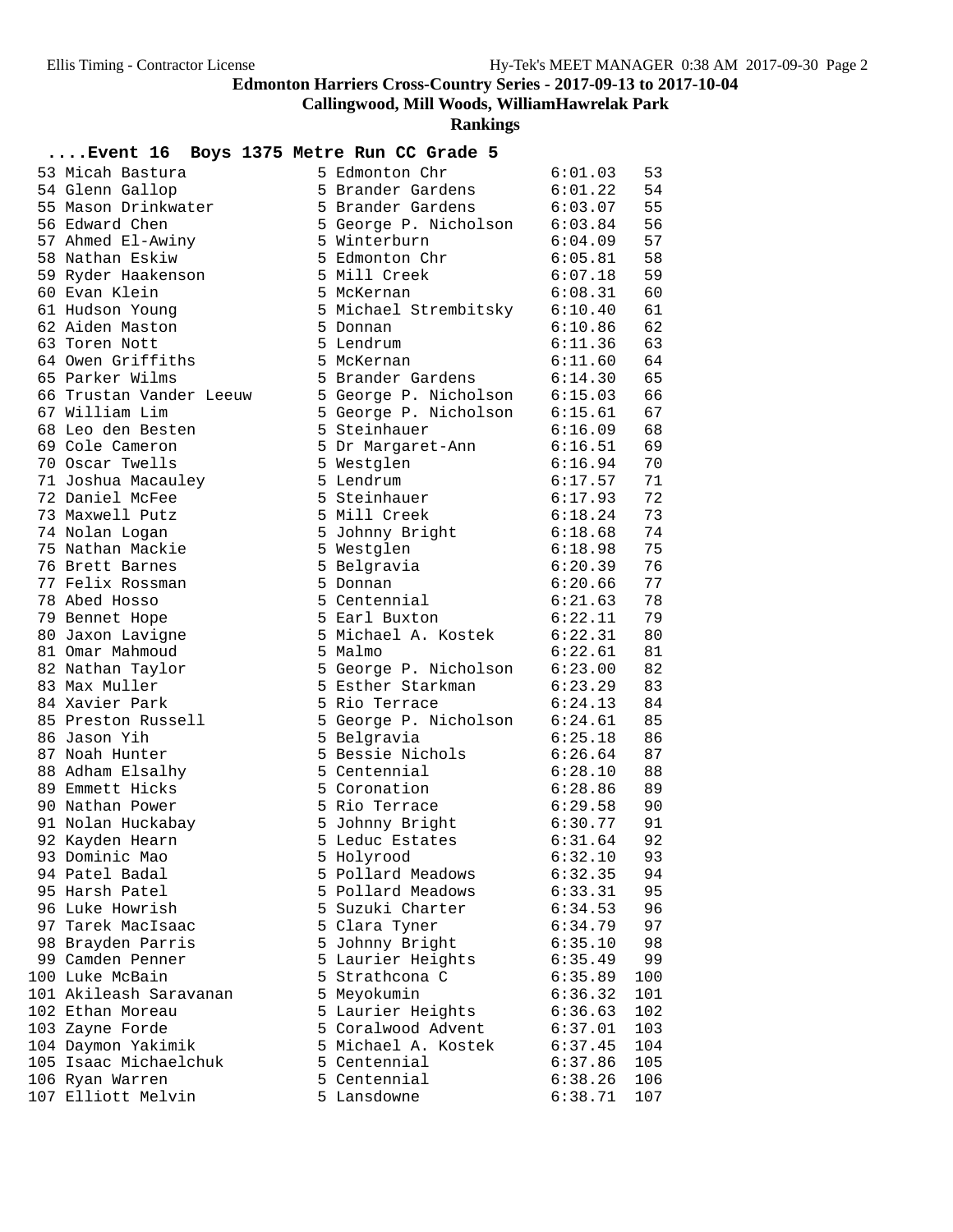# Edmonton Harriers Cross-Country Series - 2017-09-13 to 2017-10-04

**Callingwood, Mill Woods, WilliamHawrelak Park**

**Rankings**

## ....Event 16 Boys 1375 Metre Run CC Grade 5

| Place | Name | Grade | School | Time | Points |
|---|---|---|---|---|---|
| 53 | Micah Bastura | 5 | Edmonton Chr | 6:01.03 | 53 |
| 54 | Glenn Gallop | 5 | Brander Gardens | 6:01.22 | 54 |
| 55 | Mason Drinkwater | 5 | Brander Gardens | 6:03.07 | 55 |
| 56 | Edward Chen | 5 | George P. Nicholson | 6:03.84 | 56 |
| 57 | Ahmed El-Awiny | 5 | Winterburn | 6:04.09 | 57 |
| 58 | Nathan Eskiw | 5 | Edmonton Chr | 6:05.81 | 58 |
| 59 | Ryder Haakenson | 5 | Mill Creek | 6:07.18 | 59 |
| 60 | Evan Klein | 5 | McKernan | 6:08.31 | 60 |
| 61 | Hudson Young | 5 | Michael Strembitsky | 6:10.40 | 61 |
| 62 | Aiden Maston | 5 | Donnan | 6:10.86 | 62 |
| 63 | Toren Nott | 5 | Lendrum | 6:11.36 | 63 |
| 64 | Owen Griffiths | 5 | McKernan | 6:11.60 | 64 |
| 65 | Parker Wilms | 5 | Brander Gardens | 6:14.30 | 65 |
| 66 | Trustan Vander Leeuw | 5 | George P. Nicholson | 6:15.03 | 66 |
| 67 | William Lim | 5 | George P. Nicholson | 6:15.61 | 67 |
| 68 | Leo den Besten | 5 | Steinhauer | 6:16.09 | 68 |
| 69 | Cole Cameron | 5 | Dr Margaret-Ann | 6:16.51 | 69 |
| 70 | Oscar Twells | 5 | Westglen | 6:16.94 | 70 |
| 71 | Joshua Macauley | 5 | Lendrum | 6:17.57 | 71 |
| 72 | Daniel McFee | 5 | Steinhauer | 6:17.93 | 72 |
| 73 | Maxwell Putz | 5 | Mill Creek | 6:18.24 | 73 |
| 74 | Nolan Logan | 5 | Johnny Bright | 6:18.68 | 74 |
| 75 | Nathan Mackie | 5 | Westglen | 6:18.98 | 75 |
| 76 | Brett Barnes | 5 | Belgravia | 6:20.39 | 76 |
| 77 | Felix Rossman | 5 | Donnan | 6:20.66 | 77 |
| 78 | Abed Hosso | 5 | Centennial | 6:21.63 | 78 |
| 79 | Bennet Hope | 5 | Earl Buxton | 6:22.11 | 79 |
| 80 | Jaxon Lavigne | 5 | Michael A. Kostek | 6:22.31 | 80 |
| 81 | Omar Mahmoud | 5 | Malmo | 6:22.61 | 81 |
| 82 | Nathan Taylor | 5 | George P. Nicholson | 6:23.00 | 82 |
| 83 | Max Muller | 5 | Esther Starkman | 6:23.29 | 83 |
| 84 | Xavier Park | 5 | Rio Terrace | 6:24.13 | 84 |
| 85 | Preston Russell | 5 | George P. Nicholson | 6:24.61 | 85 |
| 86 | Jason Yih | 5 | Belgravia | 6:25.18 | 86 |
| 87 | Noah Hunter | 5 | Bessie Nichols | 6:26.64 | 87 |
| 88 | Adham Elsalhy | 5 | Centennial | 6:28.10 | 88 |
| 89 | Emmett Hicks | 5 | Coronation | 6:28.86 | 89 |
| 90 | Nathan Power | 5 | Rio Terrace | 6:29.58 | 90 |
| 91 | Nolan Huckabay | 5 | Johnny Bright | 6:30.77 | 91 |
| 92 | Kayden Hearn | 5 | Leduc Estates | 6:31.64 | 92 |
| 93 | Dominic Mao | 5 | Holyrood | 6:32.10 | 93 |
| 94 | Patel Badal | 5 | Pollard Meadows | 6:32.35 | 94 |
| 95 | Harsh Patel | 5 | Pollard Meadows | 6:33.31 | 95 |
| 96 | Luke Howrish | 5 | Suzuki Charter | 6:34.53 | 96 |
| 97 | Tarek MacIsaac | 5 | Clara Tyner | 6:34.79 | 97 |
| 98 | Brayden Parris | 5 | Johnny Bright | 6:35.10 | 98 |
| 99 | Camden Penner | 5 | Laurier Heights | 6:35.49 | 99 |
| 100 | Luke McBain | 5 | Strathcona C | 6:35.89 | 100 |
| 101 | Akileash Saravanan | 5 | Meyokumin | 6:36.32 | 101 |
| 102 | Ethan Moreau | 5 | Laurier Heights | 6:36.63 | 102 |
| 103 | Zayne Forde | 5 | Coralwood Advent | 6:37.01 | 103 |
| 104 | Daymon Yakimik | 5 | Michael A. Kostek | 6:37.45 | 104 |
| 105 | Isaac Michaelchuk | 5 | Centennial | 6:37.86 | 105 |
| 106 | Ryan Warren | 5 | Centennial | 6:38.26 | 106 |
| 107 | Elliott Melvin | 5 | Lansdowne | 6:38.71 | 107 |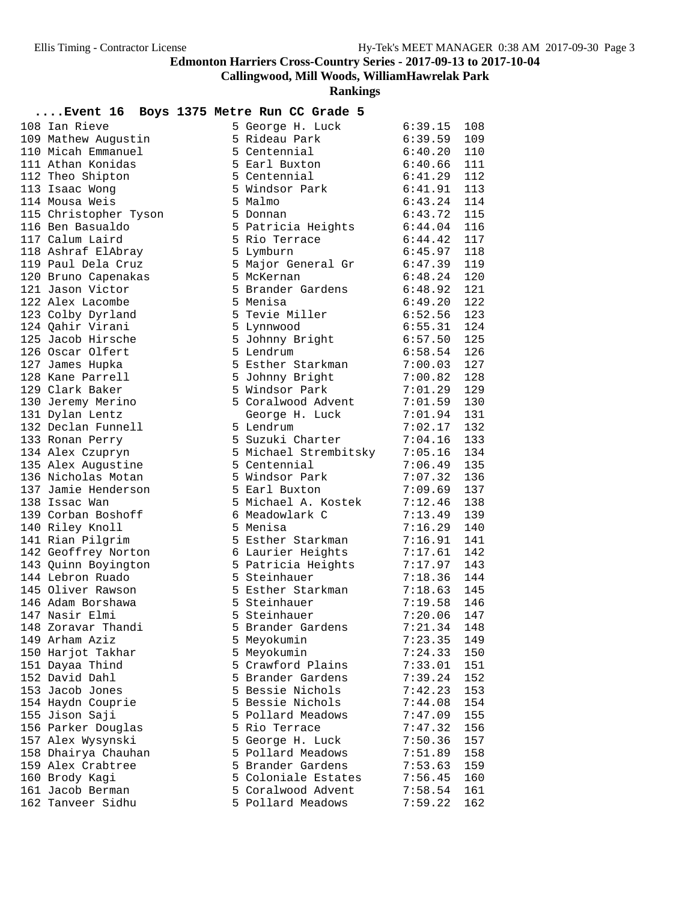## Edmonton Harriers Cross-Country Series - 2017-09-13 to 2017-10-04

### Callingwood, Mill Woods, WilliamHawrelak Park

### Rankings

**....Event 16 Boys 1375 Metre Run CC Grade 5**

| Place | Name | Grade | School | Time | Points |
|---|---|---|---|---|---|
| 108 | Ian Rieve | 5 | George H. Luck | 6:39.15 | 108 |
| 109 | Mathew Augustin | 5 | Rideau Park | 6:39.59 | 109 |
| 110 | Micah Emmanuel | 5 | Centennial | 6:40.20 | 110 |
| 111 | Athan Konidas | 5 | Earl Buxton | 6:40.66 | 111 |
| 112 | Theo Shipton | 5 | Centennial | 6:41.29 | 112 |
| 113 | Isaac Wong | 5 | Windsor Park | 6:41.91 | 113 |
| 114 | Mousa Weis | 5 | Malmo | 6:43.24 | 114 |
| 115 | Christopher Tyson | 5 | Donnan | 6:43.72 | 115 |
| 116 | Ben Basualdo | 5 | Patricia Heights | 6:44.04 | 116 |
| 117 | Calum Laird | 5 | Rio Terrace | 6:44.42 | 117 |
| 118 | Ashraf ElAbray | 5 | Lymburn | 6:45.97 | 118 |
| 119 | Paul Dela Cruz | 5 | Major General Gr | 6:47.39 | 119 |
| 120 | Bruno Capenakas | 5 | McKernan | 6:48.24 | 120 |
| 121 | Jason Victor | 5 | Brander Gardens | 6:48.92 | 121 |
| 122 | Alex Lacombe | 5 | Menisa | 6:49.20 | 122 |
| 123 | Colby Dyrland | 5 | Tevie Miller | 6:52.56 | 123 |
| 124 | Qahir Virani | 5 | Lynnwood | 6:55.31 | 124 |
| 125 | Jacob Hirsche | 5 | Johnny Bright | 6:57.50 | 125 |
| 126 | Oscar Olfert | 5 | Lendrum | 6:58.54 | 126 |
| 127 | James Hupka | 5 | Esther Starkman | 7:00.03 | 127 |
| 128 | Kane Parrell | 5 | Johnny Bright | 7:00.82 | 128 |
| 129 | Clark Baker | 5 | Windsor Park | 7:01.29 | 129 |
| 130 | Jeremy Merino | 5 | Coralwood Advent | 7:01.59 | 130 |
| 131 | Dylan Lentz | | George H. Luck | 7:01.94 | 131 |
| 132 | Declan Funnell | 5 | Lendrum | 7:02.17 | 132 |
| 133 | Ronan Perry | 5 | Suzuki Charter | 7:04.16 | 133 |
| 134 | Alex Czupryn | 5 | Michael Strembitsky | 7:05.16 | 134 |
| 135 | Alex Augustine | 5 | Centennial | 7:06.49 | 135 |
| 136 | Nicholas Motan | 5 | Windsor Park | 7:07.32 | 136 |
| 137 | Jamie Henderson | 5 | Earl Buxton | 7:09.69 | 137 |
| 138 | Issac Wan | 5 | Michael A. Kostek | 7:12.46 | 138 |
| 139 | Corban Boshoff | 6 | Meadowlark C | 7:13.49 | 139 |
| 140 | Riley Knoll | 5 | Menisa | 7:16.29 | 140 |
| 141 | Rian Pilgrim | 5 | Esther Starkman | 7:16.91 | 141 |
| 142 | Geoffrey Norton | 6 | Laurier Heights | 7:17.61 | 142 |
| 143 | Quinn Boyington | 5 | Patricia Heights | 7:17.97 | 143 |
| 144 | Lebron Ruado | 5 | Steinhauer | 7:18.36 | 144 |
| 145 | Oliver Rawson | 5 | Esther Starkman | 7:18.63 | 145 |
| 146 | Adam Borshawa | 5 | Steinhauer | 7:19.58 | 146 |
| 147 | Nasir Elmi | 5 | Steinhauer | 7:20.06 | 147 |
| 148 | Zoravar Thandi | 5 | Brander Gardens | 7:21.34 | 148 |
| 149 | Arham Aziz | 5 | Meyokumin | 7:23.35 | 149 |
| 150 | Harjot Takhar | 5 | Meyokumin | 7:24.33 | 150 |
| 151 | Dayaa Thind | 5 | Crawford Plains | 7:33.01 | 151 |
| 152 | David Dahl | 5 | Brander Gardens | 7:39.24 | 152 |
| 153 | Jacob Jones | 5 | Bessie Nichols | 7:42.23 | 153 |
| 154 | Haydn Couprie | 5 | Bessie Nichols | 7:44.08 | 154 |
| 155 | Jison Saji | 5 | Pollard Meadows | 7:47.09 | 155 |
| 156 | Parker Douglas | 5 | Rio Terrace | 7:47.32 | 156 |
| 157 | Alex Wysynski | 5 | George H. Luck | 7:50.36 | 157 |
| 158 | Dhairya Chauhan | 5 | Pollard Meadows | 7:51.89 | 158 |
| 159 | Alex Crabtree | 5 | Brander Gardens | 7:53.63 | 159 |
| 160 | Brody Kagi | 5 | Coloniale Estates | 7:56.45 | 160 |
| 161 | Jacob Berman | 5 | Coralwood Advent | 7:58.54 | 161 |
| 162 | Tanveer Sidhu | 5 | Pollard Meadows | 7:59.22 | 162 |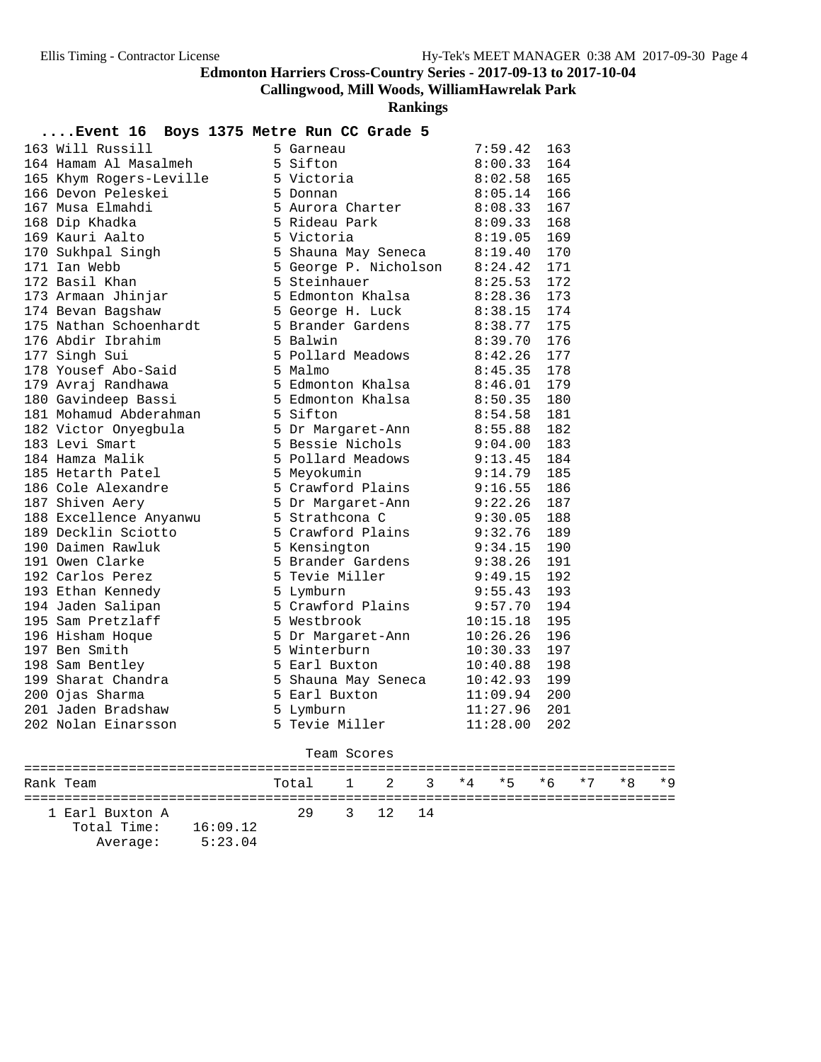## Edmonton Harriers Cross-Country Series - 2017-09-13 to 2017-10-04

### Callingwood, Mill Woods, WilliamHawrelak Park

### Rankings

**....Event 16 Boys 1375 Metre Run CC Grade 5**

| Rank | Name | Gr | School | Time | Pts |
|---|---|---|---|---|---|
| 163 | Will Russill | 5 | Garneau | 7:59.42 | 163 |
| 164 | Hamam Al Masalmeh | 5 | Sifton | 8:00.33 | 164 |
| 165 | Khym Rogers-Leville | 5 | Victoria | 8:02.58 | 165 |
| 166 | Devon Peleskei | 5 | Donnan | 8:05.14 | 166 |
| 167 | Musa Elmahdi | 5 | Aurora Charter | 8:08.33 | 167 |
| 168 | Dip Khadka | 5 | Rideau Park | 8:09.33 | 168 |
| 169 | Kauri Aalto | 5 | Victoria | 8:19.05 | 169 |
| 170 | Sukhpal Singh | 5 | Shauna May Seneca | 8:19.40 | 170 |
| 171 | Ian Webb | 5 | George P. Nicholson | 8:24.42 | 171 |
| 172 | Basil Khan | 5 | Steinhauer | 8:25.53 | 172 |
| 173 | Armaan Jhinjar | 5 | Edmonton Khalsa | 8:28.36 | 173 |
| 174 | Bevan Bagshaw | 5 | George H. Luck | 8:38.15 | 174 |
| 175 | Nathan Schoenhardt | 5 | Brander Gardens | 8:38.77 | 175 |
| 176 | Abdir Ibrahim | 5 | Balwin | 8:39.70 | 176 |
| 177 | Singh Sui | 5 | Pollard Meadows | 8:42.26 | 177 |
| 178 | Yousef Abo-Said | 5 | Malmo | 8:45.35 | 178 |
| 179 | Avraj Randhawa | 5 | Edmonton Khalsa | 8:46.01 | 179 |
| 180 | Gavindeep Bassi | 5 | Edmonton Khalsa | 8:50.35 | 180 |
| 181 | Mohamud Abderahman | 5 | Sifton | 8:54.58 | 181 |
| 182 | Victor Onyegbula | 5 | Dr Margaret-Ann | 8:55.88 | 182 |
| 183 | Levi Smart | 5 | Bessie Nichols | 9:04.00 | 183 |
| 184 | Hamza Malik | 5 | Pollard Meadows | 9:13.45 | 184 |
| 185 | Hetarth Patel | 5 | Meyokumin | 9:14.79 | 185 |
| 186 | Cole Alexandre | 5 | Crawford Plains | 9:16.55 | 186 |
| 187 | Shiven Aery | 5 | Dr Margaret-Ann | 9:22.26 | 187 |
| 188 | Excellence Anyanwu | 5 | Strathcona C | 9:30.05 | 188 |
| 189 | Decklin Sciotto | 5 | Crawford Plains | 9:32.76 | 189 |
| 190 | Daimen Rawluk | 5 | Kensington | 9:34.15 | 190 |
| 191 | Owen Clarke | 5 | Brander Gardens | 9:38.26 | 191 |
| 192 | Carlos Perez | 5 | Tevie Miller | 9:49.15 | 192 |
| 193 | Ethan Kennedy | 5 | Lymburn | 9:55.43 | 193 |
| 194 | Jaden Salipan | 5 | Crawford Plains | 9:57.70 | 194 |
| 195 | Sam Pretzlaff | 5 | Westbrook | 10:15.18 | 195 |
| 196 | Hisham Hoque | 5 | Dr Margaret-Ann | 10:26.26 | 196 |
| 197 | Ben Smith | 5 | Winterburn | 10:30.33 | 197 |
| 198 | Sam Bentley | 5 | Earl Buxton | 10:40.88 | 198 |
| 199 | Sharat Chandra | 5 | Shauna May Seneca | 10:42.93 | 199 |
| 200 | Ojas Sharma | 5 | Earl Buxton | 11:09.94 | 200 |
| 201 | Jaden Bradshaw | 5 | Lymburn | 11:27.96 | 201 |
| 202 | Nolan Einarsson | 5 | Tevie Miller | 11:28.00 | 202 |

**Team Scores**

| Rank | Team | Total | 1 | 2 | 3 | *4 | *5 | *6 | *7 | *8 | *9 |
|---|---|---|---|---|---|---|---|---|---|---|---|
| 1 | Earl Buxton A | 29 | 3 | 12 | 14 | | | | | | |
| | Total Time: 16:09.12 | | | | | | | | | | |
| | Average: 5:23.04 | | | | | | | | | | |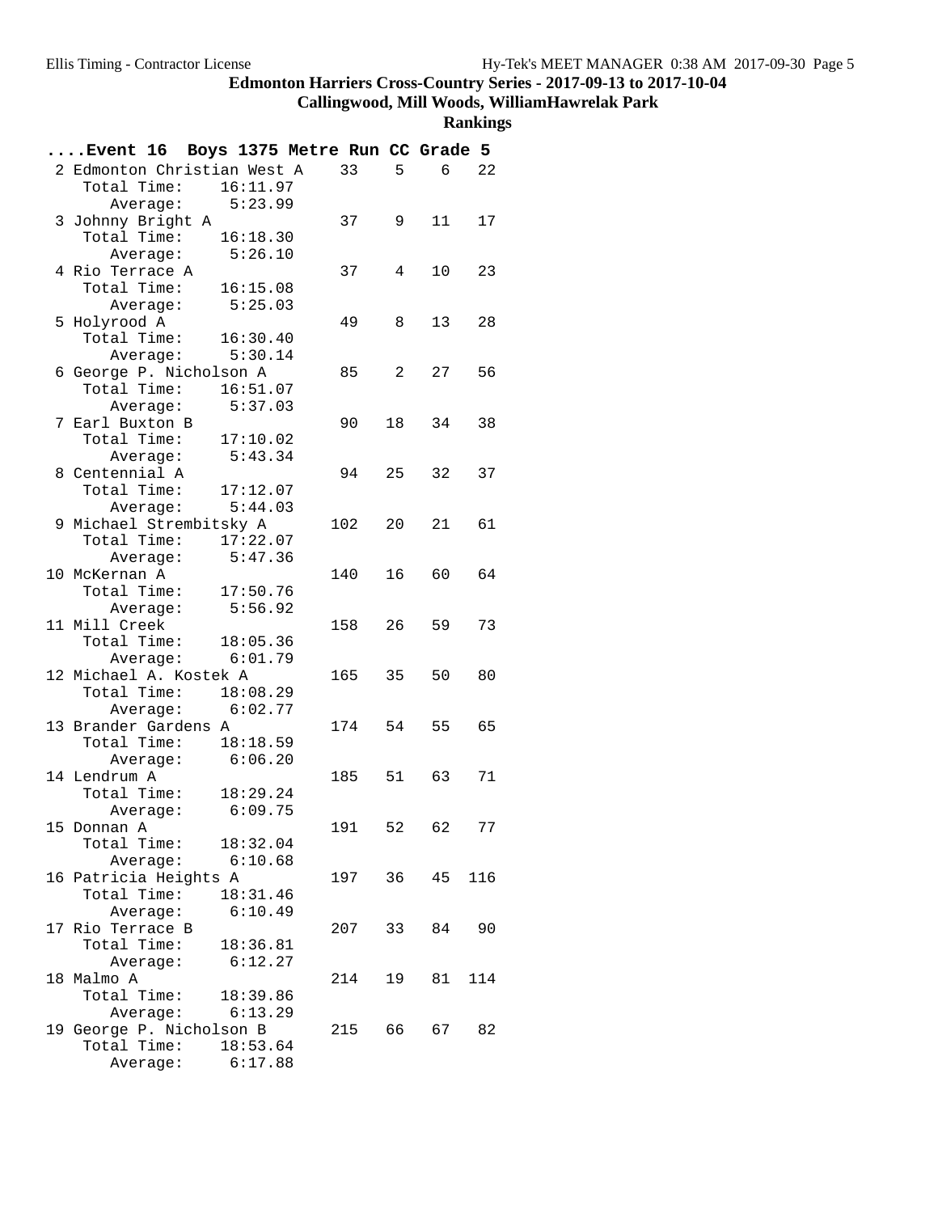## Edmonton Harriers Cross-Country Series - 2017-09-13 to 2017-10-04

### Callingwood, Mill Woods, WilliamHawrelak Park

### Rankings

**....Event 16 Boys 1375 Metre Run CC Grade 5**

| Rank | Team | Points | 1 | 2 | 3 |
|---|---|---|---|---|---|
| 2 | Edmonton Christian West A | 33 | 5 | 6 | 22 |
| | Total Time: 16:11.97 | | | | |
| | Average: 5:23.99 | | | | |
| 3 | Johnny Bright A | 37 | 9 | 11 | 17 |
| | Total Time: 16:18.30 | | | | |
| | Average: 5:26.10 | | | | |
| 4 | Rio Terrace A | 37 | 4 | 10 | 23 |
| | Total Time: 16:15.08 | | | | |
| | Average: 5:25.03 | | | | |
| 5 | Holyrood A | 49 | 8 | 13 | 28 |
| | Total Time: 16:30.40 | | | | |
| | Average: 5:30.14 | | | | |
| 6 | George P. Nicholson A | 85 | 2 | 27 | 56 |
| | Total Time: 16:51.07 | | | | |
| | Average: 5:37.03 | | | | |
| 7 | Earl Buxton B | 90 | 18 | 34 | 38 |
| | Total Time: 17:10.02 | | | | |
| | Average: 5:43.34 | | | | |
| 8 | Centennial A | 94 | 25 | 32 | 37 |
| | Total Time: 17:12.07 | | | | |
| | Average: 5:44.03 | | | | |
| 9 | Michael Strembitsky A | 102 | 20 | 21 | 61 |
| | Total Time: 17:22.07 | | | | |
| | Average: 5:47.36 | | | | |
| 10 | McKernan A | 140 | 16 | 60 | 64 |
| | Total Time: 17:50.76 | | | | |
| | Average: 5:56.92 | | | | |
| 11 | Mill Creek | 158 | 26 | 59 | 73 |
| | Total Time: 18:05.36 | | | | |
| | Average: 6:01.79 | | | | |
| 12 | Michael A. Kostek A | 165 | 35 | 50 | 80 |
| | Total Time: 18:08.29 | | | | |
| | Average: 6:02.77 | | | | |
| 13 | Brander Gardens A | 174 | 54 | 55 | 65 |
| | Total Time: 18:18.59 | | | | |
| | Average: 6:06.20 | | | | |
| 14 | Lendrum A | 185 | 51 | 63 | 71 |
| | Total Time: 18:29.24 | | | | |
| | Average: 6:09.75 | | | | |
| 15 | Donnan A | 191 | 52 | 62 | 77 |
| | Total Time: 18:32.04 | | | | |
| | Average: 6:10.68 | | | | |
| 16 | Patricia Heights A | 197 | 36 | 45 | 116 |
| | Total Time: 18:31.46 | | | | |
| | Average: 6:10.49 | | | | |
| 17 | Rio Terrace B | 207 | 33 | 84 | 90 |
| | Total Time: 18:36.81 | | | | |
| | Average: 6:12.27 | | | | |
| 18 | Malmo A | 214 | 19 | 81 | 114 |
| | Total Time: 18:39.86 | | | | |
| | Average: 6:13.29 | | | | |
| 19 | George P. Nicholson B | 215 | 66 | 67 | 82 |
| | Total Time: 18:53.64 | | | | |
| | Average: 6:17.88 | | | | |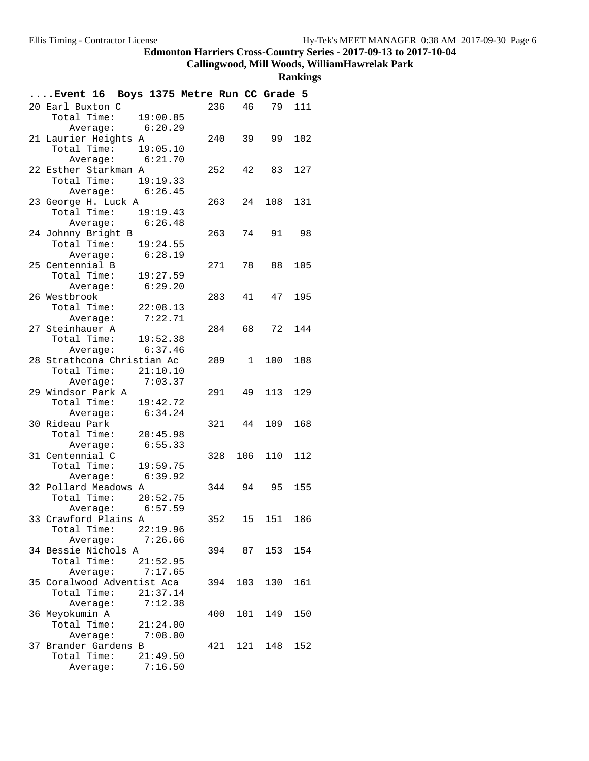# Edmonton Harriers Cross-Country Series - 2017-09-13 to 2017-10-04

## Callingwood, Mill Woods, WilliamHawrelak Park

### Rankings

**....Event 16 Boys 1375 Metre Run CC Grade 5**

| Rank | Team | Total Time | Average | Points | | | |
|---|---|---|---|---|---|---|---|
| 20 | Earl Buxton C | 19:00.85 | 6:20.29 | 236 | 46 | 79 | 111 |
| 21 | Laurier Heights A | 19:05.10 | 6:21.70 | 240 | 39 | 99 | 102 |
| 22 | Esther Starkman A | 19:19.33 | 6:26.45 | 252 | 42 | 83 | 127 |
| 23 | George H. Luck A | 19:19.43 | 6:26.48 | 263 | 24 | 108 | 131 |
| 24 | Johnny Bright B | 19:24.55 | 6:28.19 | 263 | 74 | 91 | 98 |
| 25 | Centennial B | 19:27.59 | 6:29.20 | 271 | 78 | 88 | 105 |
| 26 | Westbrook | 22:08.13 | 7:22.71 | 283 | 41 | 47 | 195 |
| 27 | Steinhauer A | 19:52.38 | 6:37.46 | 284 | 68 | 72 | 144 |
| 28 | Strathcona Christian Ac | 21:10.10 | 7:03.37 | 289 | 1 | 100 | 188 |
| 29 | Windsor Park A | 19:42.72 | 6:34.24 | 291 | 49 | 113 | 129 |
| 30 | Rideau Park | 20:45.98 | 6:55.33 | 321 | 44 | 109 | 168 |
| 31 | Centennial C | 19:59.75 | 6:39.92 | 328 | 106 | 110 | 112 |
| 32 | Pollard Meadows A | 20:52.75 | 6:57.59 | 344 | 94 | 95 | 155 |
| 33 | Crawford Plains A | 22:19.96 | 7:26.66 | 352 | 15 | 151 | 186 |
| 34 | Bessie Nichols A | 21:52.95 | 7:17.65 | 394 | 87 | 153 | 154 |
| 35 | Coralwood Adventist Aca | 21:37.14 | 7:12.38 | 394 | 103 | 130 | 161 |
| 36 | Meyokumin A | 21:24.00 | 7:08.00 | 400 | 101 | 149 | 150 |
| 37 | Brander Gardens B | 21:49.50 | 7:16.50 | 421 | 121 | 148 | 152 |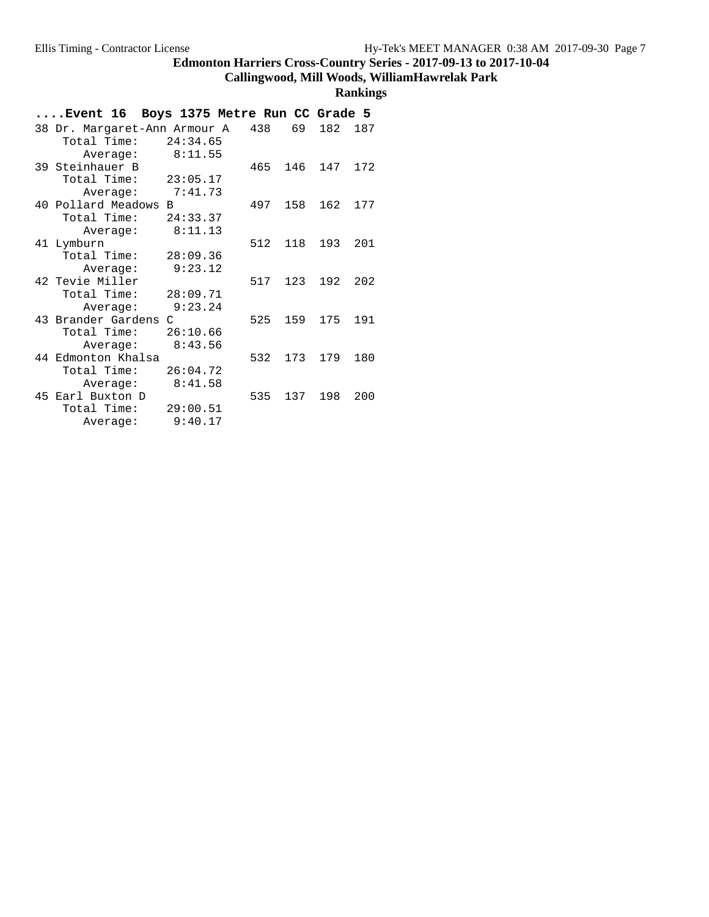# Edmonton Harriers Cross-Country Series - 2017-09-13 to 2017-10-04

## Callingwood, Mill Woods, WilliamHawrelak Park

### Rankings

**....Event 16 Boys 1375 Metre Run CC Grade 5**

```
38 Dr. Margaret-Ann Armour A   438   69  182  187
    Total Time:    24:34.65
       Average:     8:11.55
39 Steinhauer B                465  146  147  172
    Total Time:    23:05.17
       Average:     7:41.73
40 Pollard Meadows B           497  158  162  177
    Total Time:    24:33.37
       Average:     8:11.13
41 Lymburn                     512  118  193  201
    Total Time:    28:09.36
       Average:     9:23.12
42 Tevie Miller                517  123  192  202
    Total Time:    28:09.71
       Average:     9:23.24
43 Brander Gardens C           525  159  175  191
    Total Time:    26:10.66
       Average:     8:43.56
44 Edmonton Khalsa             532  173  179  180
    Total Time:    26:04.72
       Average:     8:41.58
45 Earl Buxton D               535  137  198  200
    Total Time:    29:00.51
       Average:     9:40.17
```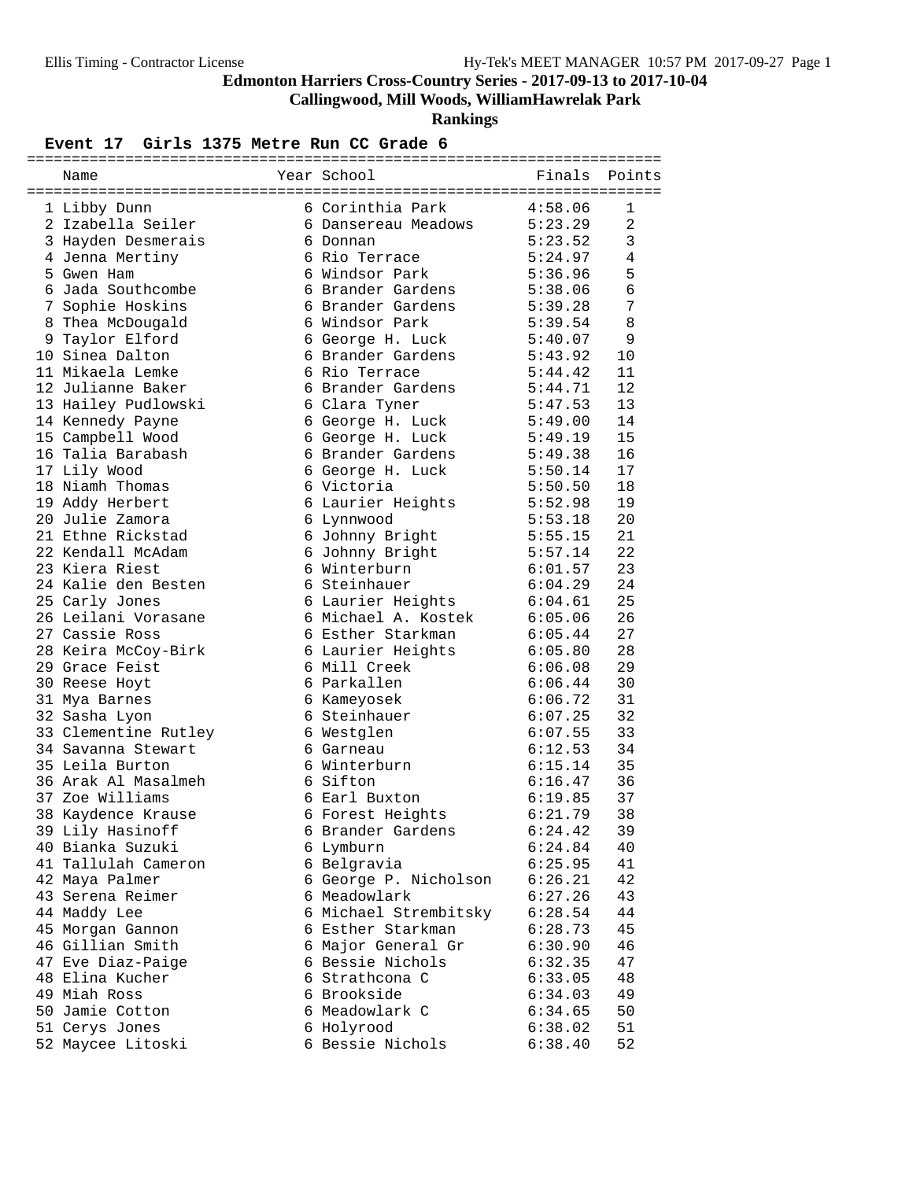# Edmonton Harriers Cross-Country Series - 2017-09-13 to 2017-10-04

## Callingwood, Mill Woods, WilliamHawrelak Park

### Rankings

**Event 17 Girls 1375 Metre Run CC Grade 6**

| | Name | Year | School | Finals | Points |
|---|---|---|---|---|---|
| 1 | Libby Dunn | 6 | Corinthia Park | 4:58.06 | 1 |
| 2 | Izabella Seiler | 6 | Dansereau Meadows | 5:23.29 | 2 |
| 3 | Hayden Desmerais | 6 | Donnan | 5:23.52 | 3 |
| 4 | Jenna Mertiny | 6 | Rio Terrace | 5:24.97 | 4 |
| 5 | Gwen Ham | 6 | Windsor Park | 5:36.96 | 5 |
| 6 | Jada Southcombe | 6 | Brander Gardens | 5:38.06 | 6 |
| 7 | Sophie Hoskins | 6 | Brander Gardens | 5:39.28 | 7 |
| 8 | Thea McDougald | 6 | Windsor Park | 5:39.54 | 8 |
| 9 | Taylor Elford | 6 | George H. Luck | 5:40.07 | 9 |
| 10 | Sinea Dalton | 6 | Brander Gardens | 5:43.92 | 10 |
| 11 | Mikaela Lemke | 6 | Rio Terrace | 5:44.42 | 11 |
| 12 | Julianne Baker | 6 | Brander Gardens | 5:44.71 | 12 |
| 13 | Hailey Pudlowski | 6 | Clara Tyner | 5:47.53 | 13 |
| 14 | Kennedy Payne | 6 | George H. Luck | 5:49.00 | 14 |
| 15 | Campbell Wood | 6 | George H. Luck | 5:49.19 | 15 |
| 16 | Talia Barabash | 6 | Brander Gardens | 5:49.38 | 16 |
| 17 | Lily Wood | 6 | George H. Luck | 5:50.14 | 17 |
| 18 | Niamh Thomas | 6 | Victoria | 5:50.50 | 18 |
| 19 | Addy Herbert | 6 | Laurier Heights | 5:52.98 | 19 |
| 20 | Julie Zamora | 6 | Lynnwood | 5:53.18 | 20 |
| 21 | Ethne Rickstad | 6 | Johnny Bright | 5:55.15 | 21 |
| 22 | Kendall McAdam | 6 | Johnny Bright | 5:57.14 | 22 |
| 23 | Kiera Riest | 6 | Winterburn | 6:01.57 | 23 |
| 24 | Kalie den Besten | 6 | Steinhauer | 6:04.29 | 24 |
| 25 | Carly Jones | 6 | Laurier Heights | 6:04.61 | 25 |
| 26 | Leilani Vorasane | 6 | Michael A. Kostek | 6:05.06 | 26 |
| 27 | Cassie Ross | 6 | Esther Starkman | 6:05.44 | 27 |
| 28 | Keira McCoy-Birk | 6 | Laurier Heights | 6:05.80 | 28 |
| 29 | Grace Feist | 6 | Mill Creek | 6:06.08 | 29 |
| 30 | Reese Hoyt | 6 | Parkallen | 6:06.44 | 30 |
| 31 | Mya Barnes | 6 | Kameyosek | 6:06.72 | 31 |
| 32 | Sasha Lyon | 6 | Steinhauer | 6:07.25 | 32 |
| 33 | Clementine Rutley | 6 | Westglen | 6:07.55 | 33 |
| 34 | Savanna Stewart | 6 | Garneau | 6:12.53 | 34 |
| 35 | Leila Burton | 6 | Winterburn | 6:15.14 | 35 |
| 36 | Arak Al Masalmeh | 6 | Sifton | 6:16.47 | 36 |
| 37 | Zoe Williams | 6 | Earl Buxton | 6:19.85 | 37 |
| 38 | Kaydence Krause | 6 | Forest Heights | 6:21.79 | 38 |
| 39 | Lily Hasinoff | 6 | Brander Gardens | 6:24.42 | 39 |
| 40 | Bianka Suzuki | 6 | Lymburn | 6:24.84 | 40 |
| 41 | Tallulah Cameron | 6 | Belgravia | 6:25.95 | 41 |
| 42 | Maya Palmer | 6 | George P. Nicholson | 6:26.21 | 42 |
| 43 | Serena Reimer | 6 | Meadowlark | 6:27.26 | 43 |
| 44 | Maddy Lee | 6 | Michael Strembitsky | 6:28.54 | 44 |
| 45 | Morgan Gannon | 6 | Esther Starkman | 6:28.73 | 45 |
| 46 | Gillian Smith | 6 | Major General Gr | 6:30.90 | 46 |
| 47 | Eve Diaz-Paige | 6 | Bessie Nichols | 6:32.35 | 47 |
| 48 | Elina Kucher | 6 | Strathcona C | 6:33.05 | 48 |
| 49 | Miah Ross | 6 | Brookside | 6:34.03 | 49 |
| 50 | Jamie Cotton | 6 | Meadowlark C | 6:34.65 | 50 |
| 51 | Cerys Jones | 6 | Holyrood | 6:38.02 | 51 |
| 52 | Maycee Litoski | 6 | Bessie Nichols | 6:38.40 | 52 |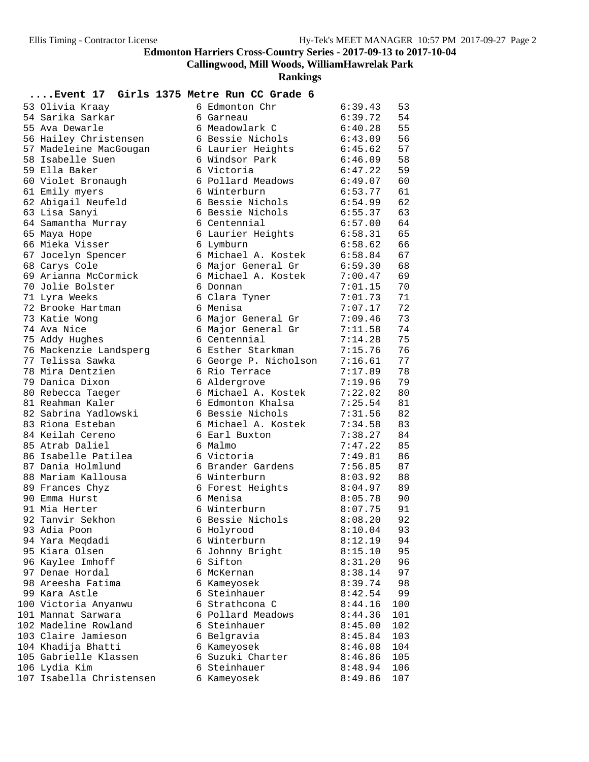## Edmonton Harriers Cross-Country Series - 2017-09-13 to 2017-10-04

### Callingwood, Mill Woods, WilliamHawrelak Park

### Rankings

**....Event 17 Girls 1375 Metre Run CC Grade 6**

| Place | Name | Grade | School | Time | Points |
|---|---|---|---|---|---|
| 53 | Olivia Kraay | 6 | Edmonton Chr | 6:39.43 | 53 |
| 54 | Sarika Sarkar | 6 | Garneau | 6:39.72 | 54 |
| 55 | Ava Dewarle | 6 | Meadowlark C | 6:40.28 | 55 |
| 56 | Hailey Christensen | 6 | Bessie Nichols | 6:43.09 | 56 |
| 57 | Madeleine MacGougan | 6 | Laurier Heights | 6:45.62 | 57 |
| 58 | Isabelle Suen | 6 | Windsor Park | 6:46.09 | 58 |
| 59 | Ella Baker | 6 | Victoria | 6:47.22 | 59 |
| 60 | Violet Bronaugh | 6 | Pollard Meadows | 6:49.07 | 60 |
| 61 | Emily myers | 6 | Winterburn | 6:53.77 | 61 |
| 62 | Abigail Neufeld | 6 | Bessie Nichols | 6:54.99 | 62 |
| 63 | Lisa Sanyi | 6 | Bessie Nichols | 6:55.37 | 63 |
| 64 | Samantha Murray | 6 | Centennial | 6:57.00 | 64 |
| 65 | Maya Hope | 6 | Laurier Heights | 6:58.31 | 65 |
| 66 | Mieka Visser | 6 | Lymburn | 6:58.62 | 66 |
| 67 | Jocelyn Spencer | 6 | Michael A. Kostek | 6:58.84 | 67 |
| 68 | Carys Cole | 6 | Major General Gr | 6:59.30 | 68 |
| 69 | Arianna McCormick | 6 | Michael A. Kostek | 7:00.47 | 69 |
| 70 | Jolie Bolster | 6 | Donnan | 7:01.15 | 70 |
| 71 | Lyra Weeks | 6 | Clara Tyner | 7:01.73 | 71 |
| 72 | Brooke Hartman | 6 | Menisa | 7:07.17 | 72 |
| 73 | Katie Wong | 6 | Major General Gr | 7:09.46 | 73 |
| 74 | Ava Nice | 6 | Major General Gr | 7:11.58 | 74 |
| 75 | Addy Hughes | 6 | Centennial | 7:14.28 | 75 |
| 76 | Mackenzie Landsperg | 6 | Esther Starkman | 7:15.76 | 76 |
| 77 | Telissa Sawka | 6 | George P. Nicholson | 7:16.61 | 77 |
| 78 | Mira Dentzien | 6 | Rio Terrace | 7:17.89 | 78 |
| 79 | Danica Dixon | 6 | Aldergrove | 7:19.96 | 79 |
| 80 | Rebecca Taeger | 6 | Michael A. Kostek | 7:22.02 | 80 |
| 81 | Reahman Kaler | 6 | Edmonton Khalsa | 7:25.54 | 81 |
| 82 | Sabrina Yadlowski | 6 | Bessie Nichols | 7:31.56 | 82 |
| 83 | Riona Esteban | 6 | Michael A. Kostek | 7:34.58 | 83 |
| 84 | Keilah Cereno | 6 | Earl Buxton | 7:38.27 | 84 |
| 85 | Atrab Daliel | 6 | Malmo | 7:47.22 | 85 |
| 86 | Isabelle Patilea | 6 | Victoria | 7:49.81 | 86 |
| 87 | Dania Holmlund | 6 | Brander Gardens | 7:56.85 | 87 |
| 88 | Mariam Kallousa | 6 | Winterburn | 8:03.92 | 88 |
| 89 | Frances Chyz | 6 | Forest Heights | 8:04.97 | 89 |
| 90 | Emma Hurst | 6 | Menisa | 8:05.78 | 90 |
| 91 | Mia Herter | 6 | Winterburn | 8:07.75 | 91 |
| 92 | Tanvir Sekhon | 6 | Bessie Nichols | 8:08.20 | 92 |
| 93 | Adia Poon | 6 | Holyrood | 8:10.04 | 93 |
| 94 | Yara Meqdadi | 6 | Winterburn | 8:12.19 | 94 |
| 95 | Kiara Olsen | 6 | Johnny Bright | 8:15.10 | 95 |
| 96 | Kaylee Imhoff | 6 | Sifton | 8:31.20 | 96 |
| 97 | Denae Hordal | 6 | McKernan | 8:38.14 | 97 |
| 98 | Areesha Fatima | 6 | Kameyosek | 8:39.74 | 98 |
| 99 | Kara Astle | 6 | Steinhauer | 8:42.54 | 99 |
| 100 | Victoria Anyanwu | 6 | Strathcona C | 8:44.16 | 100 |
| 101 | Mannat Sarwara | 6 | Pollard Meadows | 8:44.36 | 101 |
| 102 | Madeline Rowland | 6 | Steinhauer | 8:45.00 | 102 |
| 103 | Claire Jamieson | 6 | Belgravia | 8:45.84 | 103 |
| 104 | Khadija Bhatti | 6 | Kameyosek | 8:46.08 | 104 |
| 105 | Gabrielle Klassen | 6 | Suzuki Charter | 8:46.86 | 105 |
| 106 | Lydia Kim | 6 | Steinhauer | 8:48.94 | 106 |
| 107 | Isabella Christensen | 6 | Kameyosek | 8:49.86 | 107 |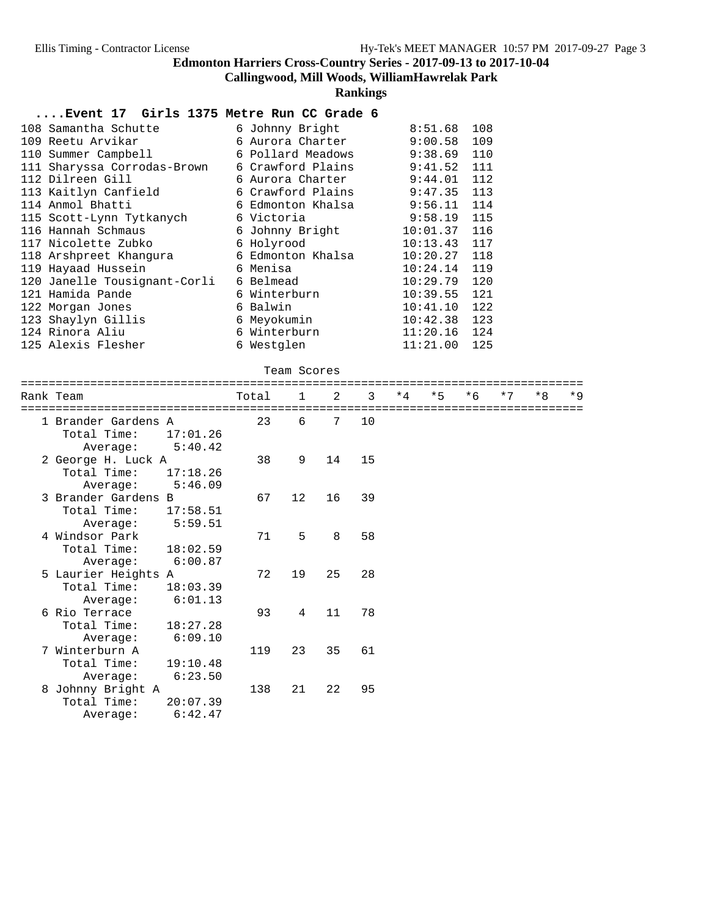# Edmonton Harriers Cross-Country Series - 2017-09-13 to 2017-10-04

## Callingwood, Mill Woods, WilliamHawrelak Park

### Rankings

#### ....Event 17 Girls 1375 Metre Run CC Grade 6

| Place | Name | Grade | School | Time | Points |
|---|---|---|---|---|---|
| 108 | Samantha Schutte | 6 | Johnny Bright | 8:51.68 | 108 |
| 109 | Reetu Arvikar | 6 | Aurora Charter | 9:00.58 | 109 |
| 110 | Summer Campbell | 6 | Pollard Meadows | 9:38.69 | 110 |
| 111 | Sharyssa Corrodas-Brown | 6 | Crawford Plains | 9:41.52 | 111 |
| 112 | Dilreen Gill | 6 | Aurora Charter | 9:44.01 | 112 |
| 113 | Kaitlyn Canfield | 6 | Crawford Plains | 9:47.35 | 113 |
| 114 | Anmol Bhatti | 6 | Edmonton Khalsa | 9:56.11 | 114 |
| 115 | Scott-Lynn Tytkanych | 6 | Victoria | 9:58.19 | 115 |
| 116 | Hannah Schmaus | 6 | Johnny Bright | 10:01.37 | 116 |
| 117 | Nicolette Zubko | 6 | Holyrood | 10:13.43 | 117 |
| 118 | Arshpreet Khangura | 6 | Edmonton Khalsa | 10:20.27 | 118 |
| 119 | Hayaad Hussein | 6 | Menisa | 10:24.14 | 119 |
| 120 | Janelle Tousignant-Corli | 6 | Belmead | 10:29.79 | 120 |
| 121 | Hamida Pande | 6 | Winterburn | 10:39.55 | 121 |
| 122 | Morgan Jones | 6 | Balwin | 10:41.10 | 122 |
| 123 | Shaylyn Gillis | 6 | Meyokumin | 10:42.38 | 123 |
| 124 | Rinora Aliu | 6 | Winterburn | 11:20.16 | 124 |
| 125 | Alexis Flesher | 6 | Westglen | 11:21.00 | 125 |

Team Scores

| Rank | Team | Total | 1 | 2 | 3 | *4 | *5 | *6 | *7 | *8 | *9 |
|---|---|---|---|---|---|---|---|---|---|---|---|
| 1 | Brander Gardens A | 23 | 6 | 7 | 10 | | | | | | |
| | Total Time: 17:01.26 | | | | | | | | | | |
| | Average: 5:40.42 | | | | | | | | | | |
| 2 | George H. Luck A | 38 | 9 | 14 | 15 | | | | | | |
| | Total Time: 17:18.26 | | | | | | | | | | |
| | Average: 5:46.09 | | | | | | | | | | |
| 3 | Brander Gardens B | 67 | 12 | 16 | 39 | | | | | | |
| | Total Time: 17:58.51 | | | | | | | | | | |
| | Average: 5:59.51 | | | | | | | | | | |
| 4 | Windsor Park | 71 | 5 | 8 | 58 | | | | | | |
| | Total Time: 18:02.59 | | | | | | | | | | |
| | Average: 6:00.87 | | | | | | | | | | |
| 5 | Laurier Heights A | 72 | 19 | 25 | 28 | | | | | | |
| | Total Time: 18:03.39 | | | | | | | | | | |
| | Average: 6:01.13 | | | | | | | | | | |
| 6 | Rio Terrace | 93 | 4 | 11 | 78 | | | | | | |
| | Total Time: 18:27.28 | | | | | | | | | | |
| | Average: 6:09.10 | | | | | | | | | | |
| 7 | Winterburn A | 119 | 23 | 35 | 61 | | | | | | |
| | Total Time: 19:10.48 | | | | | | | | | | |
| | Average: 6:23.50 | | | | | | | | | | |
| 8 | Johnny Bright A | 138 | 21 | 22 | 95 | | | | | | |
| | Total Time: 20:07.39 | | | | | | | | | | |
| | Average: 6:42.47 | | | | | | | | | | |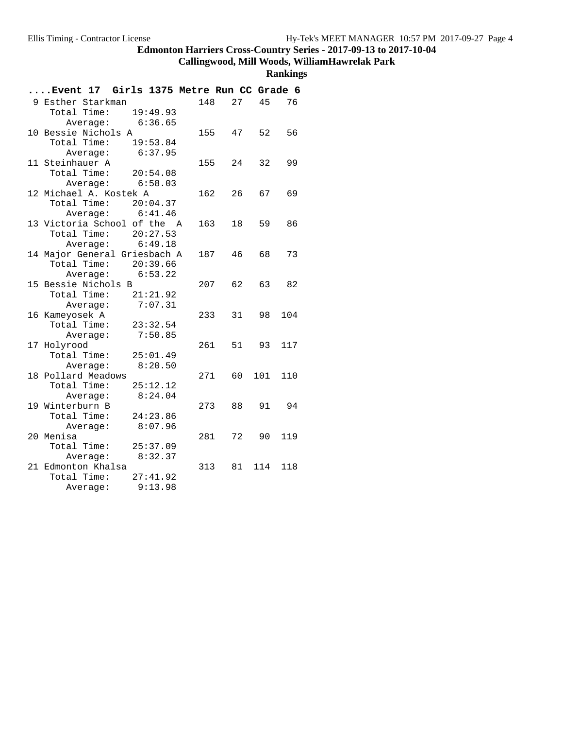# Edmonton Harriers Cross-Country Series - 2017-09-13 to 2017-10-04

## Callingwood, Mill Woods, WilliamHawrelak Park

### Rankings

**....Event 17 Girls 1375 Metre Run CC Grade 6**

```
 9 Esther Starkman              148   27   45   76
    Total Time:    19:49.93
       Average:     6:36.65
10 Bessie Nichols A             155   47   52   56
    Total Time:    19:53.84
       Average:     6:37.95
11 Steinhauer A                 155   24   32   99
    Total Time:    20:54.08
       Average:     6:58.03
12 Michael A. Kostek A          162   26   67   69
    Total Time:    20:04.37
       Average:     6:41.46
13 Victoria School of the  A    163   18   59   86
    Total Time:    20:27.53
       Average:     6:49.18
14 Major General Griesbach A    187   46   68   73
    Total Time:    20:39.66
       Average:     6:53.22
15 Bessie Nichols B             207   62   63   82
    Total Time:    21:21.92
       Average:     7:07.31
16 Kameyosek A                  233   31   98  104
    Total Time:    23:32.54
       Average:     7:50.85
17 Holyrood                     261   51   93  117
    Total Time:    25:01.49
       Average:     8:20.50
18 Pollard Meadows              271   60  101  110
    Total Time:    25:12.12
       Average:     8:24.04
19 Winterburn B                 273   88   91   94
    Total Time:    24:23.86
       Average:     8:07.96
20 Menisa                       281   72   90  119
    Total Time:    25:37.09
       Average:     8:32.37
21 Edmonton Khalsa              313   81  114  118
    Total Time:    27:41.92
       Average:     9:13.98
```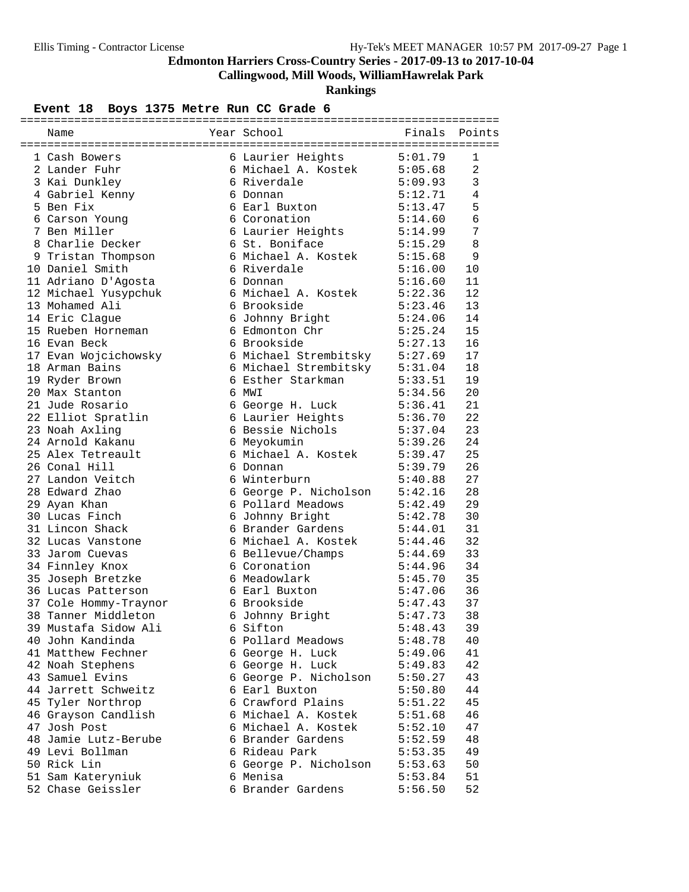Edmonton Harriers Cross-Country Series - 2017-09-13 to 2017-10-04

Callingwood, Mill Woods, WilliamHawrelak Park

Rankings

## Event 18 Boys 1375 Metre Run CC Grade 6

| | Name | Year | School | Finals | Points |
|---|---|---|---|---|---|
| 1 | Cash Bowers | 6 | Laurier Heights | 5:01.79 | 1 |
| 2 | Lander Fuhr | 6 | Michael A. Kostek | 5:05.68 | 2 |
| 3 | Kai Dunkley | 6 | Riverdale | 5:09.93 | 3 |
| 4 | Gabriel Kenny | 6 | Donnan | 5:12.71 | 4 |
| 5 | Ben Fix | 6 | Earl Buxton | 5:13.47 | 5 |
| 6 | Carson Young | 6 | Coronation | 5:14.60 | 6 |
| 7 | Ben Miller | 6 | Laurier Heights | 5:14.99 | 7 |
| 8 | Charlie Decker | 6 | St. Boniface | 5:15.29 | 8 |
| 9 | Tristan Thompson | 6 | Michael A. Kostek | 5:15.68 | 9 |
| 10 | Daniel Smith | 6 | Riverdale | 5:16.00 | 10 |
| 11 | Adriano D'Agosta | 6 | Donnan | 5:16.60 | 11 |
| 12 | Michael Yusypchuk | 6 | Michael A. Kostek | 5:22.36 | 12 |
| 13 | Mohamed Ali | 6 | Brookside | 5:23.46 | 13 |
| 14 | Eric Clague | 6 | Johnny Bright | 5:24.06 | 14 |
| 15 | Rueben Horneman | 6 | Edmonton Chr | 5:25.24 | 15 |
| 16 | Evan Beck | 6 | Brookside | 5:27.13 | 16 |
| 17 | Evan Wojcichowsky | 6 | Michael Strembitsky | 5:27.69 | 17 |
| 18 | Arman Bains | 6 | Michael Strembitsky | 5:31.04 | 18 |
| 19 | Ryder Brown | 6 | Esther Starkman | 5:33.51 | 19 |
| 20 | Max Stanton | 6 | MWI | 5:34.56 | 20 |
| 21 | Jude Rosario | 6 | George H. Luck | 5:36.41 | 21 |
| 22 | Elliot Spratlin | 6 | Laurier Heights | 5:36.70 | 22 |
| 23 | Noah Axling | 6 | Bessie Nichols | 5:37.04 | 23 |
| 24 | Arnold Kakanu | 6 | Meyokumin | 5:39.26 | 24 |
| 25 | Alex Tetreault | 6 | Michael A. Kostek | 5:39.47 | 25 |
| 26 | Conal Hill | 6 | Donnan | 5:39.79 | 26 |
| 27 | Landon Veitch | 6 | Winterburn | 5:40.88 | 27 |
| 28 | Edward Zhao | 6 | George P. Nicholson | 5:42.16 | 28 |
| 29 | Ayan Khan | 6 | Pollard Meadows | 5:42.49 | 29 |
| 30 | Lucas Finch | 6 | Johnny Bright | 5:42.78 | 30 |
| 31 | Lincon Shack | 6 | Brander Gardens | 5:44.01 | 31 |
| 32 | Lucas Vanstone | 6 | Michael A. Kostek | 5:44.46 | 32 |
| 33 | Jarom Cuevas | 6 | Bellevue/Champs | 5:44.69 | 33 |
| 34 | Finnley Knox | 6 | Coronation | 5:44.96 | 34 |
| 35 | Joseph Bretzke | 6 | Meadowlark | 5:45.70 | 35 |
| 36 | Lucas Patterson | 6 | Earl Buxton | 5:47.06 | 36 |
| 37 | Cole Hommy-Traynor | 6 | Brookside | 5:47.43 | 37 |
| 38 | Tanner Middleton | 6 | Johnny Bright | 5:47.73 | 38 |
| 39 | Mustafa Sidow Ali | 6 | Sifton | 5:48.43 | 39 |
| 40 | John Kandinda | 6 | Pollard Meadows | 5:48.78 | 40 |
| 41 | Matthew Fechner | 6 | George H. Luck | 5:49.06 | 41 |
| 42 | Noah Stephens | 6 | George H. Luck | 5:49.83 | 42 |
| 43 | Samuel Evins | 6 | George P. Nicholson | 5:50.27 | 43 |
| 44 | Jarrett Schweitz | 6 | Earl Buxton | 5:50.80 | 44 |
| 45 | Tyler Northrop | 6 | Crawford Plains | 5:51.22 | 45 |
| 46 | Grayson Candlish | 6 | Michael A. Kostek | 5:51.68 | 46 |
| 47 | Josh Post | 6 | Michael A. Kostek | 5:52.10 | 47 |
| 48 | Jamie Lutz-Berube | 6 | Brander Gardens | 5:52.59 | 48 |
| 49 | Levi Bollman | 6 | Rideau Park | 5:53.35 | 49 |
| 50 | Rick Lin | 6 | George P. Nicholson | 5:53.63 | 50 |
| 51 | Sam Kateryniuk | 6 | Menisa | 5:53.84 | 51 |
| 52 | Chase Geissler | 6 | Brander Gardens | 5:56.50 | 52 |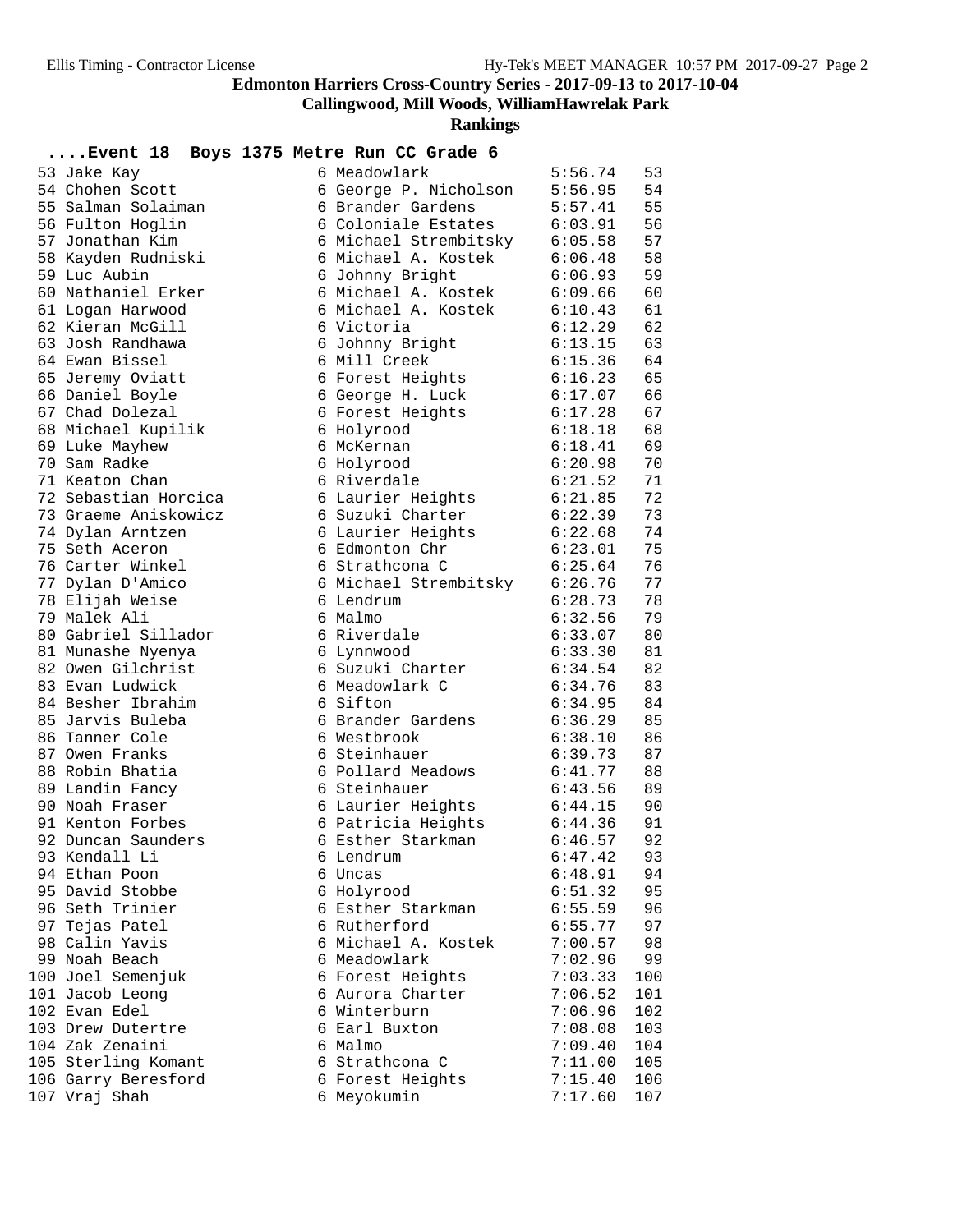**Edmonton Harriers Cross-Country Series - 2017-09-13 to 2017-10-04**

**Callingwood, Mill Woods, WilliamHawrelak Park**

**Rankings**

### ....Event 18 Boys 1375 Metre Run CC Grade 6

| Place | Name | Grade | School | Time | Points |
|---|---|---|---|---|---|
| 53 | Jake Kay | 6 | Meadowlark | 5:56.74 | 53 |
| 54 | Chohen Scott | 6 | George P. Nicholson | 5:56.95 | 54 |
| 55 | Salman Solaiman | 6 | Brander Gardens | 5:57.41 | 55 |
| 56 | Fulton Hoglin | 6 | Coloniale Estates | 6:03.91 | 56 |
| 57 | Jonathan Kim | 6 | Michael Strembitsky | 6:05.58 | 57 |
| 58 | Kayden Rudniski | 6 | Michael A. Kostek | 6:06.48 | 58 |
| 59 | Luc Aubin | 6 | Johnny Bright | 6:06.93 | 59 |
| 60 | Nathaniel Erker | 6 | Michael A. Kostek | 6:09.66 | 60 |
| 61 | Logan Harwood | 6 | Michael A. Kostek | 6:10.43 | 61 |
| 62 | Kieran McGill | 6 | Victoria | 6:12.29 | 62 |
| 63 | Josh Randhawa | 6 | Johnny Bright | 6:13.15 | 63 |
| 64 | Ewan Bissel | 6 | Mill Creek | 6:15.36 | 64 |
| 65 | Jeremy Oviatt | 6 | Forest Heights | 6:16.23 | 65 |
| 66 | Daniel Boyle | 6 | George H. Luck | 6:17.07 | 66 |
| 67 | Chad Dolezal | 6 | Forest Heights | 6:17.28 | 67 |
| 68 | Michael Kupilik | 6 | Holyrood | 6:18.18 | 68 |
| 69 | Luke Mayhew | 6 | McKernan | 6:18.41 | 69 |
| 70 | Sam Radke | 6 | Holyrood | 6:20.98 | 70 |
| 71 | Keaton Chan | 6 | Riverdale | 6:21.52 | 71 |
| 72 | Sebastian Horcica | 6 | Laurier Heights | 6:21.85 | 72 |
| 73 | Graeme Aniskowicz | 6 | Suzuki Charter | 6:22.39 | 73 |
| 74 | Dylan Arntzen | 6 | Laurier Heights | 6:22.68 | 74 |
| 75 | Seth Aceron | 6 | Edmonton Chr | 6:23.01 | 75 |
| 76 | Carter Winkel | 6 | Strathcona C | 6:25.64 | 76 |
| 77 | Dylan D'Amico | 6 | Michael Strembitsky | 6:26.76 | 77 |
| 78 | Elijah Weise | 6 | Lendrum | 6:28.73 | 78 |
| 79 | Malek Ali | 6 | Malmo | 6:32.56 | 79 |
| 80 | Gabriel Sillador | 6 | Riverdale | 6:33.07 | 80 |
| 81 | Munashe Nyenya | 6 | Lynnwood | 6:33.30 | 81 |
| 82 | Owen Gilchrist | 6 | Suzuki Charter | 6:34.54 | 82 |
| 83 | Evan Ludwick | 6 | Meadowlark C | 6:34.76 | 83 |
| 84 | Besher Ibrahim | 6 | Sifton | 6:34.95 | 84 |
| 85 | Jarvis Buleba | 6 | Brander Gardens | 6:36.29 | 85 |
| 86 | Tanner Cole | 6 | Westbrook | 6:38.10 | 86 |
| 87 | Owen Franks | 6 | Steinhauer | 6:39.73 | 87 |
| 88 | Robin Bhatia | 6 | Pollard Meadows | 6:41.77 | 88 |
| 89 | Landin Fancy | 6 | Steinhauer | 6:43.56 | 89 |
| 90 | Noah Fraser | 6 | Laurier Heights | 6:44.15 | 90 |
| 91 | Kenton Forbes | 6 | Patricia Heights | 6:44.36 | 91 |
| 92 | Duncan Saunders | 6 | Esther Starkman | 6:46.57 | 92 |
| 93 | Kendall Li | 6 | Lendrum | 6:47.42 | 93 |
| 94 | Ethan Poon | 6 | Uncas | 6:48.91 | 94 |
| 95 | David Stobbe | 6 | Holyrood | 6:51.32 | 95 |
| 96 | Seth Trinier | 6 | Esther Starkman | 6:55.59 | 96 |
| 97 | Tejas Patel | 6 | Rutherford | 6:55.77 | 97 |
| 98 | Calin Yavis | 6 | Michael A. Kostek | 7:00.57 | 98 |
| 99 | Noah Beach | 6 | Meadowlark | 7:02.96 | 99 |
| 100 | Joel Semenjuk | 6 | Forest Heights | 7:03.33 | 100 |
| 101 | Jacob Leong | 6 | Aurora Charter | 7:06.52 | 101 |
| 102 | Evan Edel | 6 | Winterburn | 7:06.96 | 102 |
| 103 | Drew Dutertre | 6 | Earl Buxton | 7:08.08 | 103 |
| 104 | Zak Zenaini | 6 | Malmo | 7:09.40 | 104 |
| 105 | Sterling Komant | 6 | Strathcona C | 7:11.00 | 105 |
| 106 | Garry Beresford | 6 | Forest Heights | 7:15.40 | 106 |
| 107 | Vraj Shah | 6 | Meyokumin | 7:17.60 | 107 |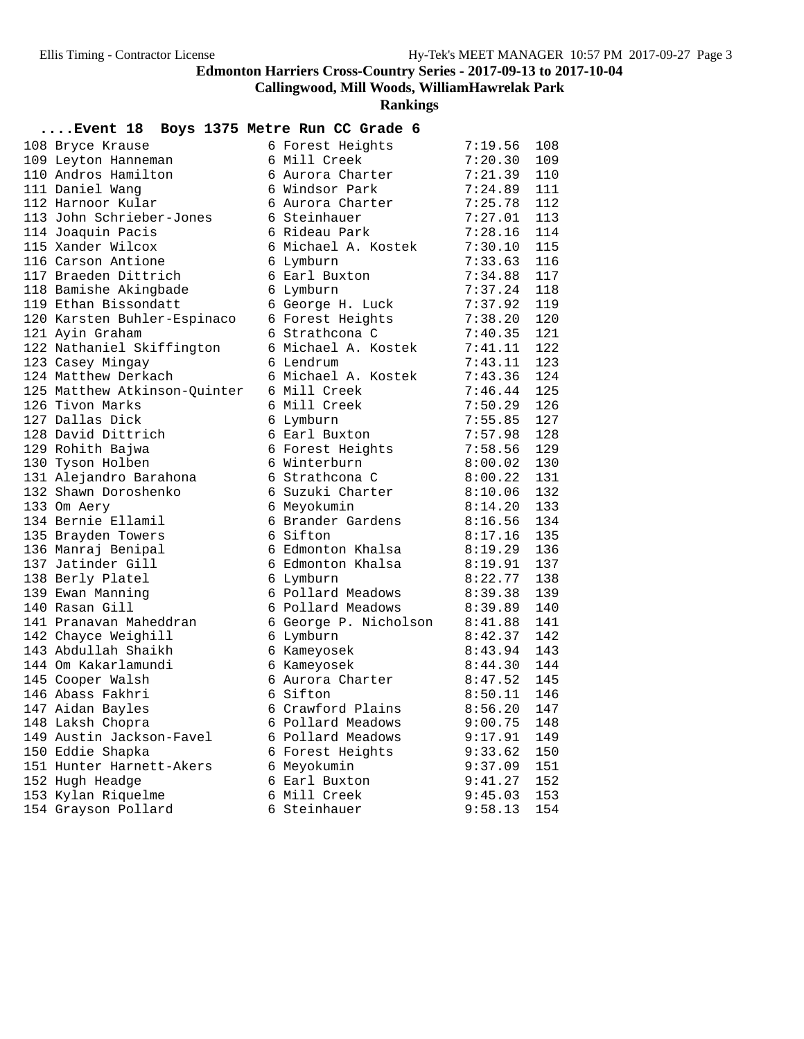# Edmonton Harriers Cross-Country Series - 2017-09-13 to 2017-10-04

## Callingwood, Mill Woods, WilliamHawrelak Park

### Rankings

#### ....Event 18 Boys 1375 Metre Run CC Grade 6

| Place | Name | Grade | School | Time | Points |
|---|---|---|---|---|---|
| 108 | Bryce Krause | 6 | Forest Heights | 7:19.56 | 108 |
| 109 | Leyton Hanneman | 6 | Mill Creek | 7:20.30 | 109 |
| 110 | Andros Hamilton | 6 | Aurora Charter | 7:21.39 | 110 |
| 111 | Daniel Wang | 6 | Windsor Park | 7:24.89 | 111 |
| 112 | Harnoor Kular | 6 | Aurora Charter | 7:25.78 | 112 |
| 113 | John Schrieber-Jones | 6 | Steinhauer | 7:27.01 | 113 |
| 114 | Joaquin Pacis | 6 | Rideau Park | 7:28.16 | 114 |
| 115 | Xander Wilcox | 6 | Michael A. Kostek | 7:30.10 | 115 |
| 116 | Carson Antione | 6 | Lymburn | 7:33.63 | 116 |
| 117 | Braeden Dittrich | 6 | Earl Buxton | 7:34.88 | 117 |
| 118 | Bamishe Akingbade | 6 | Lymburn | 7:37.24 | 118 |
| 119 | Ethan Bissondatt | 6 | George H. Luck | 7:37.92 | 119 |
| 120 | Karsten Buhler-Espinaco | 6 | Forest Heights | 7:38.20 | 120 |
| 121 | Ayin Graham | 6 | Strathcona C | 7:40.35 | 121 |
| 122 | Nathaniel Skiffington | 6 | Michael A. Kostek | 7:41.11 | 122 |
| 123 | Casey Mingay | 6 | Lendrum | 7:43.11 | 123 |
| 124 | Matthew Derkach | 6 | Michael A. Kostek | 7:43.36 | 124 |
| 125 | Matthew Atkinson-Quinter | 6 | Mill Creek | 7:46.44 | 125 |
| 126 | Tivon Marks | 6 | Mill Creek | 7:50.29 | 126 |
| 127 | Dallas Dick | 6 | Lymburn | 7:55.85 | 127 |
| 128 | David Dittrich | 6 | Earl Buxton | 7:57.98 | 128 |
| 129 | Rohith Bajwa | 6 | Forest Heights | 7:58.56 | 129 |
| 130 | Tyson Holben | 6 | Winterburn | 8:00.02 | 130 |
| 131 | Alejandro Barahona | 6 | Strathcona C | 8:00.22 | 131 |
| 132 | Shawn Doroshenko | 6 | Suzuki Charter | 8:10.06 | 132 |
| 133 | Om Aery | 6 | Meyokumin | 8:14.20 | 133 |
| 134 | Bernie Ellamil | 6 | Brander Gardens | 8:16.56 | 134 |
| 135 | Brayden Towers | 6 | Sifton | 8:17.16 | 135 |
| 136 | Manraj Benipal | 6 | Edmonton Khalsa | 8:19.29 | 136 |
| 137 | Jatinder Gill | 6 | Edmonton Khalsa | 8:19.91 | 137 |
| 138 | Berly Platel | 6 | Lymburn | 8:22.77 | 138 |
| 139 | Ewan Manning | 6 | Pollard Meadows | 8:39.38 | 139 |
| 140 | Rasan Gill | 6 | Pollard Meadows | 8:39.89 | 140 |
| 141 | Pranavan Maheddran | 6 | George P. Nicholson | 8:41.88 | 141 |
| 142 | Chayce Weighill | 6 | Lymburn | 8:42.37 | 142 |
| 143 | Abdullah Shaikh | 6 | Kameyosek | 8:43.94 | 143 |
| 144 | Om Kakarlamundi | 6 | Kameyosek | 8:44.30 | 144 |
| 145 | Cooper Walsh | 6 | Aurora Charter | 8:47.52 | 145 |
| 146 | Abass Fakhri | 6 | Sifton | 8:50.11 | 146 |
| 147 | Aidan Bayles | 6 | Crawford Plains | 8:56.20 | 147 |
| 148 | Laksh Chopra | 6 | Pollard Meadows | 9:00.75 | 148 |
| 149 | Austin Jackson-Favel | 6 | Pollard Meadows | 9:17.91 | 149 |
| 150 | Eddie Shapka | 6 | Forest Heights | 9:33.62 | 150 |
| 151 | Hunter Harnett-Akers | 6 | Meyokumin | 9:37.09 | 151 |
| 152 | Hugh Headge | 6 | Earl Buxton | 9:41.27 | 152 |
| 153 | Kylan Riquelme | 6 | Mill Creek | 9:45.03 | 153 |
| 154 | Grayson Pollard | 6 | Steinhauer | 9:58.13 | 154 |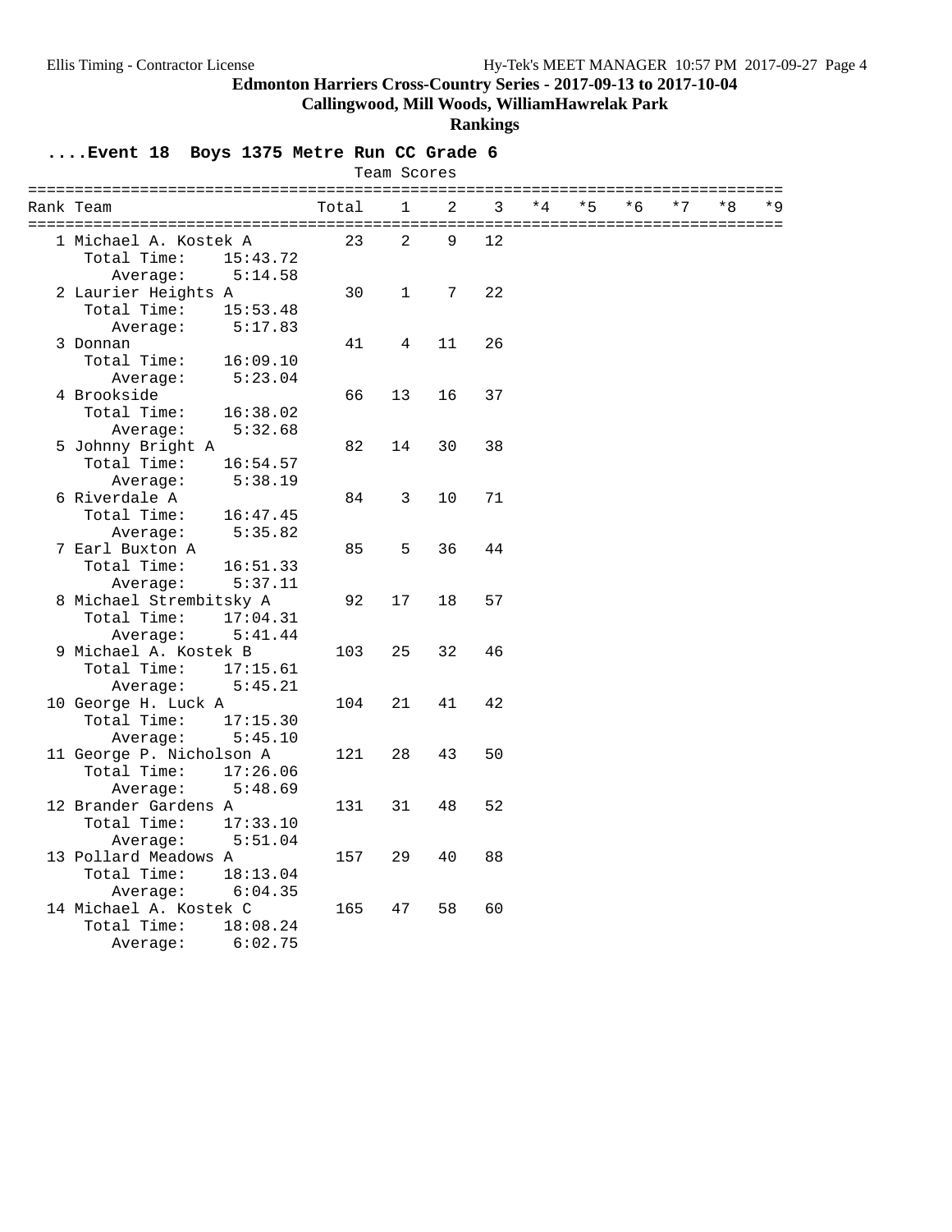**Edmonton Harriers Cross-Country Series - 2017-09-13 to 2017-10-04**

**Callingwood, Mill Woods, WilliamHawrelak Park**

**Rankings**

### ....Event 18 Boys 1375 Metre Run CC Grade 6

Team Scores

| Rank | Team | Total | 1 | 2 | 3 | *4 | *5 | *6 | *7 | *8 | *9 |
|---|---|---|---|---|---|---|---|---|---|---|---|
| 1 | Michael A. Kostek A | 23 | 2 | 9 | 12 | | | | | | |
| | Total Time: 15:43.72 | | | | | | | | | | |
| | Average: 5:14.58 | | | | | | | | | | |
| 2 | Laurier Heights A | 30 | 1 | 7 | 22 | | | | | | |
| | Total Time: 15:53.48 | | | | | | | | | | |
| | Average: 5:17.83 | | | | | | | | | | |
| 3 | Donnan | 41 | 4 | 11 | 26 | | | | | | |
| | Total Time: 16:09.10 | | | | | | | | | | |
| | Average: 5:23.04 | | | | | | | | | | |
| 4 | Brookside | 66 | 13 | 16 | 37 | | | | | | |
| | Total Time: 16:38.02 | | | | | | | | | | |
| | Average: 5:32.68 | | | | | | | | | | |
| 5 | Johnny Bright A | 82 | 14 | 30 | 38 | | | | | | |
| | Total Time: 16:54.57 | | | | | | | | | | |
| | Average: 5:38.19 | | | | | | | | | | |
| 6 | Riverdale A | 84 | 3 | 10 | 71 | | | | | | |
| | Total Time: 16:47.45 | | | | | | | | | | |
| | Average: 5:35.82 | | | | | | | | | | |
| 7 | Earl Buxton A | 85 | 5 | 36 | 44 | | | | | | |
| | Total Time: 16:51.33 | | | | | | | | | | |
| | Average: 5:37.11 | | | | | | | | | | |
| 8 | Michael Strembitsky A | 92 | 17 | 18 | 57 | | | | | | |
| | Total Time: 17:04.31 | | | | | | | | | | |
| | Average: 5:41.44 | | | | | | | | | | |
| 9 | Michael A. Kostek B | 103 | 25 | 32 | 46 | | | | | | |
| | Total Time: 17:15.61 | | | | | | | | | | |
| | Average: 5:45.21 | | | | | | | | | | |
| 10 | George H. Luck A | 104 | 21 | 41 | 42 | | | | | | |
| | Total Time: 17:15.30 | | | | | | | | | | |
| | Average: 5:45.10 | | | | | | | | | | |
| 11 | George P. Nicholson A | 121 | 28 | 43 | 50 | | | | | | |
| | Total Time: 17:26.06 | | | | | | | | | | |
| | Average: 5:48.69 | | | | | | | | | | |
| 12 | Brander Gardens A | 131 | 31 | 48 | 52 | | | | | | |
| | Total Time: 17:33.10 | | | | | | | | | | |
| | Average: 5:51.04 | | | | | | | | | | |
| 13 | Pollard Meadows A | 157 | 29 | 40 | 88 | | | | | | |
| | Total Time: 18:13.04 | | | | | | | | | | |
| | Average: 6:04.35 | | | | | | | | | | |
| 14 | Michael A. Kostek C | 165 | 47 | 58 | 60 | | | | | | |
| | Total Time: 18:08.24 | | | | | | | | | | |
| | Average: 6:02.75 | | | | | | | | | | |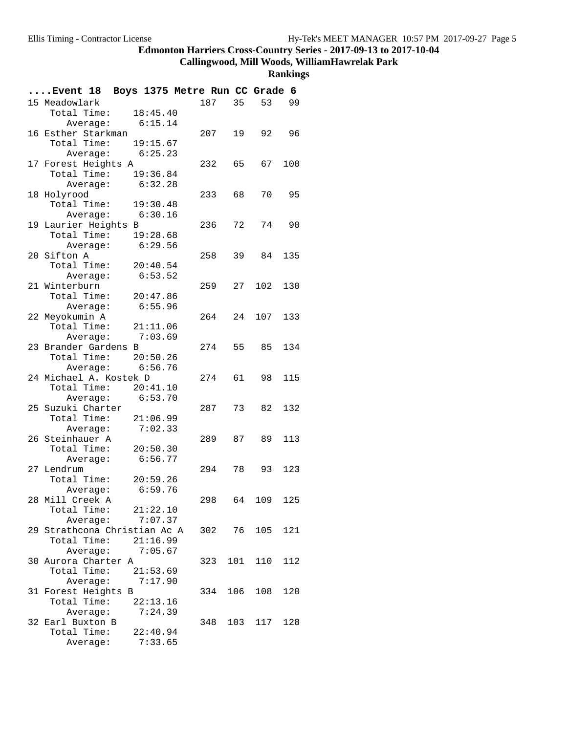# Edmonton Harriers Cross-Country Series - 2017-09-13 to 2017-10-04

## Callingwood, Mill Woods, WilliamHawrelak Park

### Rankings

**....Event 18 Boys 1375 Metre Run CC Grade 6**

| Rank | Team | Total Time | Average | Score | | | |
|---|---|---|---|---|---|---|---|
| 15 | Meadowlark | 18:45.40 | 6:15.14 | 187 | 35 | 53 | 99 |
| 16 | Esther Starkman | 19:15.67 | 6:25.23 | 207 | 19 | 92 | 96 |
| 17 | Forest Heights A | 19:36.84 | 6:32.28 | 232 | 65 | 67 | 100 |
| 18 | Holyrood | 19:30.48 | 6:30.16 | 233 | 68 | 70 | 95 |
| 19 | Laurier Heights B | 19:28.68 | 6:29.56 | 236 | 72 | 74 | 90 |
| 20 | Sifton A | 20:40.54 | 6:53.52 | 258 | 39 | 84 | 135 |
| 21 | Winterburn | 20:47.86 | 6:55.96 | 259 | 27 | 102 | 130 |
| 22 | Meyokumin A | 21:11.06 | 7:03.69 | 264 | 24 | 107 | 133 |
| 23 | Brander Gardens B | 20:50.26 | 6:56.76 | 274 | 55 | 85 | 134 |
| 24 | Michael A. Kostek D | 20:41.10 | 6:53.70 | 274 | 61 | 98 | 115 |
| 25 | Suzuki Charter | 21:06.99 | 7:02.33 | 287 | 73 | 82 | 132 |
| 26 | Steinhauer A | 20:50.30 | 6:56.77 | 289 | 87 | 89 | 113 |
| 27 | Lendrum | 20:59.26 | 6:59.76 | 294 | 78 | 93 | 123 |
| 28 | Mill Creek A | 21:22.10 | 7:07.37 | 298 | 64 | 109 | 125 |
| 29 | Strathcona Christian Ac A | 21:16.99 | 7:05.67 | 302 | 76 | 105 | 121 |
| 30 | Aurora Charter A | 21:53.69 | 7:17.90 | 323 | 101 | 110 | 112 |
| 31 | Forest Heights B | 22:13.16 | 7:24.39 | 334 | 106 | 108 | 120 |
| 32 | Earl Buxton B | 22:40.94 | 7:33.65 | 348 | 103 | 117 | 128 |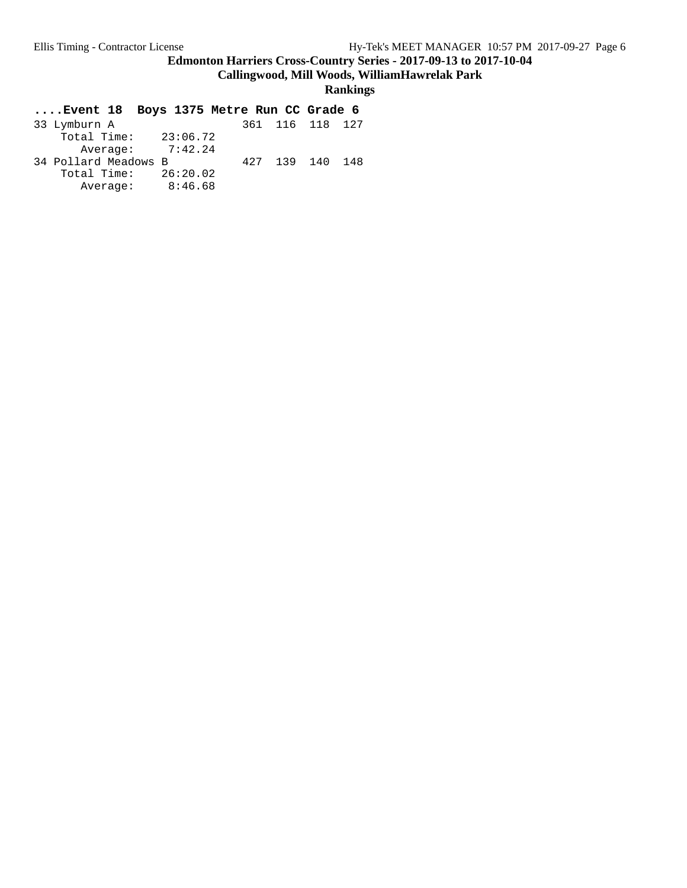## ....Event 18 Boys 1375 Metre Run CC Grade 6

```
33 Lymburn A                  361  116  118  127
    Total Time:    23:06.72
       Average:     7:42.24
34 Pollard Meadows B          427  139  140  148
    Total Time:    26:20.02
       Average:     8:46.68
```